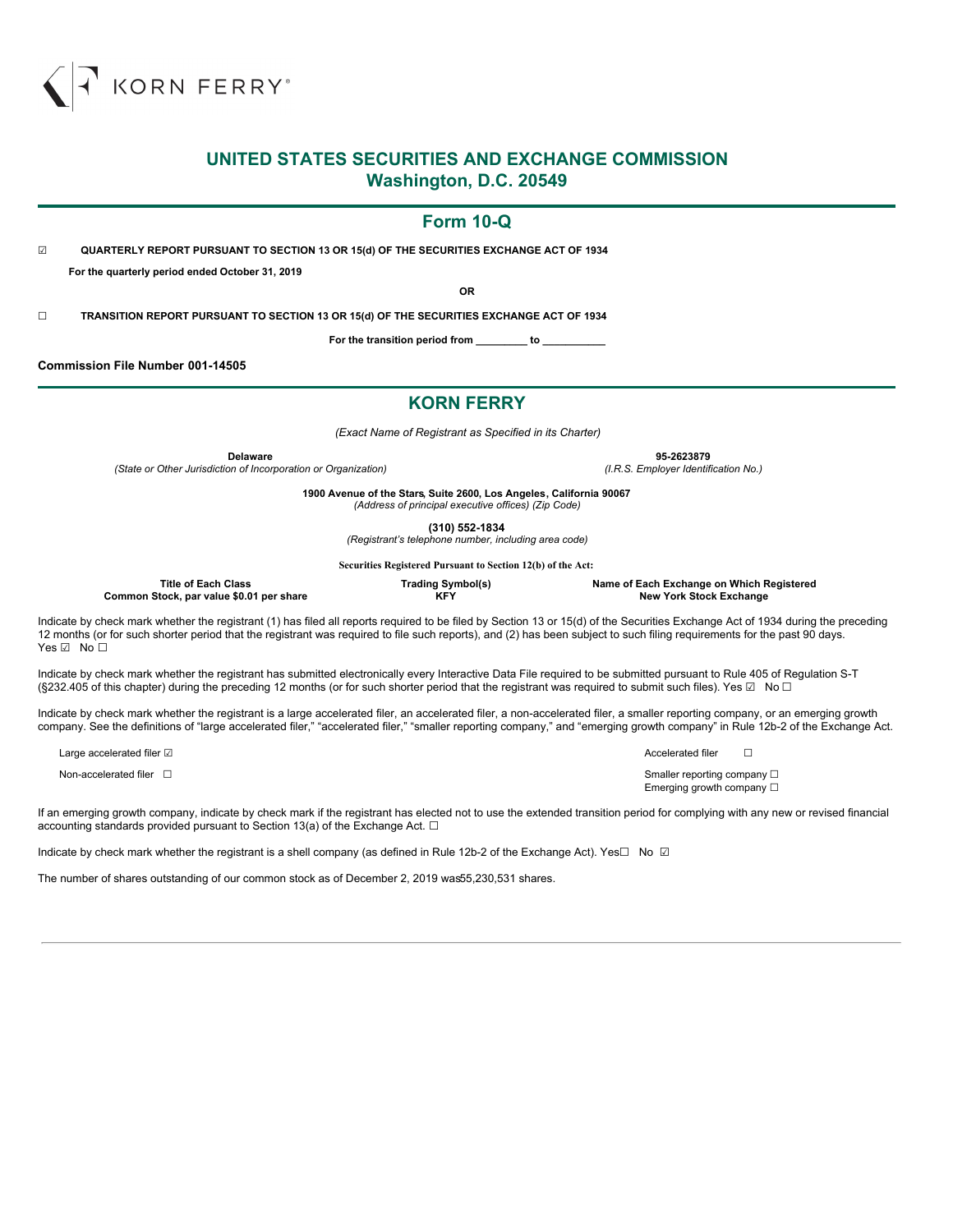KORN FERRY®

# UNITED STATES SECURITIES AND EXCHANGE COMMISSION
## Washington, D.C. 20549

## Form 10-Q

☑ **QUARTERLY REPORT PURSUANT TO SECTION 13 OR 15(d) OF THE SECURITIES EXCHANGE ACT OF 1934**

**For the quarterly period ended October 31, 2019**

**OR**

☐ **TRANSITION REPORT PURSUANT TO SECTION 13 OR 15(d) OF THE SECURITIES EXCHANGE ACT OF 1934**

**For the transition period from _________ to ___________**

**Commission File Number 001-14505**

## KORN FERRY

*(Exact Name of Registrant as Specified in its Charter)*

| **Delaware** | **95-2623879** |
|---|---|
| *(State or Other Jurisdiction of Incorporation or Organization)* | *(I.R.S. Employer Identification No.)* |

**1900 Avenue of the Stars, Suite 2600, Los Angeles, California 90067**
*(Address of principal executive offices) (Zip Code)*

**(310) 552-1834**
*(Registrant's telephone number, including area code)*

**Securities Registered Pursuant to Section 12(b) of the Act:**

| Title of Each Class | Trading Symbol(s) | Name of Each Exchange on Which Registered |
|---|---|---|
| Common Stock, par value $0.01 per share | KFY | New York Stock Exchange |

Indicate by check mark whether the registrant (1) has filed all reports required to be filed by Section 13 or 15(d) of the Securities Exchange Act of 1934 during the preceding 12 months (or for such shorter period that the registrant was required to file such reports), and (2) has been subject to such filing requirements for the past 90 days. Yes ☑ No ☐

Indicate by check mark whether the registrant has submitted electronically every Interactive Data File required to be submitted pursuant to Rule 405 of Regulation S-T (§232.405 of this chapter) during the preceding 12 months (or for such shorter period that the registrant was required to submit such files). Yes ☑ No ☐

Indicate by check mark whether the registrant is a large accelerated filer, an accelerated filer, a non-accelerated filer, a smaller reporting company, or an emerging growth company. See the definitions of "large accelerated filer," "accelerated filer," "smaller reporting company," and "emerging growth company" in Rule 12b-2 of the Exchange Act.

| | |
|---|---|
| Large accelerated filer ☑ | Accelerated filer ☐ |
| Non-accelerated filer ☐ | Smaller reporting company ☐ |
| | Emerging growth company ☐ |

If an emerging growth company, indicate by check mark if the registrant has elected not to use the extended transition period for complying with any new or revised financial accounting standards provided pursuant to Section 13(a) of the Exchange Act. ☐

Indicate by check mark whether the registrant is a shell company (as defined in Rule 12b-2 of the Exchange Act). Yes☐ No ☑

The number of shares outstanding of our common stock as of December 2, 2019 was 55,230,531 shares.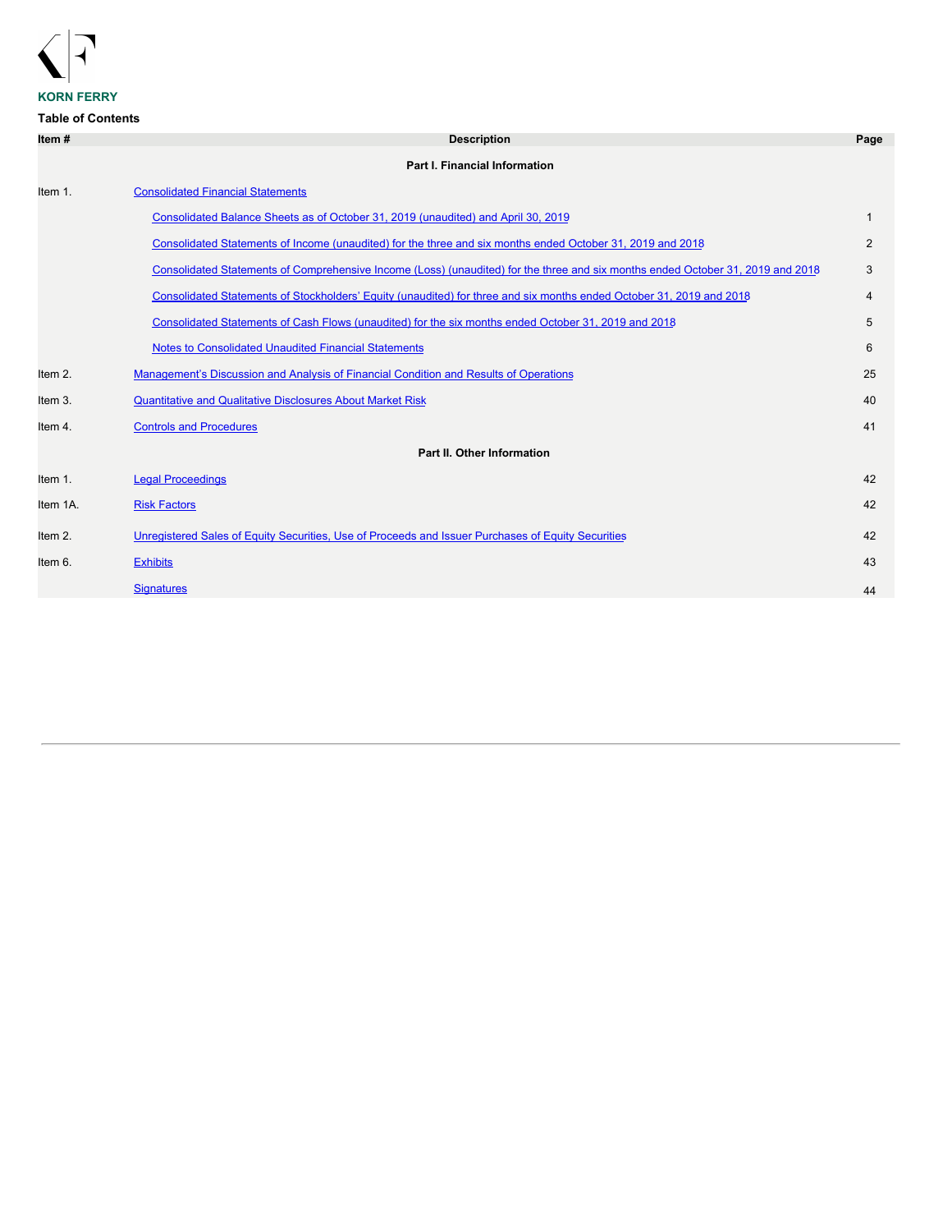**KORN FERRY**

**Table of Contents**

| Item # | Description | Page |
|---|---|---|
| | **Part I. Financial Information** | |
| Item 1. | Consolidated Financial Statements | |
| | Consolidated Balance Sheets as of October 31, 2019 (unaudited) and April 30, 2019 | 1 |
| | Consolidated Statements of Income (unaudited) for the three and six months ended October 31, 2019 and 2018 | 2 |
| | Consolidated Statements of Comprehensive Income (Loss) (unaudited) for the three and six months ended October 31, 2019 and 2018 | 3 |
| | Consolidated Statements of Stockholders' Equity (unaudited) for three and six months ended October 31, 2019 and 2018 | 4 |
| | Consolidated Statements of Cash Flows (unaudited) for the six months ended October 31, 2019 and 2018 | 5 |
| | Notes to Consolidated Unaudited Financial Statements | 6 |
| Item 2. | Management's Discussion and Analysis of Financial Condition and Results of Operations | 25 |
| Item 3. | Quantitative and Qualitative Disclosures About Market Risk | 40 |
| Item 4. | Controls and Procedures | 41 |
| | **Part II. Other Information** | |
| Item 1. | Legal Proceedings | 42 |
| Item 1A. | Risk Factors | 42 |
| Item 2. | Unregistered Sales of Equity Securities, Use of Proceeds and Issuer Purchases of Equity Securities | 42 |
| Item 6. | Exhibits | 43 |
| | Signatures | 44 |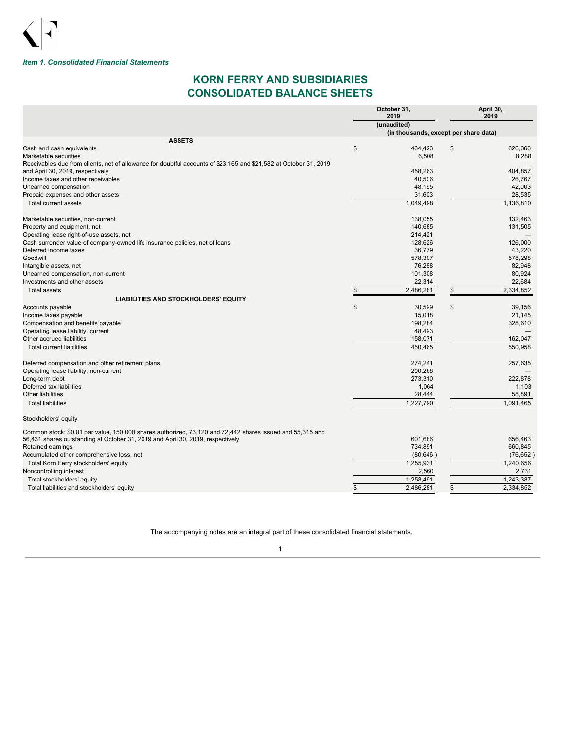*Item 1. Consolidated Financial Statements*

# KORN FERRY AND SUBSIDIARIES
# CONSOLIDATED BALANCE SHEETS

| | October 31, 2019 | April 30, 2019 |
|---|---|---|
| | (unaudited) | |
| | (in thousands, except per share data) | |
| **ASSETS** | | |
| Cash and cash equivalents | $ 464,423 | $ 626,360 |
| Marketable securities | 6,508 | 8,288 |
| Receivables due from clients, net of allowance for doubtful accounts of $23,165 and $21,582 at October 31, 2019 and April 30, 2019, respectively | 458,263 | 404,857 |
| Income taxes and other receivables | 40,506 | 26,767 |
| Unearned compensation | 48,195 | 42,003 |
| Prepaid expenses and other assets | 31,603 | 28,535 |
| Total current assets | 1,049,498 | 1,136,810 |
| Marketable securities, non-current | 138,055 | 132,463 |
| Property and equipment, net | 140,685 | 131,505 |
| Operating lease right-of-use assets, net | 214,421 | — |
| Cash surrender value of company-owned life insurance policies, net of loans | 128,626 | 126,000 |
| Deferred income taxes | 36,779 | 43,220 |
| Goodwill | 578,307 | 578,298 |
| Intangible assets, net | 76,288 | 82,948 |
| Unearned compensation, non-current | 101,308 | 80,924 |
| Investments and other assets | 22,314 | 22,684 |
| Total assets | $ 2,486,281 | $ 2,334,852 |
| **LIABILITIES AND STOCKHOLDERS' EQUITY** | | |
| Accounts payable | $ 30,599 | $ 39,156 |
| Income taxes payable | 15,018 | 21,145 |
| Compensation and benefits payable | 198,284 | 328,610 |
| Operating lease liability, current | 48,493 | — |
| Other accrued liabilities | 158,071 | 162,047 |
| Total current liabilities | 450,465 | 550,958 |
| Deferred compensation and other retirement plans | 274,241 | 257,635 |
| Operating lease liability, non-current | 200,266 | — |
| Long-term debt | 273,310 | 222,878 |
| Deferred tax liabilities | 1,064 | 1,103 |
| Other liabilities | 28,444 | 58,891 |
| Total liabilities | 1,227,790 | 1,091,465 |
| Stockholders' equity | | |
| Common stock: $0.01 par value, 150,000 shares authorized, 73,120 and 72,442 shares issued and 55,315 and 56,431 shares outstanding at October 31, 2019 and April 30, 2019, respectively | 601,686 | 656,463 |
| Retained earnings | 734,891 | 660,845 |
| Accumulated other comprehensive loss, net | (80,646) | (76,652) |
| Total Korn Ferry stockholders' equity | 1,255,931 | 1,240,656 |
| Noncontrolling interest | 2,560 | 2,731 |
| Total stockholders' equity | 1,258,491 | 1,243,387 |
| Total liabilities and stockholders' equity | $ 2,486,281 | $ 2,334,852 |

The accompanying notes are an integral part of these consolidated financial statements.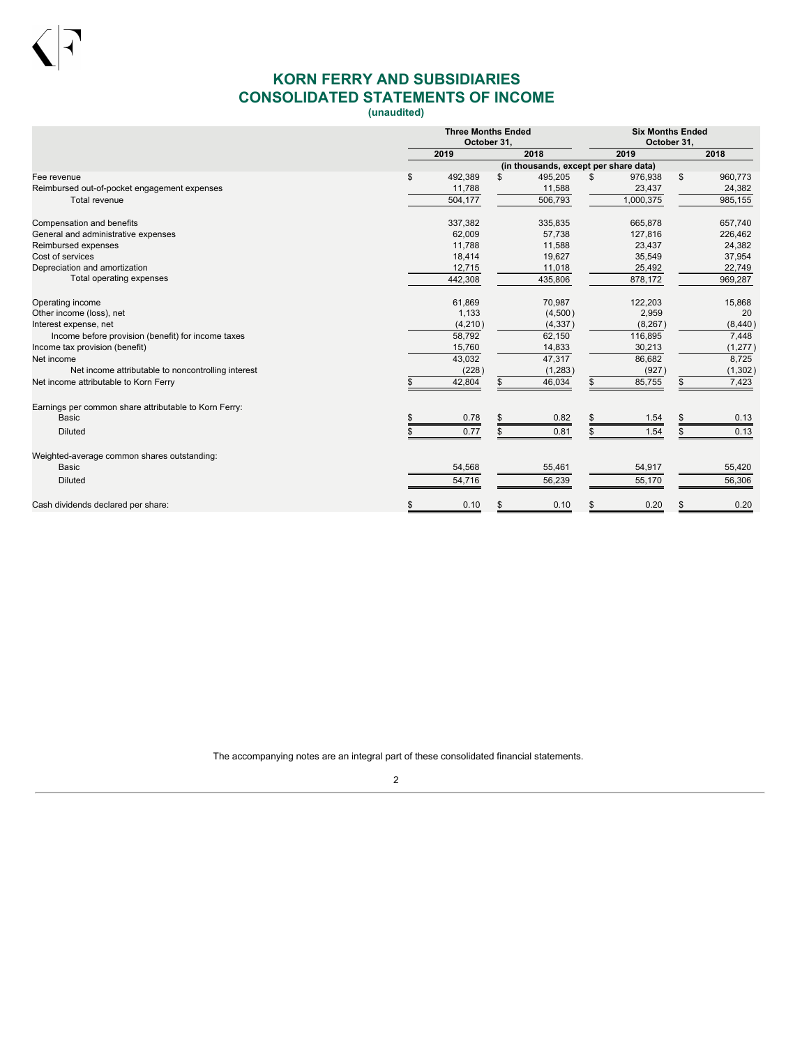# KORN FERRY AND SUBSIDIARIES
# CONSOLIDATED STATEMENTS OF INCOME
**(unaudited)**

| | Three Months Ended October 31, | | Six Months Ended October 31, | |
|---|---|---|---|---|
| | 2019 | 2018 | 2019 | 2018 |
| | (in thousands, except per share data) | | | |
| Fee revenue | $ 492,389 | $ 495,205 | $ 976,938 | $ 960,773 |
| Reimbursed out-of-pocket engagement expenses | 11,788 | 11,588 | 23,437 | 24,382 |
| Total revenue | 504,177 | 506,793 | 1,000,375 | 985,155 |
| | | | | |
| Compensation and benefits | 337,382 | 335,835 | 665,878 | 657,740 |
| General and administrative expenses | 62,009 | 57,738 | 127,816 | 226,462 |
| Reimbursed expenses | 11,788 | 11,588 | 23,437 | 24,382 |
| Cost of services | 18,414 | 19,627 | 35,549 | 37,954 |
| Depreciation and amortization | 12,715 | 11,018 | 25,492 | 22,749 |
| Total operating expenses | 442,308 | 435,806 | 878,172 | 969,287 |
| | | | | |
| Operating income | 61,869 | 70,987 | 122,203 | 15,868 |
| Other income (loss), net | 1,133 | (4,500) | 2,959 | 20 |
| Interest expense, net | (4,210) | (4,337) | (8,267) | (8,440) |
| Income before provision (benefit) for income taxes | 58,792 | 62,150 | 116,895 | 7,448 |
| Income tax provision (benefit) | 15,760 | 14,833 | 30,213 | (1,277) |
| Net income | 43,032 | 47,317 | 86,682 | 8,725 |
| Net income attributable to noncontrolling interest | (228) | (1,283) | (927) | (1,302) |
| Net income attributable to Korn Ferry | $ 42,804 | $ 46,034 | $ 85,755 | $ 7,423 |
| | | | | |
| Earnings per common share attributable to Korn Ferry: | | | | |
| Basic | $ 0.78 | $ 0.82 | $ 1.54 | $ 0.13 |
| Diluted | $ 0.77 | $ 0.81 | $ 1.54 | $ 0.13 |
| | | | | |
| Weighted-average common shares outstanding: | | | | |
| Basic | 54,568 | 55,461 | 54,917 | 55,420 |
| Diluted | 54,716 | 56,239 | 55,170 | 56,306 |
| | | | | |
| Cash dividends declared per share: | $ 0.10 | $ 0.10 | $ 0.20 | $ 0.20 |

The accompanying notes are an integral part of these consolidated financial statements.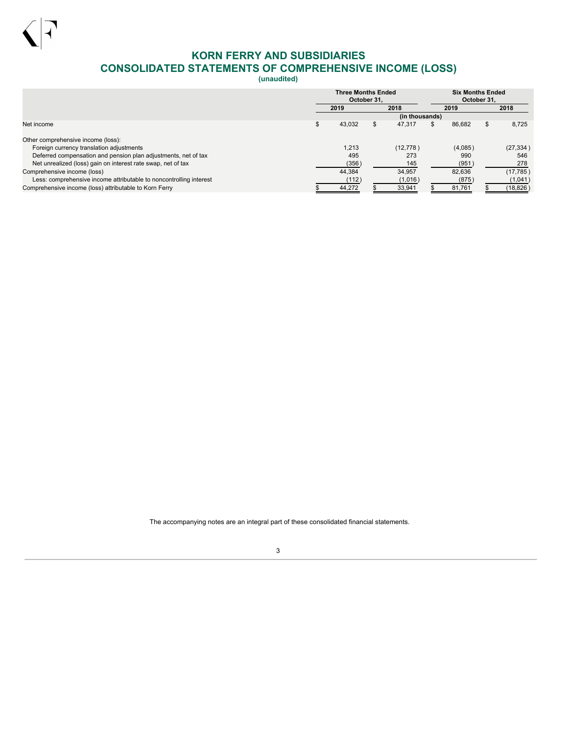# KORN FERRY AND SUBSIDIARIES

## CONSOLIDATED STATEMENTS OF COMPREHENSIVE INCOME (LOSS)

**(unaudited)**

| | Three Months Ended October 31, | | Six Months Ended October 31, | |
|---|---|---|---|---|
| | 2019 | 2018 | 2019 | 2018 |
| | (in thousands) | | | |
| Net income | $ 43,032 | $ 47,317 | $ 86,682 | $ 8,725 |
| Other comprehensive income (loss): | | | | |
| Foreign currency translation adjustments | 1,213 | (12,778) | (4,085) | (27,334) |
| Deferred compensation and pension plan adjustments, net of tax | 495 | 273 | 990 | 546 |
| Net unrealized (loss) gain on interest rate swap, net of tax | (356) | 145 | (951) | 278 |
| Comprehensive income (loss) | 44,384 | 34,957 | 82,636 | (17,785) |
| Less: comprehensive income attributable to noncontrolling interest | (112) | (1,016) | (875) | (1,041) |
| Comprehensive income (loss) attributable to Korn Ferry | $ 44,272 | $ 33,941 | $ 81,761 | $ (18,826) |

The accompanying notes are an integral part of these consolidated financial statements.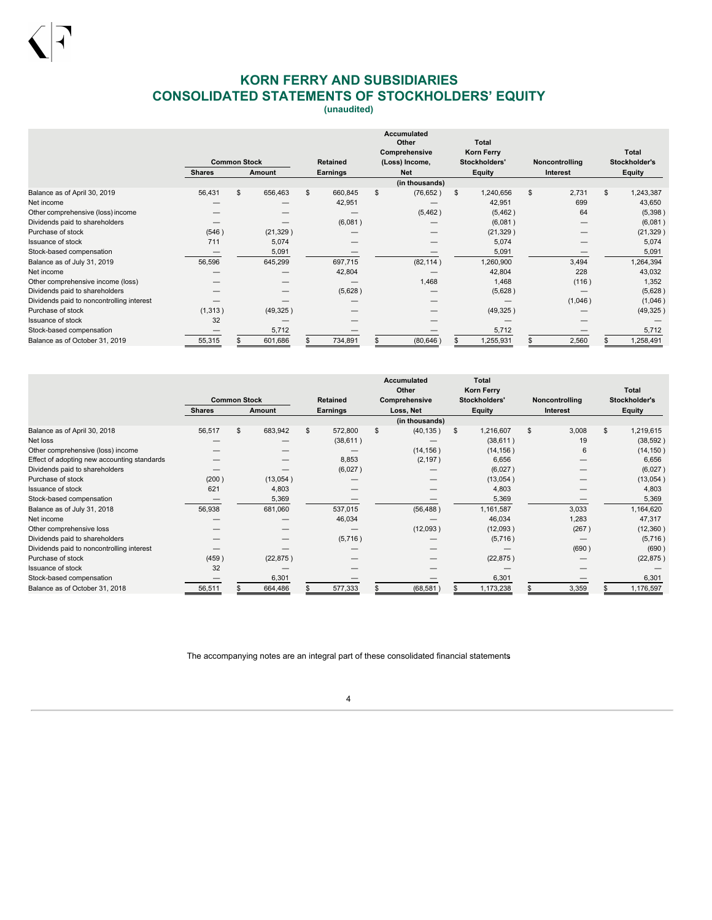# KORN FERRY AND SUBSIDIARIES
## CONSOLIDATED STATEMENTS OF STOCKHOLDERS' EQUITY
**(unaudited)**

| | Common Stock | | Retained | Accumulated Other Comprehensive (Loss) Income, | Total Korn Ferry Stockholders' | Noncontrolling | Total Stockholder's |
|---|---|---|---|---|---|---|---|
| | Shares | Amount | Earnings | Net | Equity | Interest | Equity |
| | | | | (in thousands) | | | |
| Balance as of April 30, 2019 | 56,431 | $ 656,463 | $ 660,845 | $ (76,652) | $ 1,240,656 | $ 2,731 | $ 1,243,387 |
| Net income | — | — | 42,951 | — | 42,951 | 699 | 43,650 |
| Other comprehensive (loss) income | — | — | — | (5,462) | (5,462) | 64 | (5,398) |
| Dividends paid to shareholders | — | — | (6,081) | — | (6,081) | — | (6,081) |
| Purchase of stock | (546) | (21,329) | — | — | (21,329) | — | (21,329) |
| Issuance of stock | 711 | 5,074 | — | — | 5,074 | — | 5,074 |
| Stock-based compensation | — | 5,091 | — | — | 5,091 | — | 5,091 |
| Balance as of July 31, 2019 | 56,596 | 645,299 | 697,715 | (82,114) | 1,260,900 | 3,494 | 1,264,394 |
| Net income | — | — | 42,804 | — | 42,804 | 228 | 43,032 |
| Other comprehensive income (loss) | — | — | — | 1,468 | 1,468 | (116) | 1,352 |
| Dividends paid to shareholders | — | — | (5,628) | — | (5,628) | — | (5,628) |
| Dividends paid to noncontrolling interest | — | — | — | — | — | (1,046) | (1,046) |
| Purchase of stock | (1,313) | (49,325) | — | — | (49,325) | — | (49,325) |
| Issuance of stock | 32 | — | — | — | — | — | — |
| Stock-based compensation | — | 5,712 | — | — | 5,712 | — | 5,712 |
| Balance as of October 31, 2019 | 55,315 | $ 601,686 | $ 734,891 | $ (80,646) | $ 1,255,931 | $ 2,560 | $ 1,258,491 |

| | Common Stock | | Retained | Accumulated Other Comprehensive | Total Korn Ferry Stockholders' | Noncontrolling | Total Stockholder's |
|---|---|---|---|---|---|---|---|
| | Shares | Amount | Earnings | Loss, Net | Equity | Interest | Equity |
| | | | | (in thousands) | | | |
| Balance as of April 30, 2018 | 56,517 | $ 683,942 | $ 572,800 | $ (40,135) | $ 1,216,607 | $ 3,008 | $ 1,219,615 |
| Net loss | — | — | (38,611) | — | (38,611) | 19 | (38,592) |
| Other comprehensive (loss) income | — | — | — | (14,156) | (14,156) | 6 | (14,150) |
| Effect of adopting new accounting standards | — | — | 8,853 | (2,197) | 6,656 | — | 6,656 |
| Dividends paid to shareholders | — | — | (6,027) | — | (6,027) | — | (6,027) |
| Purchase of stock | (200) | (13,054) | — | — | (13,054) | — | (13,054) |
| Issuance of stock | 621 | 4,803 | — | — | 4,803 | — | 4,803 |
| Stock-based compensation | — | 5,369 | — | — | 5,369 | — | 5,369 |
| Balance as of July 31, 2018 | 56,938 | 681,060 | 537,015 | (56,488) | 1,161,587 | 3,033 | 1,164,620 |
| Net income | — | — | 46,034 | — | 46,034 | 1,283 | 47,317 |
| Other comprehensive loss | — | — | — | (12,093) | (12,093) | (267) | (12,360) |
| Dividends paid to shareholders | — | — | (5,716) | — | (5,716) | — | (5,716) |
| Dividends paid to noncontrolling interest | — | — | — | — | — | (690) | (690) |
| Purchase of stock | (459) | (22,875) | — | — | (22,875) | — | (22,875) |
| Issuance of stock | 32 | — | — | — | — | — | — |
| Stock-based compensation | — | 6,301 | — | — | 6,301 | — | 6,301 |
| Balance as of October 31, 2018 | 56,511 | $ 664,486 | $ 577,333 | $ (68,581) | $ 1,173,238 | $ 3,359 | $ 1,176,597 |

The accompanying notes are an integral part of these consolidated financial statements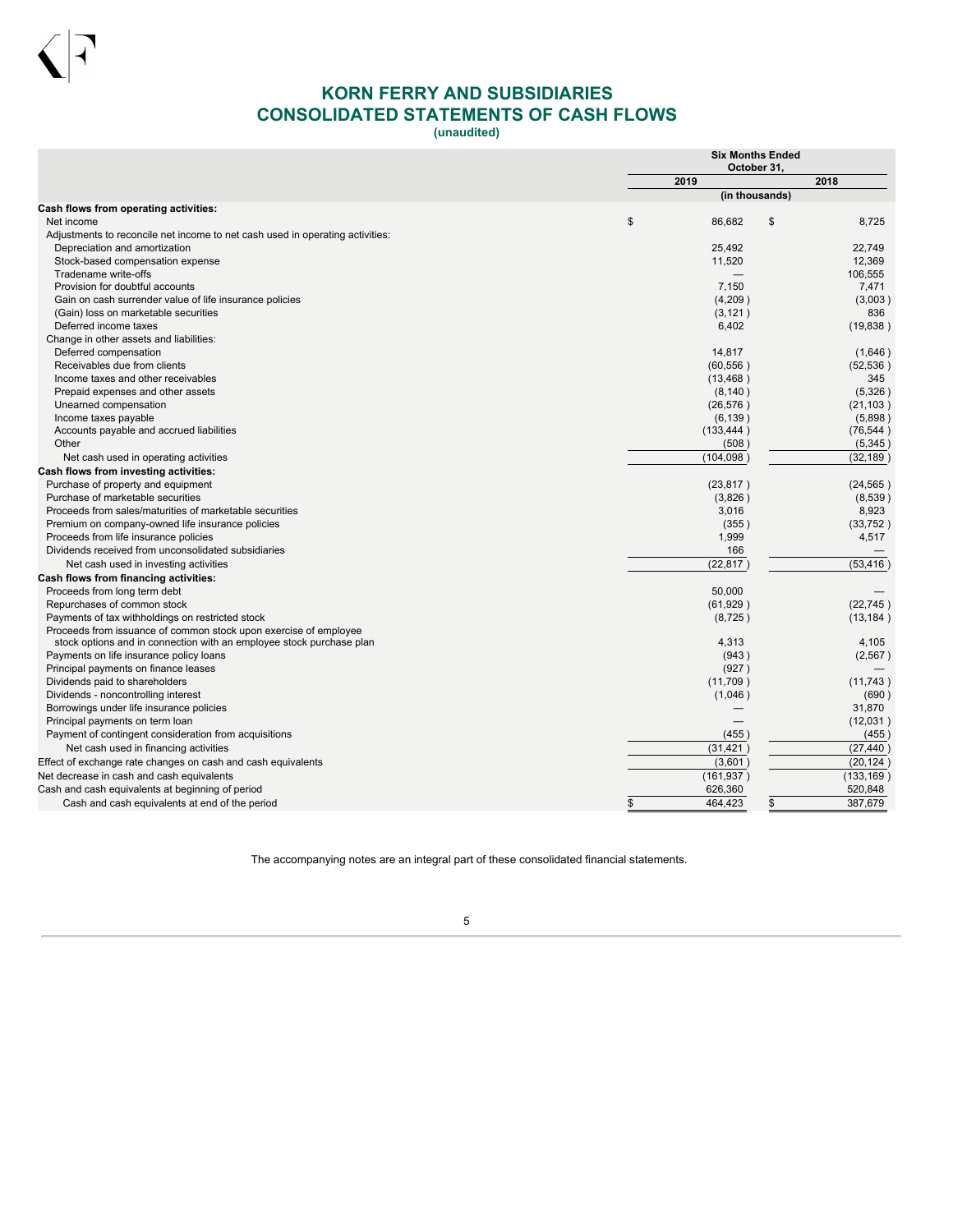# KORN FERRY AND SUBSIDIARIES
# CONSOLIDATED STATEMENTS OF CASH FLOWS
**(unaudited)**

| | Six Months Ended October 31, | |
|---|---|---|
| | 2019 | 2018 |
| | (in thousands) | |
| **Cash flows from operating activities:** | | |
| Net income | $ 86,682 | $ 8,725 |
| Adjustments to reconcile net income to net cash used in operating activities: | | |
| Depreciation and amortization | 25,492 | 22,749 |
| Stock-based compensation expense | 11,520 | 12,369 |
| Tradename write-offs | — | 106,555 |
| Provision for doubtful accounts | 7,150 | 7,471 |
| Gain on cash surrender value of life insurance policies | (4,209 ) | (3,003 ) |
| (Gain) loss on marketable securities | (3,121 ) | 836 |
| Deferred income taxes | 6,402 | (19,838 ) |
| Change in other assets and liabilities: | | |
| Deferred compensation | 14,817 | (1,646 ) |
| Receivables due from clients | (60,556 ) | (52,536 ) |
| Income taxes and other receivables | (13,468 ) | 345 |
| Prepaid expenses and other assets | (8,140 ) | (5,326 ) |
| Unearned compensation | (26,576 ) | (21,103 ) |
| Income taxes payable | (6,139 ) | (5,898 ) |
| Accounts payable and accrued liabilities | (133,444 ) | (76,544 ) |
| Other | (508 ) | (5,345 ) |
| Net cash used in operating activities | (104,098 ) | (32,189 ) |
| **Cash flows from investing activities:** | | |
| Purchase of property and equipment | (23,817 ) | (24,565 ) |
| Purchase of marketable securities | (3,826 ) | (8,539 ) |
| Proceeds from sales/maturities of marketable securities | 3,016 | 8,923 |
| Premium on company-owned life insurance policies | (355 ) | (33,752 ) |
| Proceeds from life insurance policies | 1,999 | 4,517 |
| Dividends received from unconsolidated subsidiaries | 166 | — |
| Net cash used in investing activities | (22,817 ) | (53,416 ) |
| **Cash flows from financing activities:** | | |
| Proceeds from long term debt | 50,000 | — |
| Repurchases of common stock | (61,929 ) | (22,745 ) |
| Payments of tax withholdings on restricted stock | (8,725 ) | (13,184 ) |
| Proceeds from issuance of common stock upon exercise of employee stock options and in connection with an employee stock purchase plan | 4,313 | 4,105 |
| Payments on life insurance policy loans | (943 ) | (2,567 ) |
| Principal payments on finance leases | (927 ) | — |
| Dividends paid to shareholders | (11,709 ) | (11,743 ) |
| Dividends - noncontrolling interest | (1,046 ) | (690 ) |
| Borrowings under life insurance policies | — | 31,870 |
| Principal payments on term loan | — | (12,031 ) |
| Payment of contingent consideration from acquisitions | (455 ) | (455 ) |
| Net cash used in financing activities | (31,421 ) | (27,440 ) |
| Effect of exchange rate changes on cash and cash equivalents | (3,601 ) | (20,124 ) |
| Net decrease in cash and cash equivalents | (161,937 ) | (133,169 ) |
| Cash and cash equivalents at beginning of period | 626,360 | 520,848 |
| Cash and cash equivalents at end of the period | $ 464,423 | $ 387,679 |

The accompanying notes are an integral part of these consolidated financial statements.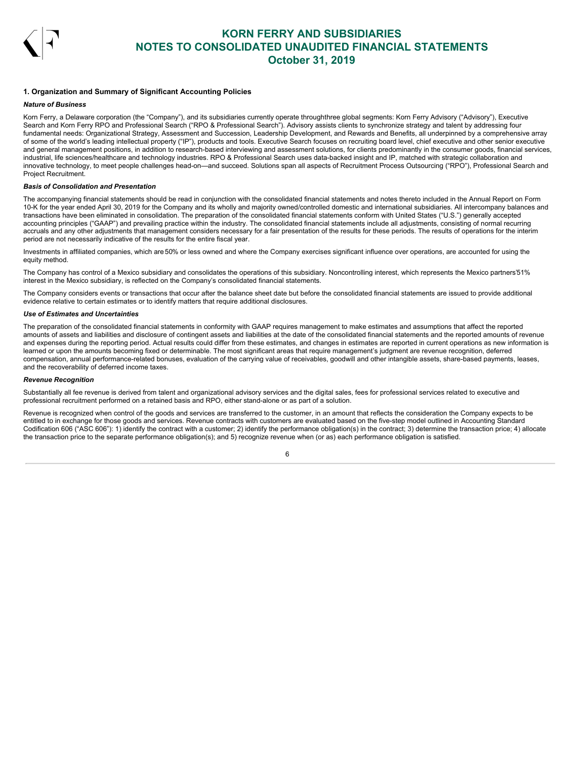# KORN FERRY AND SUBSIDIARIES
# NOTES TO CONSOLIDATED UNAUDITED FINANCIAL STATEMENTS
# October 31, 2019

## 1. Organization and Summary of Significant Accounting Policies

### *Nature of Business*

Korn Ferry, a Delaware corporation (the "Company"), and its subsidiaries currently operate throughthree global segments: Korn Ferry Advisory ("Advisory"), Executive Search and Korn Ferry RPO and Professional Search ("RPO & Professional Search"). Advisory assists clients to synchronize strategy and talent by addressing four fundamental needs: Organizational Strategy, Assessment and Succession, Leadership Development, and Rewards and Benefits, all underpinned by a comprehensive array of some of the world's leading intellectual property ("IP"), products and tools. Executive Search focuses on recruiting board level, chief executive and other senior executive and general management positions, in addition to research-based interviewing and assessment solutions, for clients predominantly in the consumer goods, financial services, industrial, life sciences/healthcare and technology industries. RPO & Professional Search uses data-backed insight and IP, matched with strategic collaboration and innovative technology, to meet people challenges head-on—and succeed. Solutions span all aspects of Recruitment Process Outsourcing ("RPO"), Professional Search and Project Recruitment.

### *Basis of Consolidation and Presentation*

The accompanying financial statements should be read in conjunction with the consolidated financial statements and notes thereto included in the Annual Report on Form 10-K for the year ended April 30, 2019 for the Company and its wholly and majority owned/controlled domestic and international subsidiaries. All intercompany balances and transactions have been eliminated in consolidation. The preparation of the consolidated financial statements conform with United States ("U.S.") generally accepted accounting principles ("GAAP") and prevailing practice within the industry. The consolidated financial statements include all adjustments, consisting of normal recurring accruals and any other adjustments that management considers necessary for a fair presentation of the results for these periods. The results of operations for the interim period are not necessarily indicative of the results for the entire fiscal year.

Investments in affiliated companies, which are 50% or less owned and where the Company exercises significant influence over operations, are accounted for using the equity method.

The Company has control of a Mexico subsidiary and consolidates the operations of this subsidiary. Noncontrolling interest, which represents the Mexico partners'51% interest in the Mexico subsidiary, is reflected on the Company's consolidated financial statements.

The Company considers events or transactions that occur after the balance sheet date but before the consolidated financial statements are issued to provide additional evidence relative to certain estimates or to identify matters that require additional disclosures.

### *Use of Estimates and Uncertainties*

The preparation of the consolidated financial statements in conformity with GAAP requires management to make estimates and assumptions that affect the reported amounts of assets and liabilities and disclosure of contingent assets and liabilities at the date of the consolidated financial statements and the reported amounts of revenue and expenses during the reporting period. Actual results could differ from these estimates, and changes in estimates are reported in current operations as new information is learned or upon the amounts becoming fixed or determinable. The most significant areas that require management's judgment are revenue recognition, deferred compensation, annual performance-related bonuses, evaluation of the carrying value of receivables, goodwill and other intangible assets, share-based payments, leases, and the recoverability of deferred income taxes.

### *Revenue Recognition*

Substantially all fee revenue is derived from talent and organizational advisory services and the digital sales, fees for professional services related to executive and professional recruitment performed on a retained basis and RPO, either stand-alone or as part of a solution.

Revenue is recognized when control of the goods and services are transferred to the customer, in an amount that reflects the consideration the Company expects to be entitled to in exchange for those goods and services. Revenue contracts with customers are evaluated based on the five-step model outlined in Accounting Standard Codification 606 ("ASC 606"): 1) identify the contract with a customer; 2) identify the performance obligation(s) in the contract; 3) determine the transaction price; 4) allocate the transaction price to the separate performance obligation(s); and 5) recognize revenue when (or as) each performance obligation is satisfied.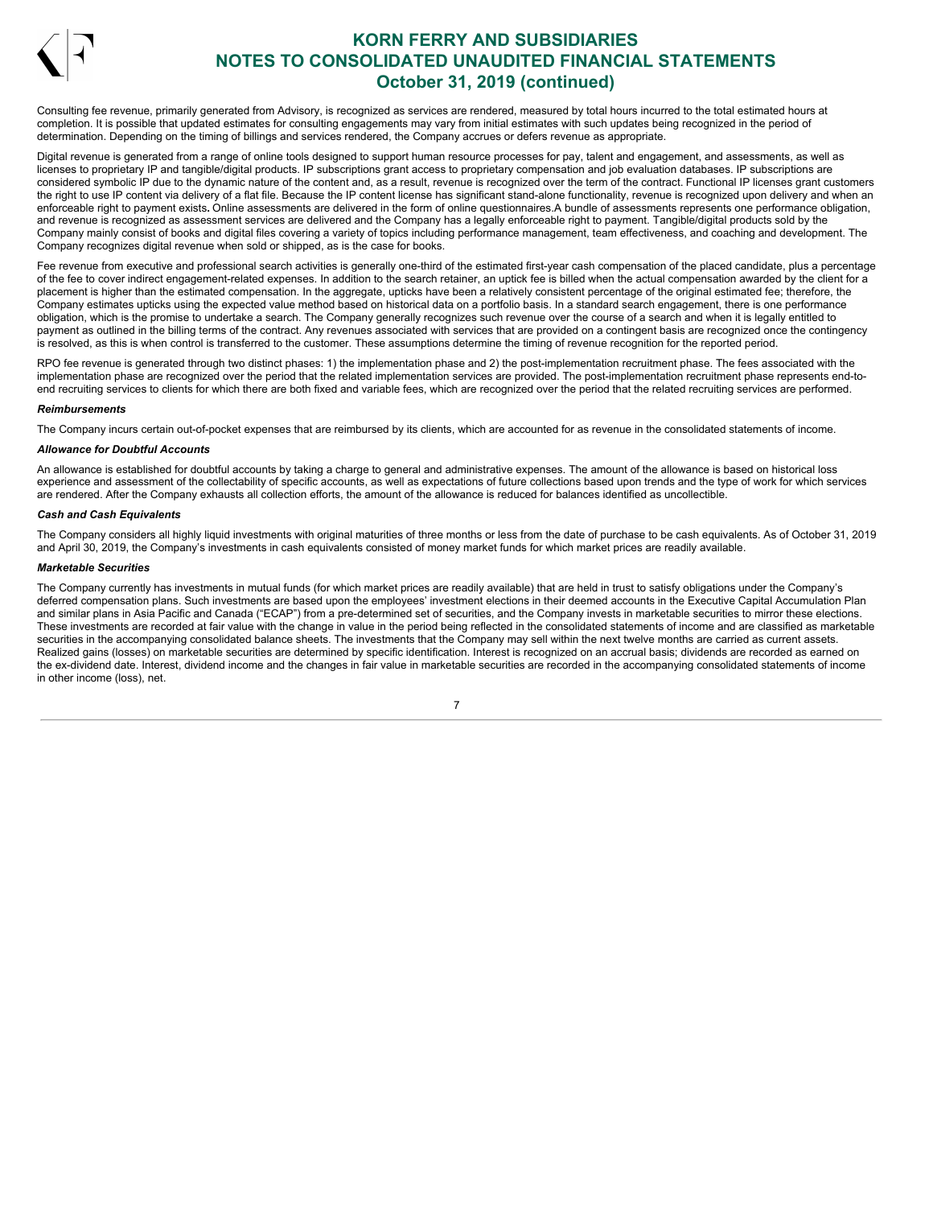Consulting fee revenue, primarily generated from Advisory, is recognized as services are rendered, measured by total hours incurred to the total estimated hours at completion. It is possible that updated estimates for consulting engagements may vary from initial estimates with such updates being recognized in the period of determination. Depending on the timing of billings and services rendered, the Company accrues or defers revenue as appropriate.

Digital revenue is generated from a range of online tools designed to support human resource processes for pay, talent and engagement, and assessments, as well as licenses to proprietary IP and tangible/digital products. IP subscriptions grant access to proprietary compensation and job evaluation databases. IP subscriptions are considered symbolic IP due to the dynamic nature of the content and, as a result, revenue is recognized over the term of the contract. Functional IP licenses grant customers the right to use IP content via delivery of a flat file. Because the IP content license has significant stand-alone functionality, revenue is recognized upon delivery and when an enforceable right to payment exists**.** Online assessments are delivered in the form of online questionnaires.A bundle of assessments represents one performance obligation, and revenue is recognized as assessment services are delivered and the Company has a legally enforceable right to payment. Tangible/digital products sold by the Company mainly consist of books and digital files covering a variety of topics including performance management, team effectiveness, and coaching and development. The Company recognizes digital revenue when sold or shipped, as is the case for books.

Fee revenue from executive and professional search activities is generally one-third of the estimated first-year cash compensation of the placed candidate, plus a percentage of the fee to cover indirect engagement-related expenses. In addition to the search retainer, an uptick fee is billed when the actual compensation awarded by the client for a placement is higher than the estimated compensation. In the aggregate, upticks have been a relatively consistent percentage of the original estimated fee; therefore, the Company estimates upticks using the expected value method based on historical data on a portfolio basis. In a standard search engagement, there is one performance obligation, which is the promise to undertake a search. The Company generally recognizes such revenue over the course of a search and when it is legally entitled to payment as outlined in the billing terms of the contract. Any revenues associated with services that are provided on a contingent basis are recognized once the contingency is resolved, as this is when control is transferred to the customer. These assumptions determine the timing of revenue recognition for the reported period.

RPO fee revenue is generated through two distinct phases: 1) the implementation phase and 2) the post-implementation recruitment phase. The fees associated with the implementation phase are recognized over the period that the related implementation services are provided. The post-implementation recruitment phase represents end-to-end recruiting services to clients for which there are both fixed and variable fees, which are recognized over the period that the related recruiting services are performed.

***Reimbursements***

The Company incurs certain out-of-pocket expenses that are reimbursed by its clients, which are accounted for as revenue in the consolidated statements of income.

***Allowance for Doubtful Accounts***

An allowance is established for doubtful accounts by taking a charge to general and administrative expenses. The amount of the allowance is based on historical loss experience and assessment of the collectability of specific accounts, as well as expectations of future collections based upon trends and the type of work for which services are rendered. After the Company exhausts all collection efforts, the amount of the allowance is reduced for balances identified as uncollectible.

***Cash and Cash Equivalents***

The Company considers all highly liquid investments with original maturities of three months or less from the date of purchase to be cash equivalents. As of October 31, 2019 and April 30, 2019, the Company's investments in cash equivalents consisted of money market funds for which market prices are readily available.

***Marketable Securities***

The Company currently has investments in mutual funds (for which market prices are readily available) that are held in trust to satisfy obligations under the Company's deferred compensation plans. Such investments are based upon the employees' investment elections in their deemed accounts in the Executive Capital Accumulation Plan and similar plans in Asia Pacific and Canada ("ECAP") from a pre-determined set of securities, and the Company invests in marketable securities to mirror these elections. These investments are recorded at fair value with the change in value in the period being reflected in the consolidated statements of income and are classified as marketable securities in the accompanying consolidated balance sheets. The investments that the Company may sell within the next twelve months are carried as current assets. Realized gains (losses) on marketable securities are determined by specific identification. Interest is recognized on an accrual basis; dividends are recorded as earned on the ex-dividend date. Interest, dividend income and the changes in fair value in marketable securities are recorded in the accompanying consolidated statements of income in other income (loss), net.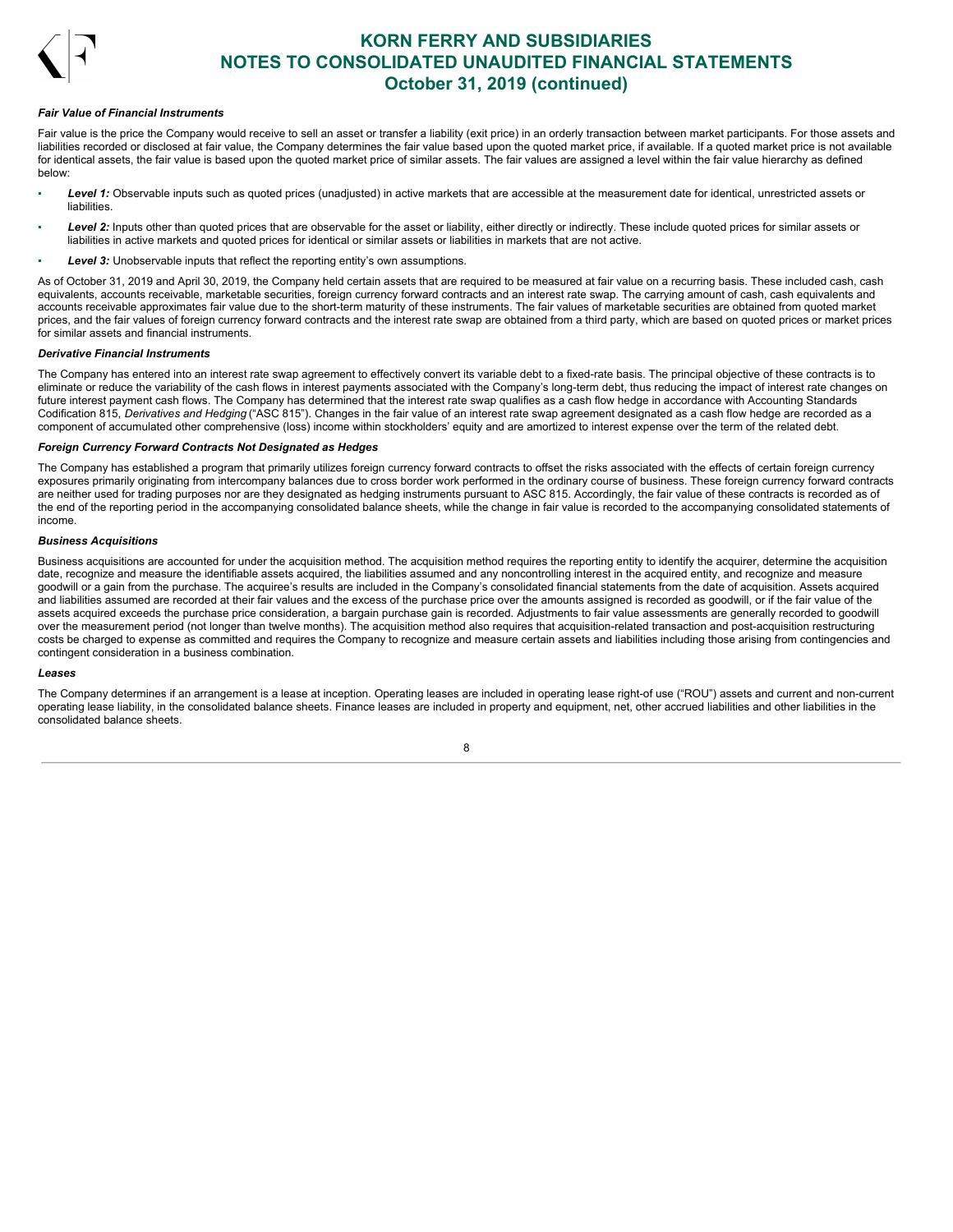***Fair Value of Financial Instruments***

Fair value is the price the Company would receive to sell an asset or transfer a liability (exit price) in an orderly transaction between market participants. For those assets and liabilities recorded or disclosed at fair value, the Company determines the fair value based upon the quoted market price, if available. If a quoted market price is not available for identical assets, the fair value is based upon the quoted market price of similar assets. The fair values are assigned a level within the fair value hierarchy as defined below:

- ***Level 1:*** Observable inputs such as quoted prices (unadjusted) in active markets that are accessible at the measurement date for identical, unrestricted assets or liabilities.
- ***Level 2:*** Inputs other than quoted prices that are observable for the asset or liability, either directly or indirectly. These include quoted prices for similar assets or liabilities in active markets and quoted prices for identical or similar assets or liabilities in markets that are not active.
- ***Level 3:*** Unobservable inputs that reflect the reporting entity's own assumptions.

As of October 31, 2019 and April 30, 2019, the Company held certain assets that are required to be measured at fair value on a recurring basis. These included cash, cash equivalents, accounts receivable, marketable securities, foreign currency forward contracts and an interest rate swap. The carrying amount of cash, cash equivalents and accounts receivable approximates fair value due to the short-term maturity of these instruments. The fair values of marketable securities are obtained from quoted market prices, and the fair values of foreign currency forward contracts and the interest rate swap are obtained from a third party, which are based on quoted prices or market prices for similar assets and financial instruments.

***Derivative Financial Instruments***

The Company has entered into an interest rate swap agreement to effectively convert its variable debt to a fixed-rate basis. The principal objective of these contracts is to eliminate or reduce the variability of the cash flows in interest payments associated with the Company's long-term debt, thus reducing the impact of interest rate changes on future interest payment cash flows. The Company has determined that the interest rate swap qualifies as a cash flow hedge in accordance with Accounting Standards Codification 815, *Derivatives and Hedging* ("ASC 815"). Changes in the fair value of an interest rate swap agreement designated as a cash flow hedge are recorded as a component of accumulated other comprehensive (loss) income within stockholders' equity and are amortized to interest expense over the term of the related debt.

***Foreign Currency Forward Contracts Not Designated as Hedges***

The Company has established a program that primarily utilizes foreign currency forward contracts to offset the risks associated with the effects of certain foreign currency exposures primarily originating from intercompany balances due to cross border work performed in the ordinary course of business. These foreign currency forward contracts are neither used for trading purposes nor are they designated as hedging instruments pursuant to ASC 815. Accordingly, the fair value of these contracts is recorded as of the end of the reporting period in the accompanying consolidated balance sheets, while the change in fair value is recorded to the accompanying consolidated statements of income.

***Business Acquisitions***

Business acquisitions are accounted for under the acquisition method. The acquisition method requires the reporting entity to identify the acquirer, determine the acquisition date, recognize and measure the identifiable assets acquired, the liabilities assumed and any noncontrolling interest in the acquired entity, and recognize and measure goodwill or a gain from the purchase. The acquiree's results are included in the Company's consolidated financial statements from the date of acquisition. Assets acquired and liabilities assumed are recorded at their fair values and the excess of the purchase price over the amounts assigned is recorded as goodwill, or if the fair value of the assets acquired exceeds the purchase price consideration, a bargain purchase gain is recorded. Adjustments to fair value assessments are generally recorded to goodwill over the measurement period (not longer than twelve months). The acquisition method also requires that acquisition-related transaction and post-acquisition restructuring costs be charged to expense as committed and requires the Company to recognize and measure certain assets and liabilities including those arising from contingencies and contingent consideration in a business combination.

***Leases***

The Company determines if an arrangement is a lease at inception. Operating leases are included in operating lease right-of use ("ROU") assets and current and non-current operating lease liability, in the consolidated balance sheets. Finance leases are included in property and equipment, net, other accrued liabilities and other liabilities in the consolidated balance sheets.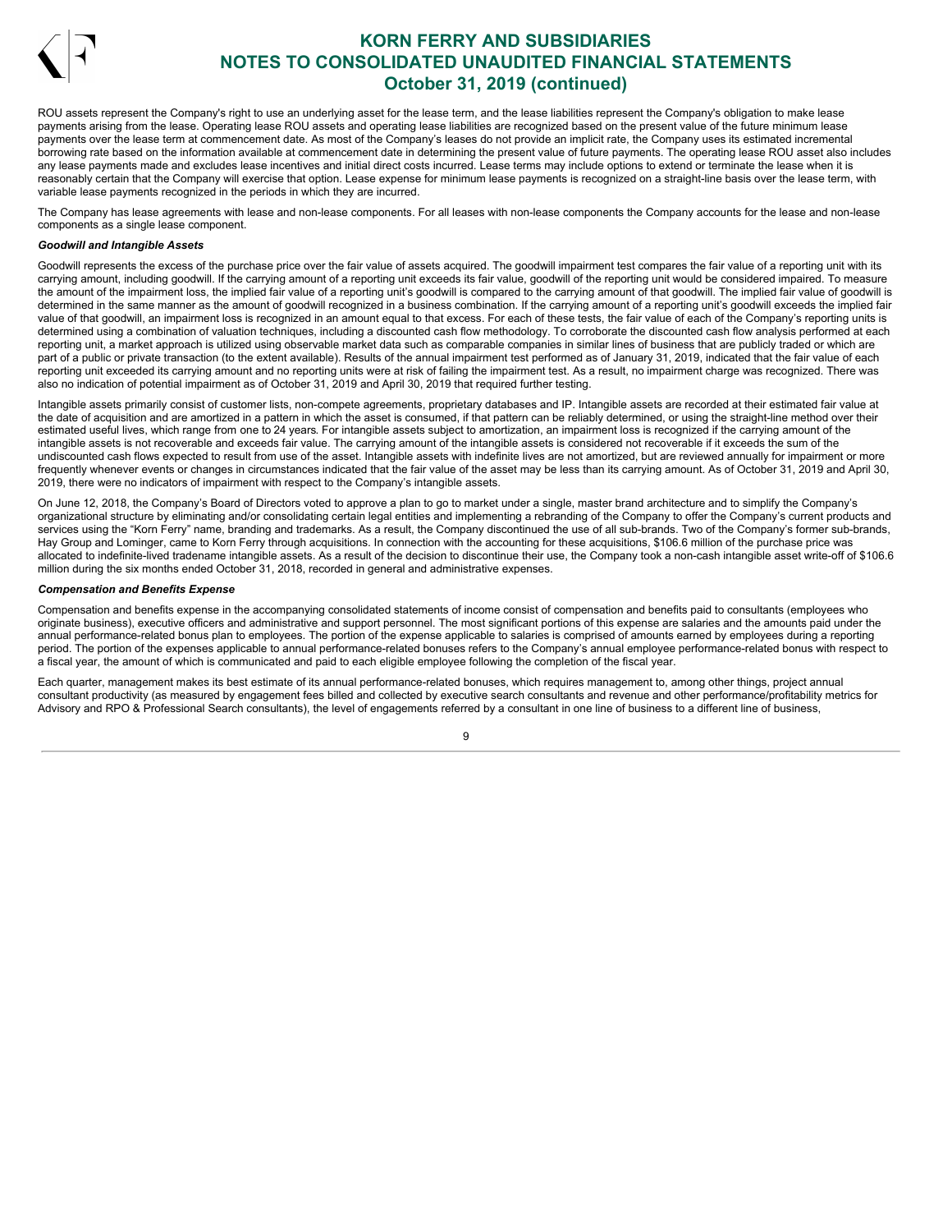ROU assets represent the Company's right to use an underlying asset for the lease term, and the lease liabilities represent the Company's obligation to make lease payments arising from the lease. Operating lease ROU assets and operating lease liabilities are recognized based on the present value of the future minimum lease payments over the lease term at commencement date. As most of the Company's leases do not provide an implicit rate, the Company uses its estimated incremental borrowing rate based on the information available at commencement date in determining the present value of future payments. The operating lease ROU asset also includes any lease payments made and excludes lease incentives and initial direct costs incurred. Lease terms may include options to extend or terminate the lease when it is reasonably certain that the Company will exercise that option. Lease expense for minimum lease payments is recognized on a straight-line basis over the lease term, with variable lease payments recognized in the periods in which they are incurred.

The Company has lease agreements with lease and non-lease components. For all leases with non-lease components the Company accounts for the lease and non-lease components as a single lease component.

***Goodwill and Intangible Assets***

Goodwill represents the excess of the purchase price over the fair value of assets acquired. The goodwill impairment test compares the fair value of a reporting unit with its carrying amount, including goodwill. If the carrying amount of a reporting unit exceeds its fair value, goodwill of the reporting unit would be considered impaired. To measure the amount of the impairment loss, the implied fair value of a reporting unit's goodwill is compared to the carrying amount of that goodwill. The implied fair value of goodwill is determined in the same manner as the amount of goodwill recognized in a business combination. If the carrying amount of a reporting unit's goodwill exceeds the implied fair value of that goodwill, an impairment loss is recognized in an amount equal to that excess. For each of these tests, the fair value of each of the Company's reporting units is determined using a combination of valuation techniques, including a discounted cash flow methodology. To corroborate the discounted cash flow analysis performed at each reporting unit, a market approach is utilized using observable market data such as comparable companies in similar lines of business that are publicly traded or which are part of a public or private transaction (to the extent available). Results of the annual impairment test performed as of January 31, 2019, indicated that the fair value of each reporting unit exceeded its carrying amount and no reporting units were at risk of failing the impairment test. As a result, no impairment charge was recognized. There was also no indication of potential impairment as of October 31, 2019 and April 30, 2019 that required further testing.

Intangible assets primarily consist of customer lists, non-compete agreements, proprietary databases and IP. Intangible assets are recorded at their estimated fair value at the date of acquisition and are amortized in a pattern in which the asset is consumed, if that pattern can be reliably determined, or using the straight-line method over their estimated useful lives, which range from one to 24 years. For intangible assets subject to amortization, an impairment loss is recognized if the carrying amount of the intangible assets is not recoverable and exceeds fair value. The carrying amount of the intangible assets is considered not recoverable if it exceeds the sum of the undiscounted cash flows expected to result from use of the asset. Intangible assets with indefinite lives are not amortized, but are reviewed annually for impairment or more frequently whenever events or changes in circumstances indicated that the fair value of the asset may be less than its carrying amount. As of October 31, 2019 and April 30, 2019, there were no indicators of impairment with respect to the Company's intangible assets.

On June 12, 2018, the Company's Board of Directors voted to approve a plan to go to market under a single, master brand architecture and to simplify the Company's organizational structure by eliminating and/or consolidating certain legal entities and implementing a rebranding of the Company to offer the Company's current products and services using the "Korn Ferry" name, branding and trademarks. As a result, the Company discontinued the use of all sub-brands. Two of the Company's former sub-brands, Hay Group and Lominger, came to Korn Ferry through acquisitions. In connection with the accounting for these acquisitions, $106.6 million of the purchase price was allocated to indefinite-lived tradename intangible assets. As a result of the decision to discontinue their use, the Company took a non-cash intangible asset write-off of $106.6 million during the six months ended October 31, 2018, recorded in general and administrative expenses.

***Compensation and Benefits Expense***

Compensation and benefits expense in the accompanying consolidated statements of income consist of compensation and benefits paid to consultants (employees who originate business), executive officers and administrative and support personnel. The most significant portions of this expense are salaries and the amounts paid under the annual performance-related bonus plan to employees. The portion of the expense applicable to salaries is comprised of amounts earned by employees during a reporting period. The portion of the expenses applicable to annual performance-related bonuses refers to the Company's annual employee performance-related bonus with respect to a fiscal year, the amount of which is communicated and paid to each eligible employee following the completion of the fiscal year.

Each quarter, management makes its best estimate of its annual performance-related bonuses, which requires management to, among other things, project annual consultant productivity (as measured by engagement fees billed and collected by executive search consultants and revenue and other performance/profitability metrics for Advisory and RPO & Professional Search consultants), the level of engagements referred by a consultant in one line of business to a different line of business,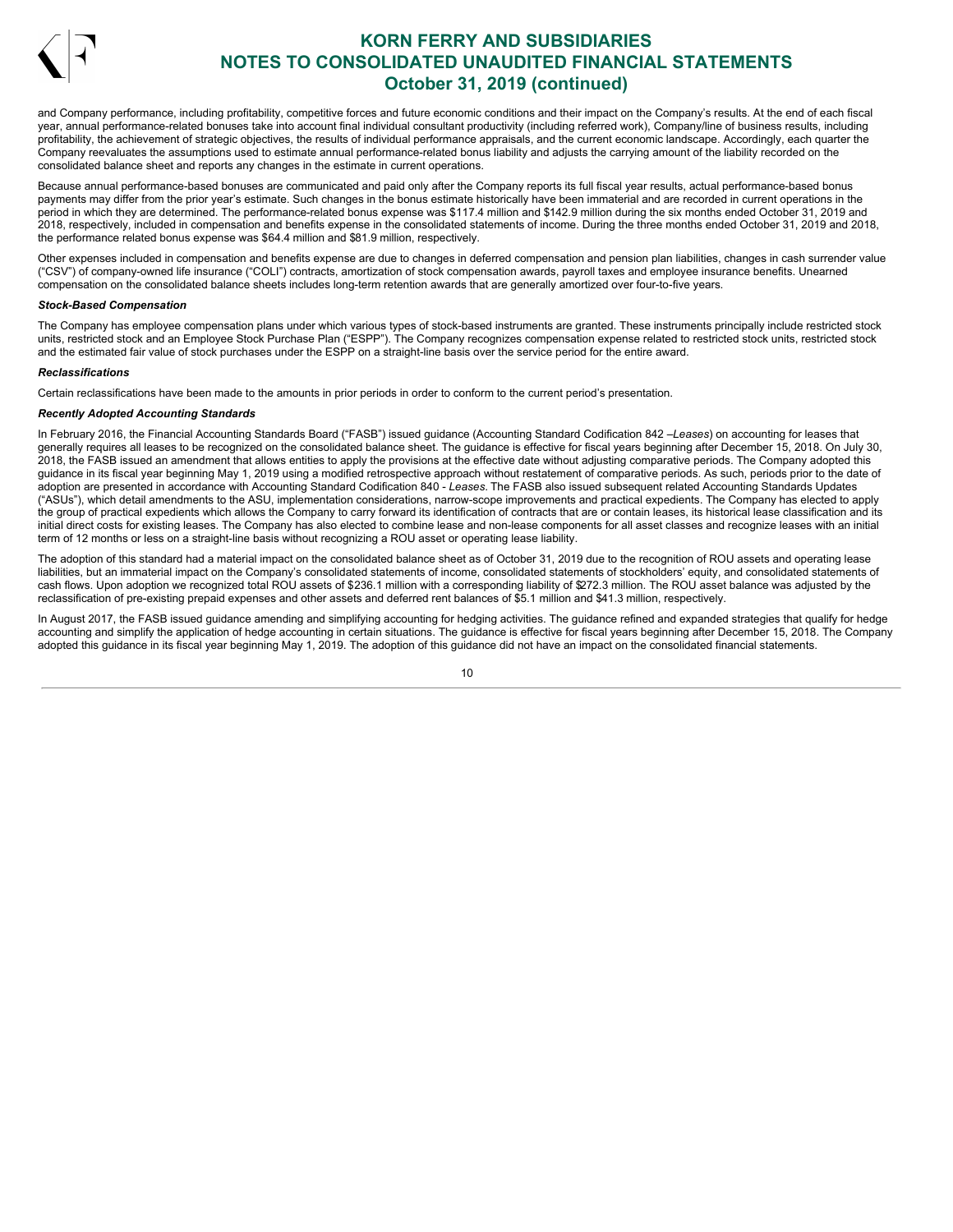and Company performance, including profitability, competitive forces and future economic conditions and their impact on the Company's results. At the end of each fiscal year, annual performance-related bonuses take into account final individual consultant productivity (including referred work), Company/line of business results, including profitability, the achievement of strategic objectives, the results of individual performance appraisals, and the current economic landscape. Accordingly, each quarter the Company reevaluates the assumptions used to estimate annual performance-related bonus liability and adjusts the carrying amount of the liability recorded on the consolidated balance sheet and reports any changes in the estimate in current operations.

Because annual performance-based bonuses are communicated and paid only after the Company reports its full fiscal year results, actual performance-based bonus payments may differ from the prior year's estimate. Such changes in the bonus estimate historically have been immaterial and are recorded in current operations in the period in which they are determined. The performance-related bonus expense was $117.4 million and $142.9 million during the six months ended October 31, 2019 and 2018, respectively, included in compensation and benefits expense in the consolidated statements of income. During the three months ended October 31, 2019 and 2018, the performance related bonus expense was $64.4 million and $81.9 million, respectively.

Other expenses included in compensation and benefits expense are due to changes in deferred compensation and pension plan liabilities, changes in cash surrender value ("CSV") of company-owned life insurance ("COLI") contracts, amortization of stock compensation awards, payroll taxes and employee insurance benefits. Unearned compensation on the consolidated balance sheets includes long-term retention awards that are generally amortized over four-to-five years.

***Stock-Based Compensation***

The Company has employee compensation plans under which various types of stock-based instruments are granted. These instruments principally include restricted stock units, restricted stock and an Employee Stock Purchase Plan ("ESPP"). The Company recognizes compensation expense related to restricted stock units, restricted stock and the estimated fair value of stock purchases under the ESPP on a straight-line basis over the service period for the entire award.

***Reclassifications***

Certain reclassifications have been made to the amounts in prior periods in order to conform to the current period's presentation.

***Recently Adopted Accounting Standards***

In February 2016, the Financial Accounting Standards Board ("FASB") issued guidance (Accounting Standard Codification 842 –*Leases*) on accounting for leases that generally requires all leases to be recognized on the consolidated balance sheet. The guidance is effective for fiscal years beginning after December 15, 2018. On July 30, 2018, the FASB issued an amendment that allows entities to apply the provisions at the effective date without adjusting comparative periods. The Company adopted this guidance in its fiscal year beginning May 1, 2019 using a modified retrospective approach without restatement of comparative periods. As such, periods prior to the date of adoption are presented in accordance with Accounting Standard Codification 840 - *Leases*. The FASB also issued subsequent related Accounting Standards Updates ("ASUs"), which detail amendments to the ASU, implementation considerations, narrow-scope improvements and practical expedients. The Company has elected to apply the group of practical expedients which allows the Company to carry forward its identification of contracts that are or contain leases, its historical lease classification and its initial direct costs for existing leases. The Company has also elected to combine lease and non-lease components for all asset classes and recognize leases with an initial term of 12 months or less on a straight-line basis without recognizing a ROU asset or operating lease liability.

The adoption of this standard had a material impact on the consolidated balance sheet as of October 31, 2019 due to the recognition of ROU assets and operating lease liabilities, but an immaterial impact on the Company's consolidated statements of income, consolidated statements of stockholders' equity, and consolidated statements of cash flows. Upon adoption we recognized total ROU assets of $236.1 million with a corresponding liability of $272.3 million. The ROU asset balance was adjusted by the reclassification of pre-existing prepaid expenses and other assets and deferred rent balances of $5.1 million and $41.3 million, respectively.

In August 2017, the FASB issued guidance amending and simplifying accounting for hedging activities. The guidance refined and expanded strategies that qualify for hedge accounting and simplify the application of hedge accounting in certain situations. The guidance is effective for fiscal years beginning after December 15, 2018. The Company adopted this guidance in its fiscal year beginning May 1, 2019. The adoption of this guidance did not have an impact on the consolidated financial statements.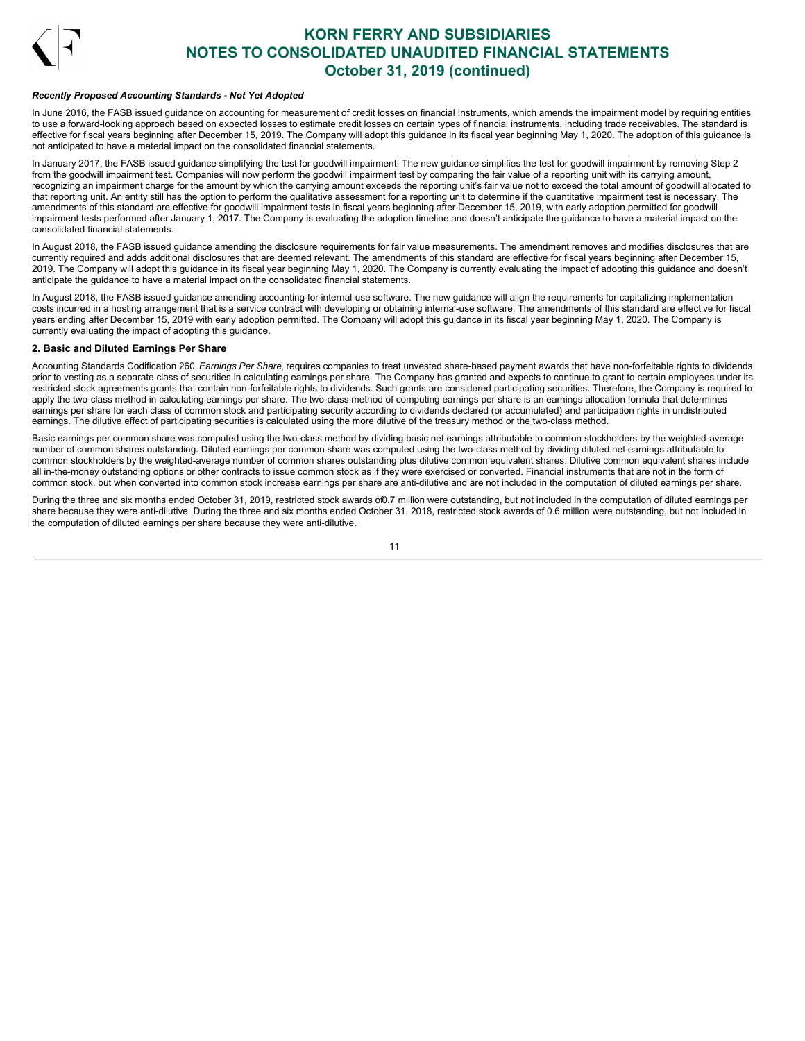### *Recently Proposed Accounting Standards - Not Yet Adopted*

In June 2016, the FASB issued guidance on accounting for measurement of credit losses on financial Instruments, which amends the impairment model by requiring entities to use a forward-looking approach based on expected losses to estimate credit losses on certain types of financial instruments, including trade receivables. The standard is effective for fiscal years beginning after December 15, 2019. The Company will adopt this guidance in its fiscal year beginning May 1, 2020. The adoption of this guidance is not anticipated to have a material impact on the consolidated financial statements.

In January 2017, the FASB issued guidance simplifying the test for goodwill impairment. The new guidance simplifies the test for goodwill impairment by removing Step 2 from the goodwill impairment test. Companies will now perform the goodwill impairment test by comparing the fair value of a reporting unit with its carrying amount, recognizing an impairment charge for the amount by which the carrying amount exceeds the reporting unit's fair value not to exceed the total amount of goodwill allocated to that reporting unit. An entity still has the option to perform the qualitative assessment for a reporting unit to determine if the quantitative impairment test is necessary. The amendments of this standard are effective for goodwill impairment tests in fiscal years beginning after December 15, 2019, with early adoption permitted for goodwill impairment tests performed after January 1, 2017. The Company is evaluating the adoption timeline and doesn't anticipate the guidance to have a material impact on the consolidated financial statements.

In August 2018, the FASB issued guidance amending the disclosure requirements for fair value measurements. The amendment removes and modifies disclosures that are currently required and adds additional disclosures that are deemed relevant. The amendments of this standard are effective for fiscal years beginning after December 15, 2019. The Company will adopt this guidance in its fiscal year beginning May 1, 2020. The Company is currently evaluating the impact of adopting this guidance and doesn't anticipate the guidance to have a material impact on the consolidated financial statements.

In August 2018, the FASB issued guidance amending accounting for internal-use software. The new guidance will align the requirements for capitalizing implementation costs incurred in a hosting arrangement that is a service contract with developing or obtaining internal-use software. The amendments of this standard are effective for fiscal years ending after December 15, 2019 with early adoption permitted. The Company will adopt this guidance in its fiscal year beginning May 1, 2020. The Company is currently evaluating the impact of adopting this guidance.

### 2. Basic and Diluted Earnings Per Share

Accounting Standards Codification 260, *Earnings Per Share*, requires companies to treat unvested share-based payment awards that have non-forfeitable rights to dividends prior to vesting as a separate class of securities in calculating earnings per share. The Company has granted and expects to continue to grant to certain employees under its restricted stock agreements grants that contain non-forfeitable rights to dividends. Such grants are considered participating securities. Therefore, the Company is required to apply the two-class method in calculating earnings per share. The two-class method of computing earnings per share is an earnings allocation formula that determines earnings per share for each class of common stock and participating security according to dividends declared (or accumulated) and participation rights in undistributed earnings. The dilutive effect of participating securities is calculated using the more dilutive of the treasury method or the two-class method.

Basic earnings per common share was computed using the two-class method by dividing basic net earnings attributable to common stockholders by the weighted-average number of common shares outstanding. Diluted earnings per common share was computed using the two-class method by dividing diluted net earnings attributable to common stockholders by the weighted-average number of common shares outstanding plus dilutive common equivalent shares. Dilutive common equivalent shares include all in-the-money outstanding options or other contracts to issue common stock as if they were exercised or converted. Financial instruments that are not in the form of common stock, but when converted into common stock increase earnings per share are anti-dilutive and are not included in the computation of diluted earnings per share.

During the three and six months ended October 31, 2019, restricted stock awards of 0.7 million were outstanding, but not included in the computation of diluted earnings per share because they were anti-dilutive. During the three and six months ended October 31, 2018, restricted stock awards of 0.6 million were outstanding, but not included in the computation of diluted earnings per share because they were anti-dilutive.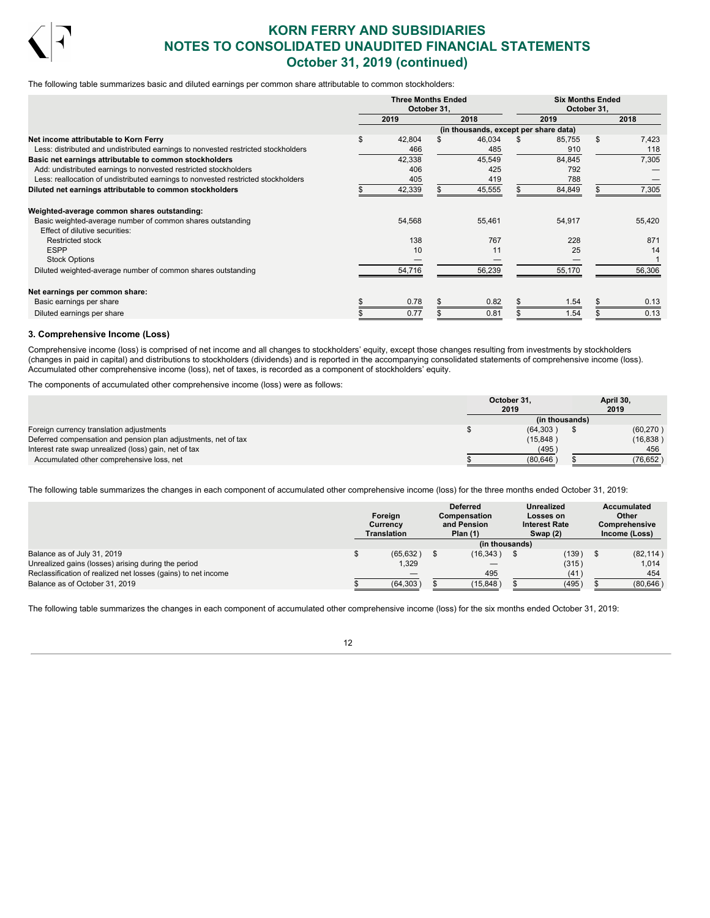The following table summarizes basic and diluted earnings per common share attributable to common stockholders:

| | Three Months Ended October 31, | | Six Months Ended October 31, | |
|---|---|---|---|---|
| | 2019 | 2018 | 2019 | 2018 |
| | (in thousands, except per share data) | | | |
| **Net income attributable to Korn Ferry** | $ 42,804 | $ 46,034 | $ 85,755 | $ 7,423 |
| Less: distributed and undistributed earnings to nonvested restricted stockholders | 466 | 485 | 910 | 118 |
| **Basic net earnings attributable to common stockholders** | 42,338 | 45,549 | 84,845 | 7,305 |
| Add: undistributed earnings to nonvested restricted stockholders | 406 | 425 | 792 | — |
| Less: reallocation of undistributed earnings to nonvested restricted stockholders | 405 | 419 | 788 | — |
| **Diluted net earnings attributable to common stockholders** | $ 42,339 | $ 45,555 | $ 84,849 | $ 7,305 |
| | | | | |
| **Weighted-average common shares outstanding:** | | | | |
| Basic weighted-average number of common shares outstanding | 54,568 | 55,461 | 54,917 | 55,420 |
| Effect of dilutive securities: | | | | |
| Restricted stock | 138 | 767 | 228 | 871 |
| ESPP | 10 | 11 | 25 | 14 |
| Stock Options | — | — | — | 1 |
| Diluted weighted-average number of common shares outstanding | 54,716 | 56,239 | 55,170 | 56,306 |
| | | | | |
| **Net earnings per common share:** | | | | |
| Basic earnings per share | $ 0.78 | $ 0.82 | $ 1.54 | $ 0.13 |
| Diluted earnings per share | $ 0.77 | $ 0.81 | $ 1.54 | $ 0.13 |

### 3. Comprehensive Income (Loss)

Comprehensive income (loss) is comprised of net income and all changes to stockholders' equity, except those changes resulting from investments by stockholders (changes in paid in capital) and distributions to stockholders (dividends) and is reported in the accompanying consolidated statements of comprehensive income (loss). Accumulated other comprehensive income (loss), net of taxes, is recorded as a component of stockholders' equity.

The components of accumulated other comprehensive income (loss) were as follows:

| | October 31, 2019 | April 30, 2019 |
|---|---|---|
| | (in thousands) | |
| Foreign currency translation adjustments | $ (64,303) | $ (60,270) |
| Deferred compensation and pension plan adjustments, net of tax | (15,848) | (16,838) |
| Interest rate swap unrealized (loss) gain, net of tax | (495) | 456 |
| Accumulated other comprehensive loss, net | $ (80,646) | $ (76,652) |

The following table summarizes the changes in each component of accumulated other comprehensive income (loss) for the three months ended October 31, 2019:

| | Foreign Currency Translation | Deferred Compensation and Pension Plan (1) | Unrealized Losses on Interest Rate Swap (2) | Accumulated Other Comprehensive Income (Loss) |
|---|---|---|---|---|
| | (in thousands) | | | |
| Balance as of July 31, 2019 | $ (65,632) | $ (16,343) | $ (139) | $ (82,114) |
| Unrealized gains (losses) arising during the period | 1,329 | — | (315) | 1,014 |
| Reclassification of realized net losses (gains) to net income | — | 495 | (41) | 454 |
| Balance as of October 31, 2019 | $ (64,303) | $ (15,848) | $ (495) | $ (80,646) |

The following table summarizes the changes in each component of accumulated other comprehensive income (loss) for the six months ended October 31, 2019: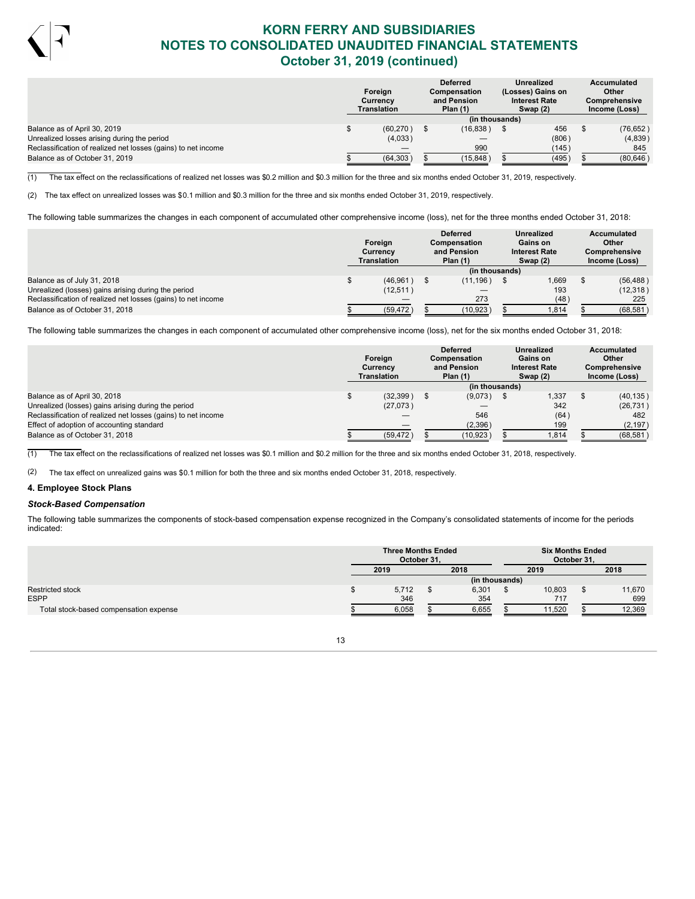| | Foreign Currency Translation | Deferred Compensation and Pension Plan (1) | Unrealized (Losses) Gains on Interest Rate Swap (2) | Accumulated Other Comprehensive Income (Loss) |
|---|---|---|---|---|
| | (in thousands) | | | |
| Balance as of April 30, 2019 | $ (60,270) | $ (16,838) | $ 456 | $ (76,652) |
| Unrealized losses arising during the period | (4,033) | — | (806) | (4,839) |
| Reclassification of realized net losses (gains) to net income | — | 990 | (145) | 845 |
| Balance as of October 31, 2019 | $ (64,303) | $ (15,848) | $ (495) | $ (80,646) |

(1) The tax effect on the reclassifications of realized net losses was $0.2 million and $0.3 million for the three and six months ended October 31, 2019, respectively.

(2) The tax effect on unrealized losses was $0.1 million and $0.3 million for the three and six months ended October 31, 2019, respectively.

The following table summarizes the changes in each component of accumulated other comprehensive income (loss), net for the three months ended October 31, 2018:

| | Foreign Currency Translation | Deferred Compensation and Pension Plan (1) | Unrealized Gains on Interest Rate Swap (2) | Accumulated Other Comprehensive Income (Loss) |
|---|---|---|---|---|
| | (in thousands) | | | |
| Balance as of July 31, 2018 | $ (46,961) | $ (11,196) | $ 1,669 | $ (56,488) |
| Unrealized (losses) gains arising during the period | (12,511) | — | 193 | (12,318) |
| Reclassification of realized net losses (gains) to net income | — | 273 | (48) | 225 |
| Balance as of October 31, 2018 | $ (59,472) | $ (10,923) | $ 1,814 | $ (68,581) |

The following table summarizes the changes in each component of accumulated other comprehensive income (loss), net for the six months ended October 31, 2018:

| | Foreign Currency Translation | Deferred Compensation and Pension Plan (1) | Unrealized Gains on Interest Rate Swap (2) | Accumulated Other Comprehensive Income (Loss) |
|---|---|---|---|---|
| | (in thousands) | | | |
| Balance as of April 30, 2018 | $ (32,399) | $ (9,073) | $ 1,337 | $ (40,135) |
| Unrealized (losses) gains arising during the period | (27,073) | — | 342 | (26,731) |
| Reclassification of realized net losses (gains) to net income | — | 546 | (64) | 482 |
| Effect of adoption of accounting standard | — | (2,396) | 199 | (2,197) |
| Balance as of October 31, 2018 | $ (59,472) | $ (10,923) | $ 1,814 | $ (68,581) |

(1) The tax effect on the reclassifications of realized net losses was $0.1 million and $0.2 million for the three and six months ended October 31, 2018, respectively.

(2) The tax effect on unrealized gains was $0.1 million for both the three and six months ended October 31, 2018, respectively.

### 4. Employee Stock Plans

#### *Stock-Based Compensation*

The following table summarizes the components of stock-based compensation expense recognized in the Company's consolidated statements of income for the periods indicated:

| | Three Months Ended October 31, | | Six Months Ended October 31, | |
|---|---|---|---|---|
| | 2019 | 2018 | 2019 | 2018 |
| | (in thousands) | | | |
| Restricted stock | $ 5,712 | $ 6,301 | $ 10,803 | $ 11,670 |
| ESPP | 346 | 354 | 717 | 699 |
| Total stock-based compensation expense | $ 6,058 | $ 6,655 | $ 11,520 | $ 12,369 |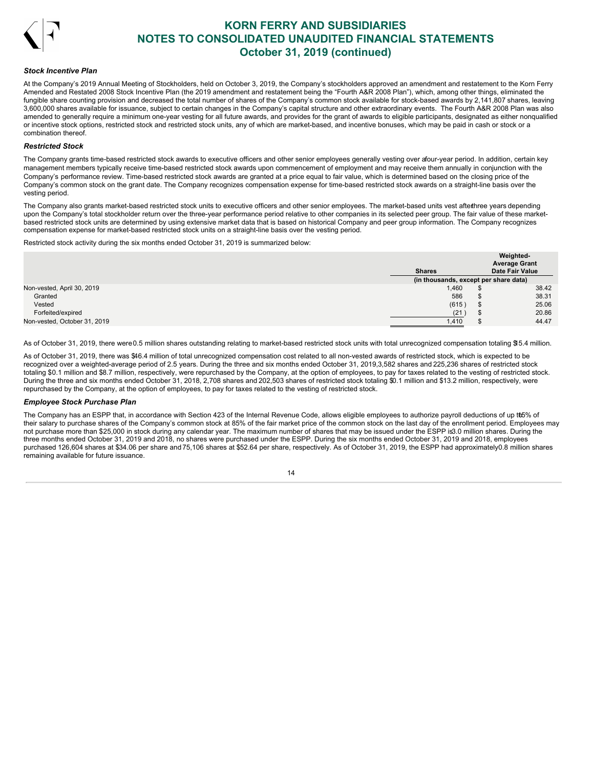### *Stock Incentive Plan*

At the Company's 2019 Annual Meeting of Stockholders, held on October 3, 2019, the Company's stockholders approved an amendment and restatement to the Korn Ferry Amended and Restated 2008 Stock Incentive Plan (the 2019 amendment and restatement being the "Fourth A&R 2008 Plan"), which, among other things, eliminated the fungible share counting provision and decreased the total number of shares of the Company's common stock available for stock-based awards by 2,141,807 shares, leaving 3,600,000 shares available for issuance, subject to certain changes in the Company's capital structure and other extraordinary events. The Fourth A&R 2008 Plan was also amended to generally require a minimum one-year vesting for all future awards, and provides for the grant of awards to eligible participants, designated as either nonqualified or incentive stock options, restricted stock and restricted stock units, any of which are market-based, and incentive bonuses, which may be paid in cash or stock or a combination thereof.

### *Restricted Stock*

The Company grants time-based restricted stock awards to executive officers and other senior employees generally vesting over a four-year period. In addition, certain key management members typically receive time-based restricted stock awards upon commencement of employment and may receive them annually in conjunction with the Company's performance review. Time-based restricted stock awards are granted at a price equal to fair value, which is determined based on the closing price of the Company's common stock on the grant date. The Company recognizes compensation expense for time-based restricted stock awards on a straight-line basis over the vesting period.

The Company also grants market-based restricted stock units to executive officers and other senior employees. The market-based units vest after three years depending upon the Company's total stockholder return over the three-year performance period relative to other companies in its selected peer group. The fair value of these market-based restricted stock units are determined by using extensive market data that is based on historical Company and peer group information. The Company recognizes compensation expense for market-based restricted stock units on a straight-line basis over the vesting period.

Restricted stock activity during the six months ended October 31, 2019 is summarized below:

| | Shares | Weighted-Average Grant Date Fair Value |
|---|---|---|
| | (in thousands, except per share data) | |
| Non-vested, April 30, 2019 | 1,460 | $ 38.42 |
| Granted | 586 | $ 38.31 |
| Vested | (615) | $ 25.06 |
| Forfeited/expired | (21) | $ 20.86 |
| Non-vested, October 31, 2019 | 1,410 | $ 44.47 |

As of October 31, 2019, there were 0.5 million shares outstanding relating to market-based restricted stock units with total unrecognized compensation totaling $15.4 million.

As of October 31, 2019, there was $46.4 million of total unrecognized compensation cost related to all non-vested awards of restricted stock, which is expected to be recognized over a weighted-average period of 2.5 years. During the three and six months ended October 31, 2019, 3,582 shares and 225,236 shares of restricted stock totaling $0.1 million and $8.7 million, respectively, were repurchased by the Company, at the option of employees, to pay for taxes related to the vesting of restricted stock. During the three and six months ended October 31, 2018, 2,708 shares and 202,503 shares of restricted stock totaling $0.1 million and $13.2 million, respectively, were repurchased by the Company, at the option of employees, to pay for taxes related to the vesting of restricted stock.

### *Employee Stock Purchase Plan*

The Company has an ESPP that, in accordance with Section 423 of the Internal Revenue Code, allows eligible employees to authorize payroll deductions of up to 15% of their salary to purchase shares of the Company's common stock at 85% of the fair market price of the common stock on the last day of the enrollment period. Employees may not purchase more than $25,000 in stock during any calendar year. The maximum number of shares that may be issued under the ESPP is 3.0 million shares. During the three months ended October 31, 2019 and 2018, no shares were purchased under the ESPP. During the six months ended October 31, 2019 and 2018, employees purchased 126,604 shares at $34.06 per share and 75,106 shares at $52.64 per share, respectively. As of October 31, 2019, the ESPP had approximately 0.8 million shares remaining available for future issuance.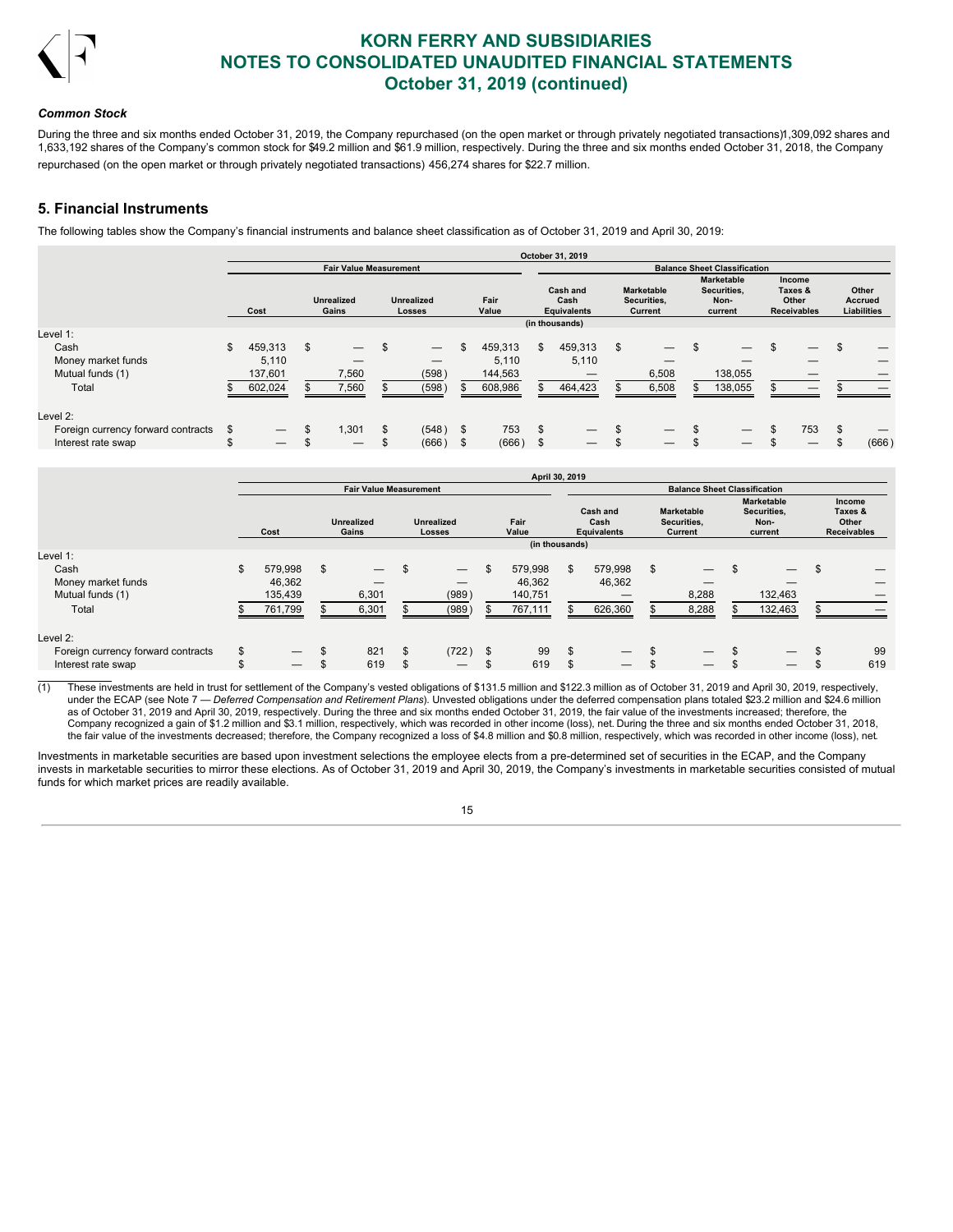*Common Stock*

During the three and six months ended October 31, 2019, the Company repurchased (on the open market or through privately negotiated transactions)1,309,092 shares and 1,633,192 shares of the Company's common stock for $49.2 million and $61.9 million, respectively. During the three and six months ended October 31, 2018, the Company repurchased (on the open market or through privately negotiated transactions) 456,274 shares for $22.7 million.

## 5. Financial Instruments

The following tables show the Company's financial instruments and balance sheet classification as of October 31, 2019 and April 30, 2019:

| | October 31, 2019 | | | | | | | | |
|---|---|---|---|---|---|---|---|---|---|
| | Fair Value Measurement | | | | Balance Sheet Classification | | | | |
| | Cost | Unrealized Gains | Unrealized Losses | Fair Value | Cash and Cash Equivalents | Marketable Securities, Current | Marketable Securities, Non-current | Income Taxes & Other Receivables | Other Accrued Liabilities |
| | (in thousands) | | | | | | | | |
| Level 1: | | | | | | | | | |
| Cash | $ 459,313 | $ — | $ — | $ 459,313 | $ 459,313 | $ — | $ — | $ — | $ — |
| Money market funds | 5,110 | — | — | 5,110 | 5,110 | — | — | — | — |
| Mutual funds (1) | 137,601 | 7,560 | (598) | 144,563 | — | 6,508 | 138,055 | — | — |
| Total | $ 602,024 | $ 7,560 | $ (598) | $ 608,986 | $ 464,423 | $ 6,508 | $ 138,055 | $ — | $ — |
| Level 2: | | | | | | | | | |
| Foreign currency forward contracts | $ — | $ 1,301 | $ (548) | $ 753 | $ — | $ — | $ — | $ 753 | $ — |
| Interest rate swap | $ — | $ — | $ (666) | $ (666) | $ — | $ — | $ — | $ — | $ (666) |

| | April 30, 2019 | | | | | | | |
|---|---|---|---|---|---|---|---|---|
| | Fair Value Measurement | | | | Balance Sheet Classification | | | |
| | Cost | Unrealized Gains | Unrealized Losses | Fair Value | Cash and Cash Equivalents | Marketable Securities, Current | Marketable Securities, Non-current | Income Taxes & Other Receivables |
| | (in thousands) | | | | | | | |
| Level 1: | | | | | | | | |
| Cash | $ 579,998 | $ — | $ — | $ 579,998 | $ 579,998 | $ — | $ — | $ — |
| Money market funds | 46,362 | — | — | 46,362 | 46,362 | — | — | — |
| Mutual funds (1) | 135,439 | 6,301 | (989) | 140,751 | — | 8,288 | 132,463 | — |
| Total | $ 761,799 | $ 6,301 | $ (989) | $ 767,111 | $ 626,360 | $ 8,288 | $ 132,463 | $ — |
| Level 2: | | | | | | | | |
| Foreign currency forward contracts | $ — | $ 821 | $ (722) | $ 99 | $ — | $ — | $ — | $ 99 |
| Interest rate swap | $ — | $ 619 | $ — | $ 619 | $ — | $ — | $ — | $ 619 |

(1) These investments are held in trust for settlement of the Company's vested obligations of $131.5 million and $122.3 million as of October 31, 2019 and April 30, 2019, respectively, under the ECAP (see Note 7 — *Deferred Compensation and Retirement Plans*). Unvested obligations under the deferred compensation plans totaled $23.2 million and $24.6 million as of October 31, 2019 and April 30, 2019, respectively. During the three and six months ended October 31, 2019, the fair value of the investments increased; therefore, the Company recognized a gain of $1.2 million and $3.1 million, respectively, which was recorded in other income (loss), net. During the three and six months ended October 31, 2018, the fair value of the investments decreased; therefore, the Company recognized a loss of $4.8 million and $0.8 million, respectively, which was recorded in other income (loss), net.

Investments in marketable securities are based upon investment selections the employee elects from a pre-determined set of securities in the ECAP, and the Company invests in marketable securities to mirror these elections. As of October 31, 2019 and April 30, 2019, the Company's investments in marketable securities consisted of mutual funds for which market prices are readily available.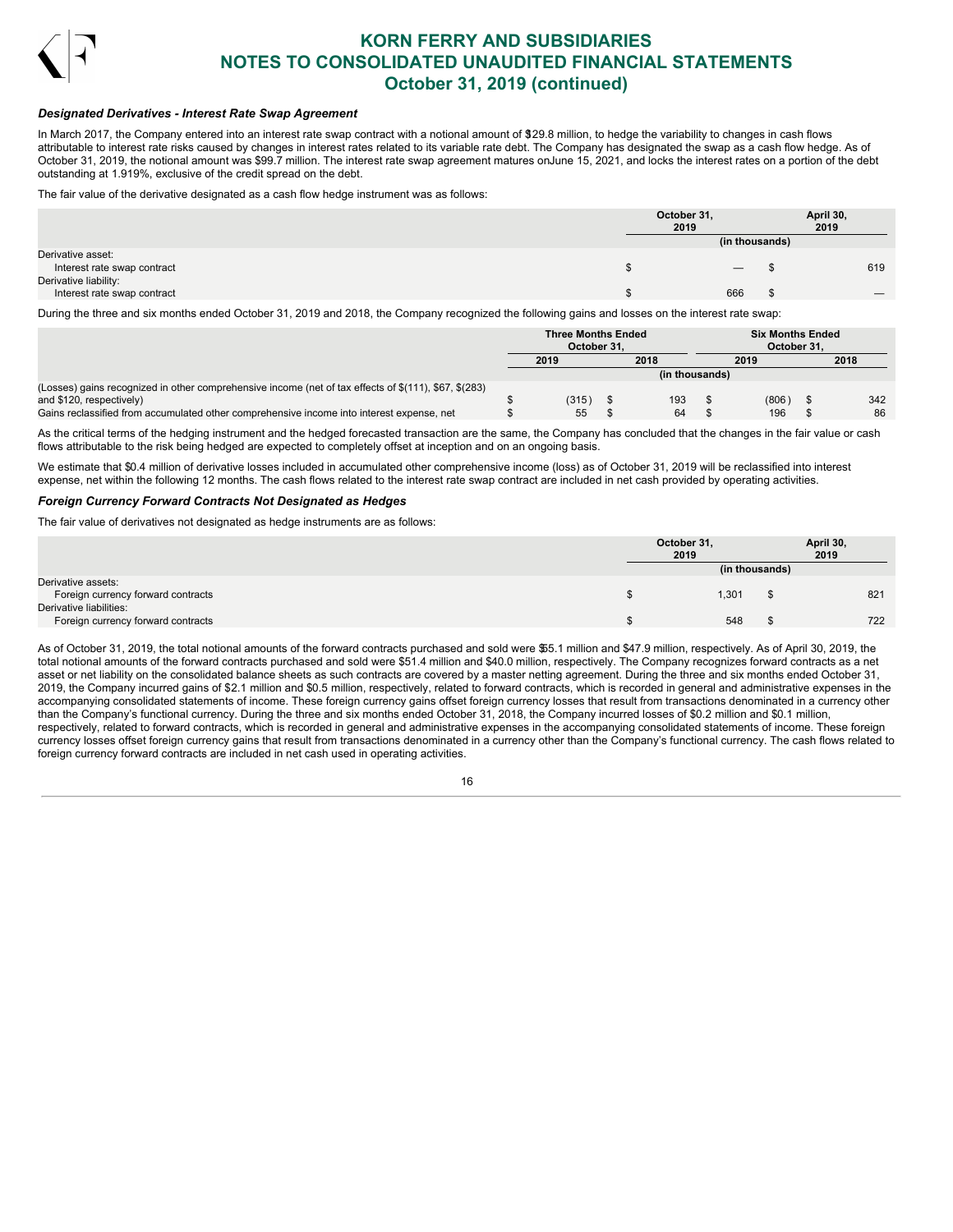### *Designated Derivatives - Interest Rate Swap Agreement*

In March 2017, the Company entered into an interest rate swap contract with a notional amount of $129.8 million, to hedge the variability to changes in cash flows attributable to interest rate risks caused by changes in interest rates related to its variable rate debt. The Company has designated the swap as a cash flow hedge. As of October 31, 2019, the notional amount was $99.7 million. The interest rate swap agreement matures on June 15, 2021, and locks the interest rates on a portion of the debt outstanding at 1.919%, exclusive of the credit spread on the debt.

The fair value of the derivative designated as a cash flow hedge instrument was as follows:

| | October 31, 2019 | April 30, 2019 |
|---|---|---|
| | (in thousands) | |
| Derivative asset: | | |
| Interest rate swap contract | $ — | $ 619 |
| Derivative liability: | | |
| Interest rate swap contract | $ 666 | $ — |

During the three and six months ended October 31, 2019 and 2018, the Company recognized the following gains and losses on the interest rate swap:

| | Three Months Ended October 31, | | Six Months Ended October 31, | |
|---|---|---|---|---|
| | 2019 | 2018 | 2019 | 2018 |
| | (in thousands) | | | |
| (Losses) gains recognized in other comprehensive income (net of tax effects of $(111), $67, $(283) and $120, respectively) | $ (315) | $ 193 | $ (806) | $ 342 |
| Gains reclassified from accumulated other comprehensive income into interest expense, net | $ 55 | $ 64 | $ 196 | $ 86 |

As the critical terms of the hedging instrument and the hedged forecasted transaction are the same, the Company has concluded that the changes in the fair value or cash flows attributable to the risk being hedged are expected to completely offset at inception and on an ongoing basis.

We estimate that $0.4 million of derivative losses included in accumulated other comprehensive income (loss) as of October 31, 2019 will be reclassified into interest expense, net within the following 12 months. The cash flows related to the interest rate swap contract are included in net cash provided by operating activities.

### *Foreign Currency Forward Contracts Not Designated as Hedges*

The fair value of derivatives not designated as hedge instruments are as follows:

| | October 31, 2019 | April 30, 2019 |
|---|---|---|
| | (in thousands) | |
| Derivative assets: | | |
| Foreign currency forward contracts | $ 1,301 | $ 821 |
| Derivative liabilities: | | |
| Foreign currency forward contracts | $ 548 | $ 722 |

As of October 31, 2019, the total notional amounts of the forward contracts purchased and sold were $55.1 million and $47.9 million, respectively. As of April 30, 2019, the total notional amounts of the forward contracts purchased and sold were $51.4 million and $40.0 million, respectively. The Company recognizes forward contracts as a net asset or net liability on the consolidated balance sheets as such contracts are covered by a master netting agreement. During the three and six months ended October 31, 2019, the Company incurred gains of $2.1 million and $0.5 million, respectively, related to forward contracts, which is recorded in general and administrative expenses in the accompanying consolidated statements of income. These foreign currency gains offset foreign currency losses that result from transactions denominated in a currency other than the Company's functional currency. During the three and six months ended October 31, 2018, the Company incurred losses of $0.2 million and $0.1 million, respectively, related to forward contracts, which is recorded in general and administrative expenses in the accompanying consolidated statements of income. These foreign currency losses offset foreign currency gains that result from transactions denominated in a currency other than the Company's functional currency. The cash flows related to foreign currency forward contracts are included in net cash used in operating activities.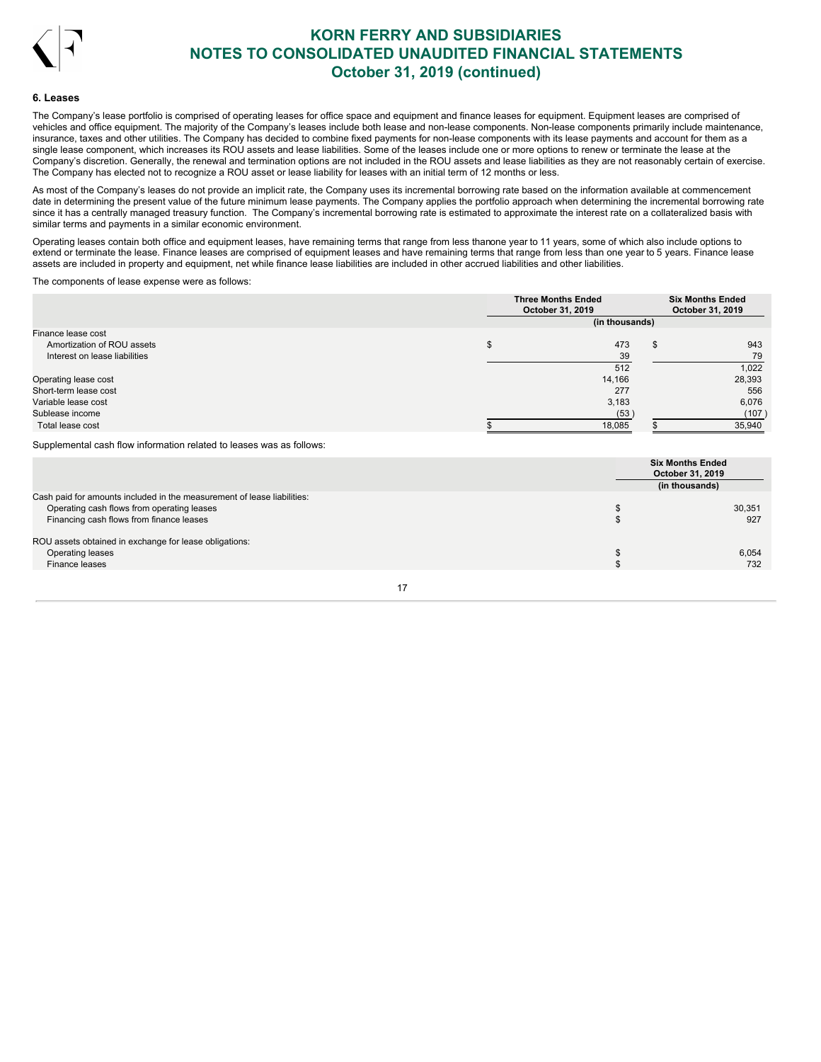### 6. Leases

The Company's lease portfolio is comprised of operating leases for office space and equipment and finance leases for equipment. Equipment leases are comprised of vehicles and office equipment. The majority of the Company's leases include both lease and non-lease components. Non-lease components primarily include maintenance, insurance, taxes and other utilities. The Company has decided to combine fixed payments for non-lease components with its lease payments and account for them as a single lease component, which increases its ROU assets and lease liabilities. Some of the leases include one or more options to renew or terminate the lease at the Company's discretion. Generally, the renewal and termination options are not included in the ROU assets and lease liabilities as they are not reasonably certain of exercise. The Company has elected not to recognize a ROU asset or lease liability for leases with an initial term of 12 months or less.

As most of the Company's leases do not provide an implicit rate, the Company uses its incremental borrowing rate based on the information available at commencement date in determining the present value of the future minimum lease payments. The Company applies the portfolio approach when determining the incremental borrowing rate since it has a centrally managed treasury function. The Company's incremental borrowing rate is estimated to approximate the interest rate on a collateralized basis with similar terms and payments in a similar economic environment.

Operating leases contain both office and equipment leases, have remaining terms that range from less thanone year to 11 years, some of which also include options to extend or terminate the lease. Finance leases are comprised of equipment leases and have remaining terms that range from less than one year to 5 years. Finance lease assets are included in property and equipment, net while finance lease liabilities are included in other accrued liabilities and other liabilities.

The components of lease expense were as follows:

| | Three Months Ended October 31, 2019 | Six Months Ended October 31, 2019 |
|---|---|---|
| | (in thousands) | |
| Finance lease cost | | |
| Amortization of ROU assets | $ 473 | $ 943 |
| Interest on lease liabilities | 39 | 79 |
| | 512 | 1,022 |
| Operating lease cost | 14,166 | 28,393 |
| Short-term lease cost | 277 | 556 |
| Variable lease cost | 3,183 | 6,076 |
| Sublease income | (53) | (107) |
| Total lease cost | $ 18,085 | $ 35,940 |

Supplemental cash flow information related to leases was as follows:

| | Six Months Ended October 31, 2019 |
|---|---|
| | (in thousands) |
| Cash paid for amounts included in the measurement of lease liabilities: | |
| Operating cash flows from operating leases | $ 30,351 |
| Financing cash flows from finance leases | $ 927 |
| | |
| ROU assets obtained in exchange for lease obligations: | |
| Operating leases | $ 6,054 |
| Finance leases | $ 732 |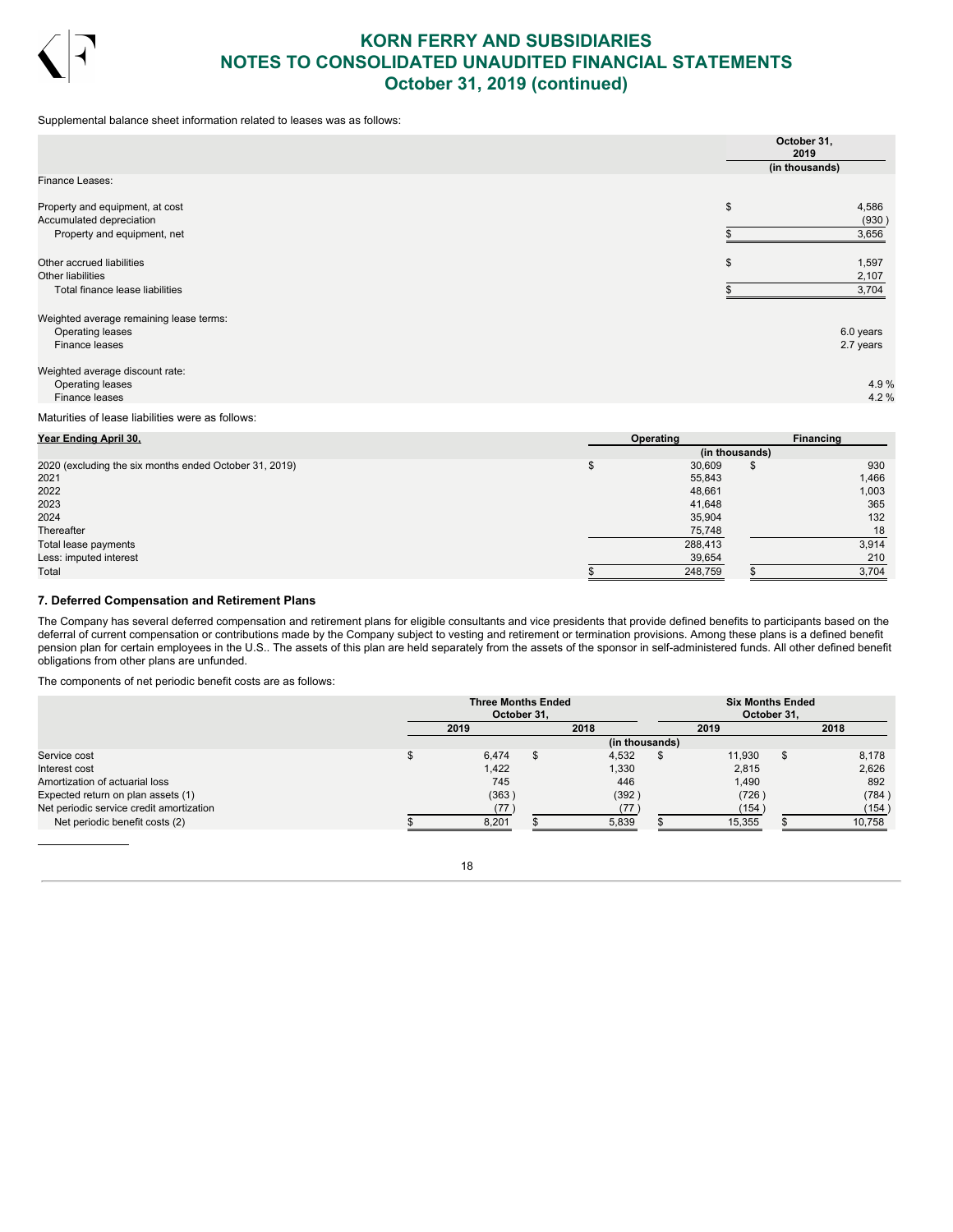Supplemental balance sheet information related to leases was as follows:

| | October 31, 2019 |
|---|---|
| | (in thousands) |
| Finance Leases: | |
| Property and equipment, at cost | $ 4,586 |
| Accumulated depreciation | (930) |
| Property and equipment, net | $ 3,656 |
| Other accrued liabilities | $ 1,597 |
| Other liabilities | 2,107 |
| Total finance lease liabilities | $ 3,704 |
| Weighted average remaining lease terms: | |
| Operating leases | 6.0 years |
| Finance leases | 2.7 years |
| Weighted average discount rate: | |
| Operating leases | 4.9 % |
| Finance leases | 4.2 % |

Maturities of lease liabilities were as follows:

| Year Ending April 30, | Operating | Financing |
|---|---|---|
| | (in thousands) | |
| 2020 (excluding the six months ended October 31, 2019) | $ 30,609 | $ 930 |
| 2021 | 55,843 | 1,466 |
| 2022 | 48,661 | 1,003 |
| 2023 | 41,648 | 365 |
| 2024 | 35,904 | 132 |
| Thereafter | 75,748 | 18 |
| Total lease payments | 288,413 | 3,914 |
| Less: imputed interest | 39,654 | 210 |
| Total | $ 248,759 | $ 3,704 |

### 7. Deferred Compensation and Retirement Plans

The Company has several deferred compensation and retirement plans for eligible consultants and vice presidents that provide defined benefits to participants based on the deferral of current compensation or contributions made by the Company subject to vesting and retirement or termination provisions. Among these plans is a defined benefit pension plan for certain employees in the U.S.. The assets of this plan are held separately from the assets of the sponsor in self-administered funds. All other defined benefit obligations from other plans are unfunded.

The components of net periodic benefit costs are as follows:

| | Three Months Ended October 31, | | Six Months Ended October 31, | |
|---|---|---|---|---|
| | 2019 | 2018 | 2019 | 2018 |
| | (in thousands) | | | |
| Service cost | $ 6,474 | $ 4,532 | $ 11,930 | $ 8,178 |
| Interest cost | 1,422 | 1,330 | 2,815 | 2,626 |
| Amortization of actuarial loss | 745 | 446 | 1,490 | 892 |
| Expected return on plan assets (1) | (363) | (392) | (726) | (784) |
| Net periodic service credit amortization | (77) | (77) | (154) | (154) |
| Net periodic benefit costs (2) | $ 8,201 | $ 5,839 | $ 15,355 | $ 10,758 |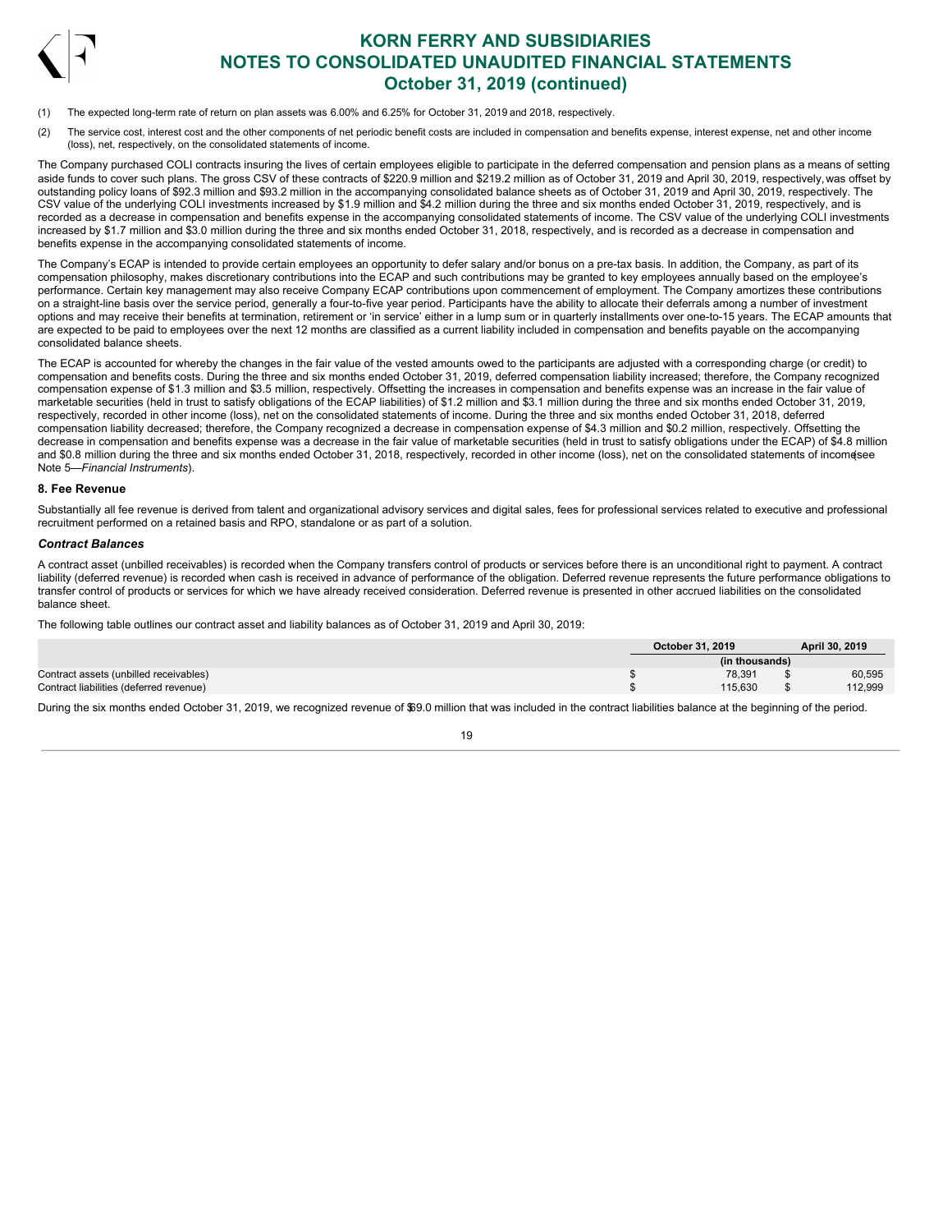(1) The expected long-term rate of return on plan assets was 6.00% and 6.25% for October 31, 2019 and 2018, respectively.

(2) The service cost, interest cost and the other components of net periodic benefit costs are included in compensation and benefits expense, interest expense, net and other income (loss), net, respectively, on the consolidated statements of income.

The Company purchased COLI contracts insuring the lives of certain employees eligible to participate in the deferred compensation and pension plans as a means of setting aside funds to cover such plans. The gross CSV of these contracts of $220.9 million and $219.2 million as of October 31, 2019 and April 30, 2019, respectively, was offset by outstanding policy loans of $92.3 million and $93.2 million in the accompanying consolidated balance sheets as of October 31, 2019 and April 30, 2019, respectively. The CSV value of the underlying COLI investments increased by $1.9 million and $4.2 million during the three and six months ended October 31, 2019, respectively, and is recorded as a decrease in compensation and benefits expense in the accompanying consolidated statements of income. The CSV value of the underlying COLI investments increased by $1.7 million and $3.0 million during the three and six months ended October 31, 2018, respectively, and is recorded as a decrease in compensation and benefits expense in the accompanying consolidated statements of income.

The Company's ECAP is intended to provide certain employees an opportunity to defer salary and/or bonus on a pre-tax basis. In addition, the Company, as part of its compensation philosophy, makes discretionary contributions into the ECAP and such contributions may be granted to key employees annually based on the employee's performance. Certain key management may also receive Company ECAP contributions upon commencement of employment. The Company amortizes these contributions on a straight-line basis over the service period, generally a four-to-five year period. Participants have the ability to allocate their deferrals among a number of investment options and may receive their benefits at termination, retirement or 'in service' either in a lump sum or in quarterly installments over one-to-15 years. The ECAP amounts that are expected to be paid to employees over the next 12 months are classified as a current liability included in compensation and benefits payable on the accompanying consolidated balance sheets.

The ECAP is accounted for whereby the changes in the fair value of the vested amounts owed to the participants are adjusted with a corresponding charge (or credit) to compensation and benefits costs. During the three and six months ended October 31, 2019, deferred compensation liability increased; therefore, the Company recognized compensation expense of $1.3 million and $3.5 million, respectively. Offsetting the increases in compensation and benefits expense was an increase in the fair value of marketable securities (held in trust to satisfy obligations of the ECAP liabilities) of $1.2 million and $3.1 million during the three and six months ended October 31, 2019, respectively, recorded in other income (loss), net on the consolidated statements of income. During the three and six months ended October 31, 2018, deferred compensation liability decreased; therefore, the Company recognized a decrease in compensation expense of $4.3 million and $0.2 million, respectively. Offsetting the decrease in compensation and benefits expense was a decrease in the fair value of marketable securities (held in trust to satisfy obligations under the ECAP) of $4.8 million and $0.8 million during the three and six months ended October 31, 2018, respectively, recorded in other income (loss), net on the consolidated statements of income (see Note 5—*Financial Instruments*).

## 8. Fee Revenue

Substantially all fee revenue is derived from talent and organizational advisory services and digital sales, fees for professional services related to executive and professional recruitment performed on a retained basis and RPO, standalone or as part of a solution.

### *Contract Balances*

A contract asset (unbilled receivables) is recorded when the Company transfers control of products or services before there is an unconditional right to payment. A contract liability (deferred revenue) is recorded when cash is received in advance of performance of the obligation. Deferred revenue represents the future performance obligations to transfer control of products or services for which we have already received consideration. Deferred revenue is presented in other accrued liabilities on the consolidated balance sheet.

The following table outlines our contract asset and liability balances as of October 31, 2019 and April 30, 2019:

| | October 31, 2019 | April 30, 2019 |
|---|---|---|
| | (in thousands) | |
| Contract assets (unbilled receivables) | $ 78,391 | $ 60,595 |
| Contract liabilities (deferred revenue) | $ 115,630 | $ 112,999 |

During the six months ended October 31, 2019, we recognized revenue of $69.0 million that was included in the contract liabilities balance at the beginning of the period.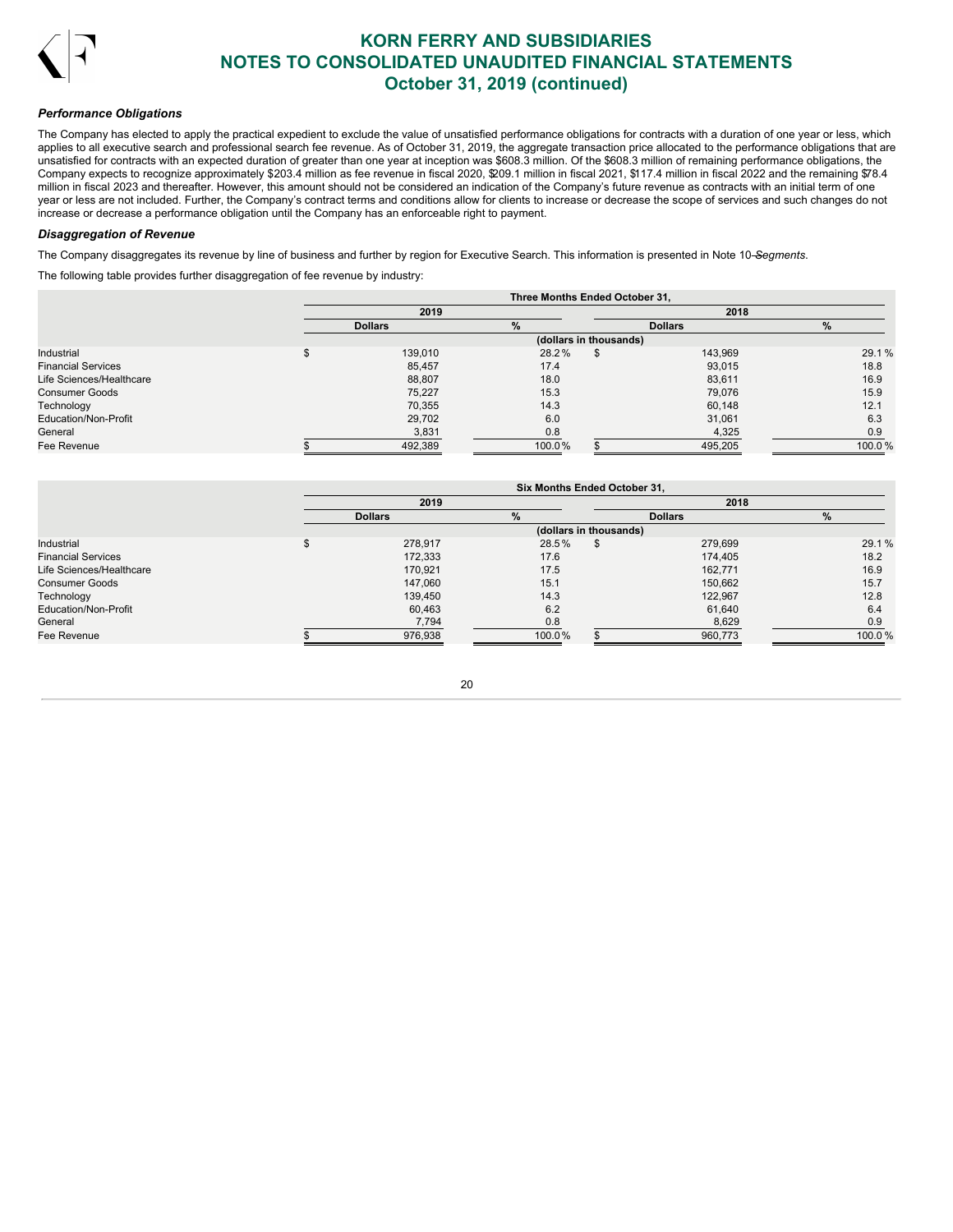### *Performance Obligations*

The Company has elected to apply the practical expedient to exclude the value of unsatisfied performance obligations for contracts with a duration of one year or less, which applies to all executive search and professional search fee revenue. As of October 31, 2019, the aggregate transaction price allocated to the performance obligations that are unsatisfied for contracts with an expected duration of greater than one year at inception was $608.3 million. Of the $608.3 million of remaining performance obligations, the Company expects to recognize approximately $203.4 million as fee revenue in fiscal 2020, $209.1 million in fiscal 2021, $117.4 million in fiscal 2022 and the remaining $78.4 million in fiscal 2023 and thereafter. However, this amount should not be considered an indication of the Company's future revenue as contracts with an initial term of one year or less are not included. Further, the Company's contract terms and conditions allow for clients to increase or decrease the scope of services and such changes do not increase or decrease a performance obligation until the Company has an enforceable right to payment.

### *Disaggregation of Revenue*

The Company disaggregates its revenue by line of business and further by region for Executive Search. This information is presented in Note 10—*Segments*.

The following table provides further disaggregation of fee revenue by industry:

| | Three Months Ended October 31, | | | |
|---|---|---|---|---|
| | 2019 | | 2018 | |
| | Dollars | % | Dollars | % |
| | (dollars in thousands) | | | |
| Industrial | $ 139,010 | 28.2 % | $ 143,969 | 29.1 % |
| Financial Services | 85,457 | 17.4 | 93,015 | 18.8 |
| Life Sciences/Healthcare | 88,807 | 18.0 | 83,611 | 16.9 |
| Consumer Goods | 75,227 | 15.3 | 79,076 | 15.9 |
| Technology | 70,355 | 14.3 | 60,148 | 12.1 |
| Education/Non-Profit | 29,702 | 6.0 | 31,061 | 6.3 |
| General | 3,831 | 0.8 | 4,325 | 0.9 |
| Fee Revenue | $ 492,389 | 100.0 % | $ 495,205 | 100.0 % |

| | Six Months Ended October 31, | | | |
|---|---|---|---|---|
| | 2019 | | 2018 | |
| | Dollars | % | Dollars | % |
| | (dollars in thousands) | | | |
| Industrial | $ 278,917 | 28.5 % | $ 279,699 | 29.1 % |
| Financial Services | 172,333 | 17.6 | 174,405 | 18.2 |
| Life Sciences/Healthcare | 170,921 | 17.5 | 162,771 | 16.9 |
| Consumer Goods | 147,060 | 15.1 | 150,662 | 15.7 |
| Technology | 139,450 | 14.3 | 122,967 | 12.8 |
| Education/Non-Profit | 60,463 | 6.2 | 61,640 | 6.4 |
| General | 7,794 | 0.8 | 8,629 | 0.9 |
| Fee Revenue | $ 976,938 | 100.0 % | $ 960,773 | 100.0 % |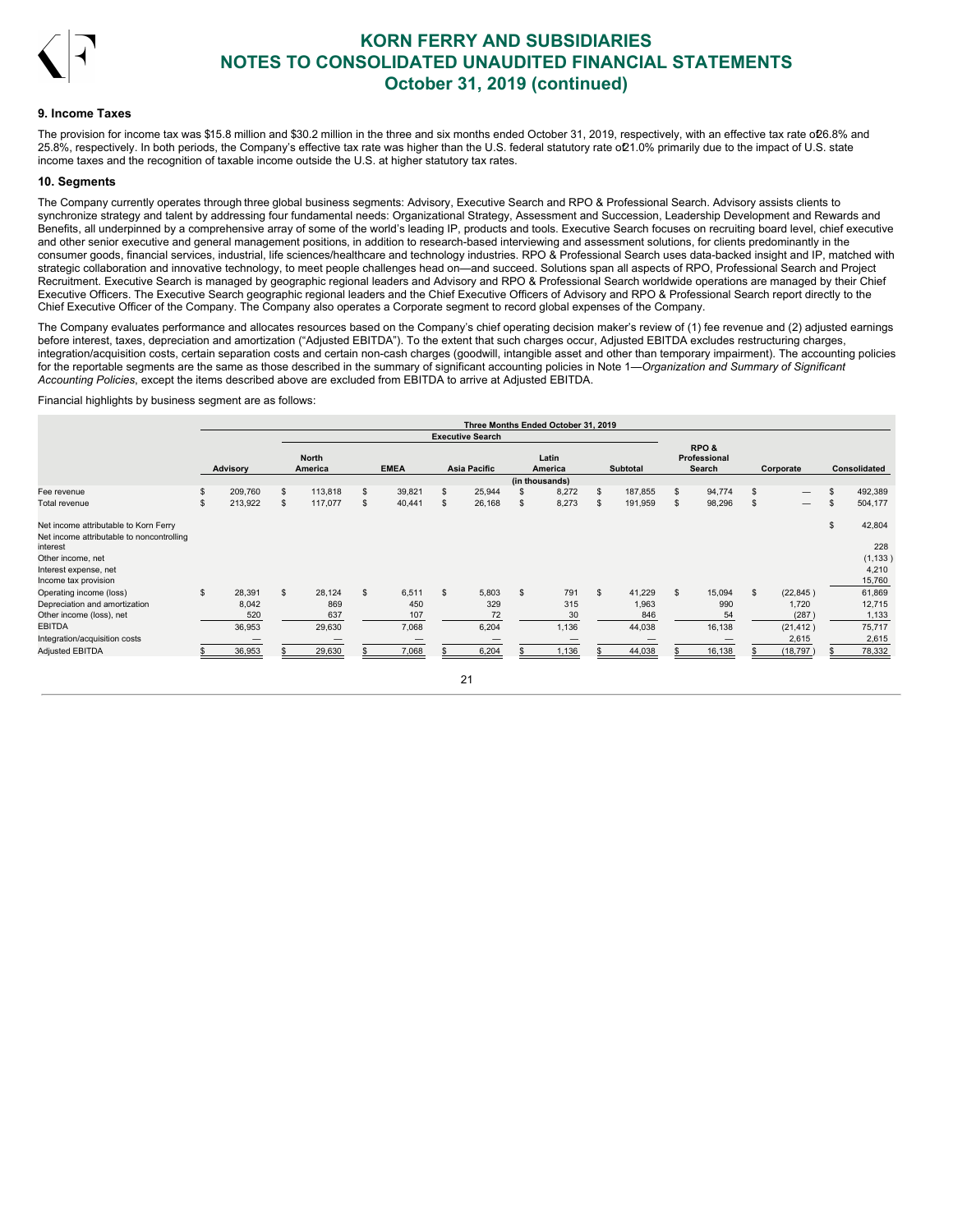### 9. Income Taxes

The provision for income tax was $15.8 million and $30.2 million in the three and six months ended October 31, 2019, respectively, with an effective tax rate of 26.8% and 25.8%, respectively. In both periods, the Company's effective tax rate was higher than the U.S. federal statutory rate of 21.0% primarily due to the impact of U.S. state income taxes and the recognition of taxable income outside the U.S. at higher statutory tax rates.

### 10. Segments

The Company currently operates through three global business segments: Advisory, Executive Search and RPO & Professional Search. Advisory assists clients to synchronize strategy and talent by addressing four fundamental needs: Organizational Strategy, Assessment and Succession, Leadership Development and Rewards and Benefits, all underpinned by a comprehensive array of some of the world's leading IP, products and tools. Executive Search focuses on recruiting board level, chief executive and other senior executive and general management positions, in addition to research-based interviewing and assessment solutions, for clients predominantly in the consumer goods, financial services, industrial, life sciences/healthcare and technology industries. RPO & Professional Search uses data-backed insight and IP, matched with strategic collaboration and innovative technology, to meet people challenges head on—and succeed. Solutions span all aspects of RPO, Professional Search and Project Recruitment. Executive Search is managed by geographic regional leaders and Advisory and RPO & Professional Search worldwide operations are managed by their Chief Executive Officers. The Executive Search geographic regional leaders and the Chief Executive Officers of Advisory and RPO & Professional Search report directly to the Chief Executive Officer of the Company. The Company also operates a Corporate segment to record global expenses of the Company.

The Company evaluates performance and allocates resources based on the Company's chief operating decision maker's review of (1) fee revenue and (2) adjusted earnings before interest, taxes, depreciation and amortization ("Adjusted EBITDA"). To the extent that such charges occur, Adjusted EBITDA excludes restructuring charges, integration/acquisition costs, certain separation costs and certain non-cash charges (goodwill, intangible asset and other than temporary impairment). The accounting policies for the reportable segments are the same as those described in the summary of significant accounting policies in Note 1—*Organization and Summary of Significant Accounting Policies*, except the items described above are excluded from EBITDA to arrive at Adjusted EBITDA.

Financial highlights by business segment are as follows:

| | Three Months Ended October 31, 2019 | | | | | | | | |
|---|---|---|---|---|---|---|---|---|---|
| | | Executive Search | | | | | | | |
| | Advisory | North America | EMEA | Asia Pacific | Latin America | Subtotal | RPO & Professional Search | Corporate | Consolidated |
| | (in thousands) | | | | | | | | |
| Fee revenue | $ 209,760 | $ 113,818 | $ 39,821 | $ 25,944 | $ 8,272 | $ 187,855 | $ 94,774 | $ — | $ 492,389 |
| Total revenue | $ 213,922 | $ 117,077 | $ 40,441 | $ 26,168 | $ 8,273 | $ 191,959 | $ 98,296 | $ — | $ 504,177 |
| Net income attributable to Korn Ferry | | | | | | | | | $ 42,804 |
| Net income attributable to noncontrolling interest | | | | | | | | | 228 |
| Other income, net | | | | | | | | | (1,133) |
| Interest expense, net | | | | | | | | | 4,210 |
| Income tax provision | | | | | | | | | 15,760 |
| Operating income (loss) | $ 28,391 | $ 28,124 | $ 6,511 | $ 5,803 | $ 791 | $ 41,229 | $ 15,094 | $ (22,845) | 61,869 |
| Depreciation and amortization | 8,042 | 869 | 450 | 329 | 315 | 1,963 | 990 | 1,720 | 12,715 |
| Other income (loss), net | 520 | 637 | 107 | 72 | 30 | 846 | 54 | (287) | 1,133 |
| EBITDA | 36,953 | 29,630 | 7,068 | 6,204 | 1,136 | 44,038 | 16,138 | (21,412) | 75,717 |
| Integration/acquisition costs | — | — | — | — | — | — | — | 2,615 | 2,615 |
| Adjusted EBITDA | $ 36,953 | $ 29,630 | $ 7,068 | $ 6,204 | $ 1,136 | $ 44,038 | $ 16,138 | $ (18,797) | $ 78,332 |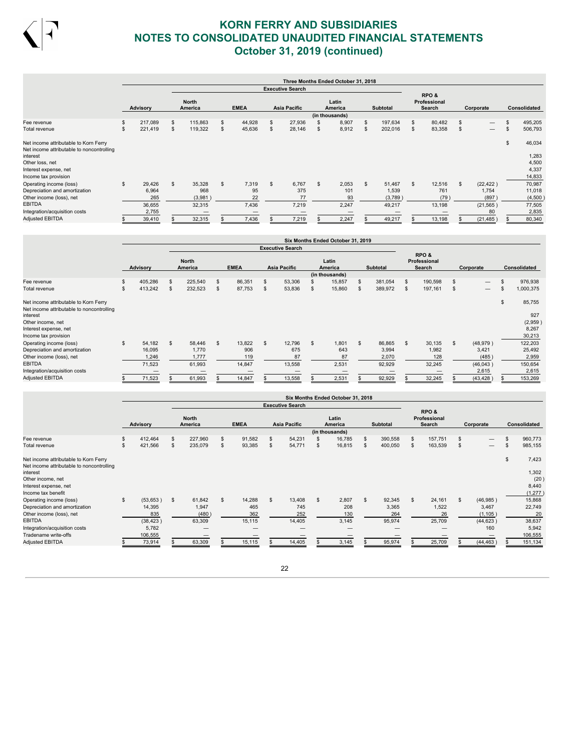# KORN FERRY AND SUBSIDIARIES
# NOTES TO CONSOLIDATED UNAUDITED FINANCIAL STATEMENTS
# October 31, 2019 (continued)

| | Three Months Ended October 31, 2018 | | | | | | | | | |
|---|---|---|---|---|---|---|---|---|---|---|
| | | Executive Search | | | | | | | | |
| | Advisory | North America | EMEA | Asia Pacific | Latin America | Subtotal | RPO & Professional Search | Corporate | Consolidated |
| | (in thousands) | | | | | | | | |
| Fee revenue | $ 217,089 | $ 115,863 | $ 44,928 | $ 27,936 | $ 8,907 | $ 197,634 | $ 80,482 | $ — | $ 495,205 |
| Total revenue | $ 221,419 | $ 119,322 | $ 45,636 | $ 28,146 | $ 8,912 | $ 202,016 | $ 83,358 | $ — | $ 506,793 |
| Net income attributable to Korn Ferry | | | | | | | | | $ 46,034 |
| Net income attributable to noncontrolling interest | | | | | | | | | 1,283 |
| Other loss, net | | | | | | | | | 4,500 |
| Interest expense, net | | | | | | | | | 4,337 |
| Income tax provision | | | | | | | | | 14,833 |
| Operating income (loss) | $ 29,426 | $ 35,328 | $ 7,319 | $ 6,767 | $ 2,053 | $ 51,467 | $ 12,516 | $ (22,422) | 70,987 |
| Depreciation and amortization | 6,964 | 968 | 95 | 375 | 101 | 1,539 | 761 | 1,754 | 11,018 |
| Other income (loss), net | 265 | (3,981) | 22 | 77 | 93 | (3,789) | (79) | (897) | (4,500) |
| EBITDA | 36,655 | 32,315 | 7,436 | 7,219 | 2,247 | 49,217 | 13,198 | (21,565) | 77,505 |
| Integration/acquisition costs | 2,755 | — | — | — | — | — | — | 80 | 2,835 |
| Adjusted EBITDA | $ 39,410 | $ 32,315 | $ 7,436 | $ 7,219 | $ 2,247 | $ 49,217 | $ 13,198 | $ (21,485) | $ 80,340 |

| | Six Months Ended October 31, 2019 | | | | | | | | |
|---|---|---|---|---|---|---|---|---|---|
| | | Executive Search | | | | | | | |
| | Advisory | North America | EMEA | Asia Pacific | Latin America | Subtotal | RPO & Professional Search | Corporate | Consolidated |
| | (in thousands) | | | | | | | | |
| Fee revenue | $ 405,286 | $ 225,540 | $ 86,351 | $ 53,306 | $ 15,857 | $ 381,054 | $ 190,598 | $ — | $ 976,938 |
| Total revenue | $ 413,242 | $ 232,523 | $ 87,753 | $ 53,836 | $ 15,860 | $ 389,972 | $ 197,161 | $ — | $ 1,000,375 |
| Net income attributable to Korn Ferry | | | | | | | | | $ 85,755 |
| Net income attributable to noncontrolling interest | | | | | | | | | 927 |
| Other income, net | | | | | | | | | (2,959) |
| Interest expense, net | | | | | | | | | 8,267 |
| Income tax provision | | | | | | | | | 30,213 |
| Operating income (loss) | $ 54,182 | $ 58,446 | $ 13,822 | $ 12,796 | $ 1,801 | $ 86,865 | $ 30,135 | $ (48,979) | 122,203 |
| Depreciation and amortization | 16,095 | 1,770 | 906 | 675 | 643 | 3,994 | 1,982 | 3,421 | 25,492 |
| Other income (loss), net | 1,246 | 1,777 | 119 | 87 | 87 | 2,070 | 128 | (485) | 2,959 |
| EBITDA | 71,523 | 61,993 | 14,847 | 13,558 | 2,531 | 92,929 | 32,245 | (46,043) | 150,654 |
| Integration/acquisition costs | — | — | — | — | — | — | — | 2,615 | 2,615 |
| Adjusted EBITDA | $ 71,523 | $ 61,993 | $ 14,847 | $ 13,558 | $ 2,531 | $ 92,929 | $ 32,245 | $ (43,428) | $ 153,269 |

| | Six Months Ended October 31, 2018 | | | | | | | | |
|---|---|---|---|---|---|---|---|---|---|
| | | Executive Search | | | | | | | |
| | Advisory | North America | EMEA | Asia Pacific | Latin America | Subtotal | RPO & Professional Search | Corporate | Consolidated |
| | (in thousands) | | | | | | | | |
| Fee revenue | $ 412,464 | $ 227,960 | $ 91,582 | $ 54,231 | $ 16,785 | $ 390,558 | $ 157,751 | $ — | $ 960,773 |
| Total revenue | $ 421,566 | $ 235,079 | $ 93,385 | $ 54,771 | $ 16,815 | $ 400,050 | $ 163,539 | $ — | $ 985,155 |
| Net income attributable to Korn Ferry | | | | | | | | | $ 7,423 |
| Net income attributable to noncontrolling interest | | | | | | | | | 1,302 |
| Other income, net | | | | | | | | | (20) |
| Interest expense, net | | | | | | | | | 8,440 |
| Income tax benefit | | | | | | | | | (1,277) |
| Operating income (loss) | $ (53,653) | $ 61,842 | $ 14,288 | $ 13,408 | $ 2,807 | $ 92,345 | $ 24,161 | $ (46,985) | 15,868 |
| Depreciation and amortization | 14,395 | 1,947 | 465 | 745 | 208 | 3,365 | 1,522 | 3,467 | 22,749 |
| Other income (loss), net | 835 | (480) | 362 | 252 | 130 | 264 | 26 | (1,105) | 20 |
| EBITDA | (38,423) | 63,309 | 15,115 | 14,405 | 3,145 | 95,974 | 25,709 | (44,623) | 38,637 |
| Integration/acquisition costs | 5,782 | — | — | — | — | — | — | 160 | 5,942 |
| Tradename write-offs | 106,555 | — | — | — | — | — | — | — | 106,555 |
| Adjusted EBITDA | $ 73,914 | $ 63,309 | $ 15,115 | $ 14,405 | $ 3,145 | $ 95,974 | $ 25,709 | $ (44,463) | $ 151,134 |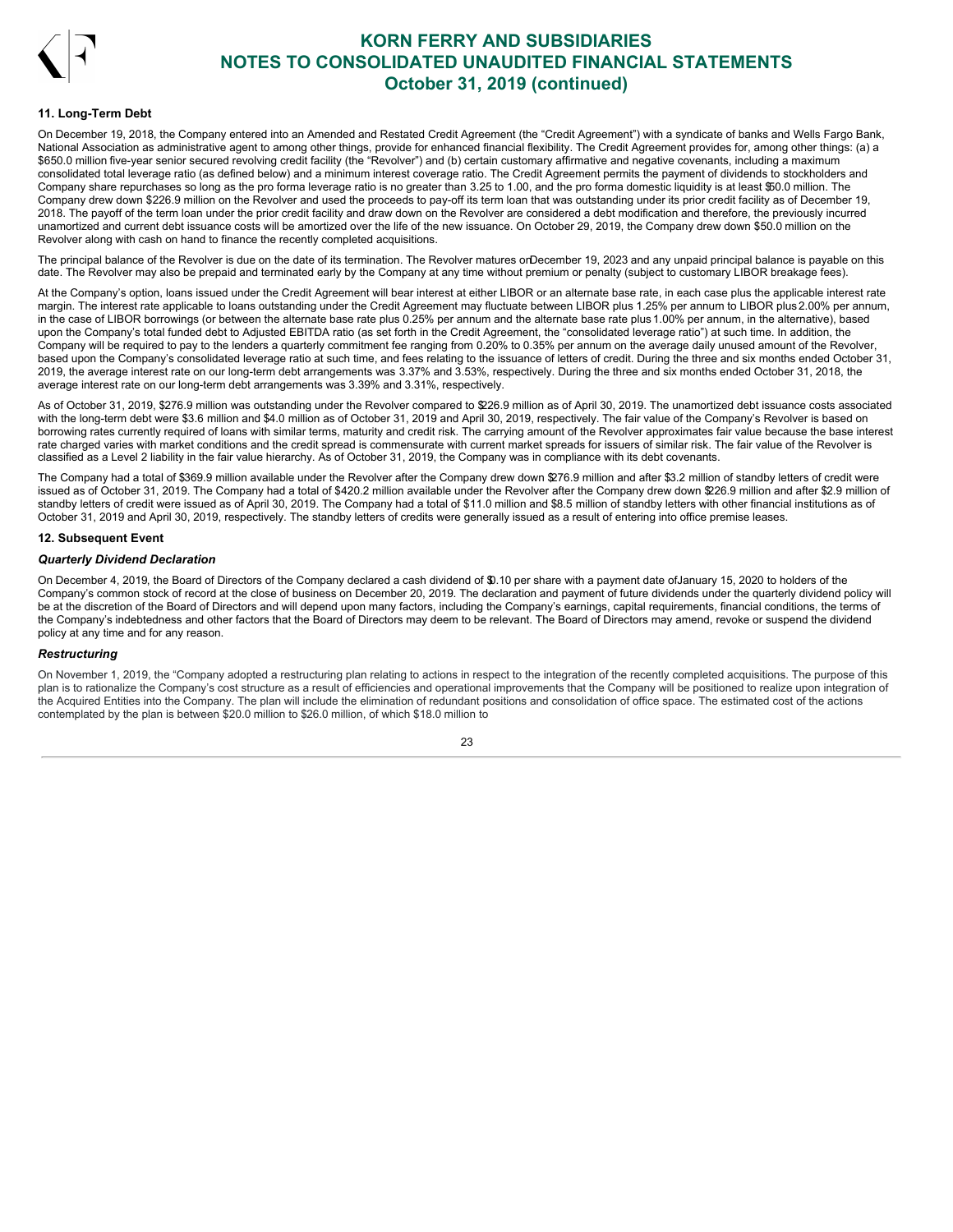## 11. Long-Term Debt

On December 19, 2018, the Company entered into an Amended and Restated Credit Agreement (the "Credit Agreement") with a syndicate of banks and Wells Fargo Bank, National Association as administrative agent to among other things, provide for enhanced financial flexibility. The Credit Agreement provides for, among other things: (a) a $650.0 million five-year senior secured revolving credit facility (the "Revolver") and (b) certain customary affirmative and negative covenants, including a maximum consolidated total leverage ratio (as defined below) and a minimum interest coverage ratio. The Credit Agreement permits the payment of dividends to stockholders and Company share repurchases so long as the pro forma leverage ratio is no greater than 3.25 to 1.00, and the pro forma domestic liquidity is at least $50.0 million. The Company drew down $226.9 million on the Revolver and used the proceeds to pay-off its term loan that was outstanding under its prior credit facility as of December 19, 2018. The payoff of the term loan under the prior credit facility and draw down on the Revolver are considered a debt modification and therefore, the previously incurred unamortized and current debt issuance costs will be amortized over the life of the new issuance. On October 29, 2019, the Company drew down $50.0 million on the Revolver along with cash on hand to finance the recently completed acquisitions.

The principal balance of the Revolver is due on the date of its termination. The Revolver matures on December 19, 2023 and any unpaid principal balance is payable on this date. The Revolver may also be prepaid and terminated early by the Company at any time without premium or penalty (subject to customary LIBOR breakage fees).

At the Company's option, loans issued under the Credit Agreement will bear interest at either LIBOR or an alternate base rate, in each case plus the applicable interest rate margin. The interest rate applicable to loans outstanding under the Credit Agreement may fluctuate between LIBOR plus 1.25% per annum to LIBOR plus 2.00% per annum, in the case of LIBOR borrowings (or between the alternate base rate plus 0.25% per annum and the alternate base rate plus 1.00% per annum, in the alternative), based upon the Company's total funded debt to Adjusted EBITDA ratio (as set forth in the Credit Agreement, the "consolidated leverage ratio") at such time. In addition, the Company will be required to pay to the lenders a quarterly commitment fee ranging from 0.20% to 0.35% per annum on the average daily unused amount of the Revolver, based upon the Company's consolidated leverage ratio at such time, and fees relating to the issuance of letters of credit. During the three and six months ended October 31, 2019, the average interest rate on our long-term debt arrangements was 3.37% and 3.53%, respectively. During the three and six months ended October 31, 2018, the average interest rate on our long-term debt arrangements was 3.39% and 3.31%, respectively.

As of October 31, 2019, $276.9 million was outstanding under the Revolver compared to $226.9 million as of April 30, 2019. The unamortized debt issuance costs associated with the long-term debt were $3.6 million and $4.0 million as of October 31, 2019 and April 30, 2019, respectively. The fair value of the Company's Revolver is based on borrowing rates currently required of loans with similar terms, maturity and credit risk. The carrying amount of the Revolver approximates fair value because the base interest rate charged varies with market conditions and the credit spread is commensurate with current market spreads for issuers of similar risk. The fair value of the Revolver is classified as a Level 2 liability in the fair value hierarchy. As of October 31, 2019, the Company was in compliance with its debt covenants.

The Company had a total of $369.9 million available under the Revolver after the Company drew down $276.9 million and after $3.2 million of standby letters of credit were issued as of October 31, 2019. The Company had a total of $420.2 million available under the Revolver after the Company drew down $226.9 million and after $2.9 million of standby letters of credit were issued as of April 30, 2019. The Company had a total of $11.0 million and $8.5 million of standby letters with other financial institutions as of October 31, 2019 and April 30, 2019, respectively. The standby letters of credits were generally issued as a result of entering into office premise leases.

## 12. Subsequent Event

### *Quarterly Dividend Declaration*

On December 4, 2019, the Board of Directors of the Company declared a cash dividend of $0.10 per share with a payment date of January 15, 2020 to holders of the Company's common stock of record at the close of business on December 20, 2019. The declaration and payment of future dividends under the quarterly dividend policy will be at the discretion of the Board of Directors and will depend upon many factors, including the Company's earnings, capital requirements, financial conditions, the terms of the Company's indebtedness and other factors that the Board of Directors may deem to be relevant. The Board of Directors may amend, revoke or suspend the dividend policy at any time and for any reason.

### *Restructuring*

On November 1, 2019, the "Company adopted a restructuring plan relating to actions in respect to the integration of the recently completed acquisitions. The purpose of this plan is to rationalize the Company's cost structure as a result of efficiencies and operational improvements that the Company will be positioned to realize upon integration of the Acquired Entities into the Company. The plan will include the elimination of redundant positions and consolidation of office space. The estimated cost of the actions contemplated by the plan is between $20.0 million to $26.0 million, of which $18.0 million to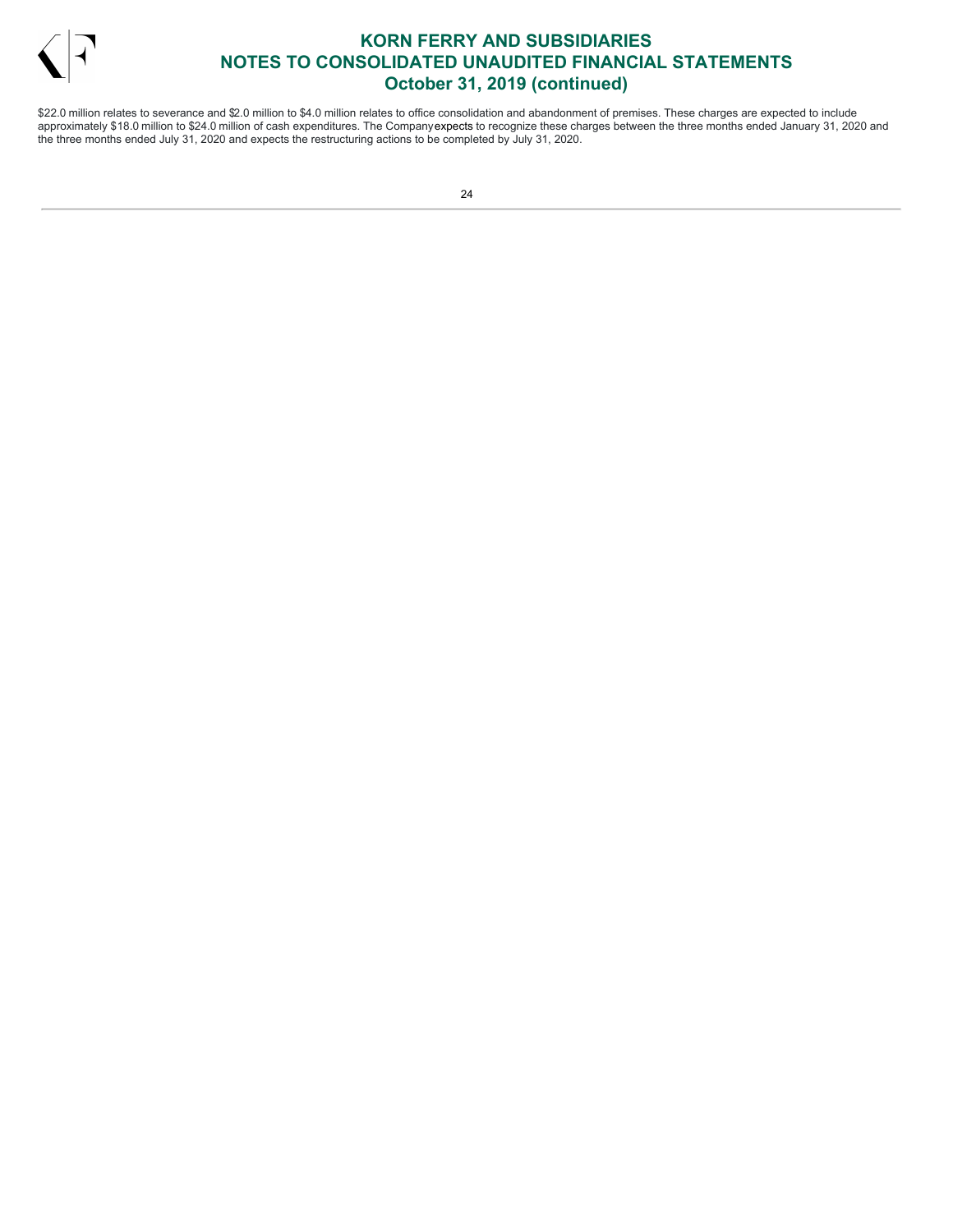$22.0 million relates to severance and $2.0 million to $4.0 million relates to office consolidation and abandonment of premises. These charges are expected to include approximately $18.0 million to $24.0 million of cash expenditures. The Company expects to recognize these charges between the three months ended January 31, 2020 and the three months ended July 31, 2020 and expects the restructuring actions to be completed by July 31, 2020.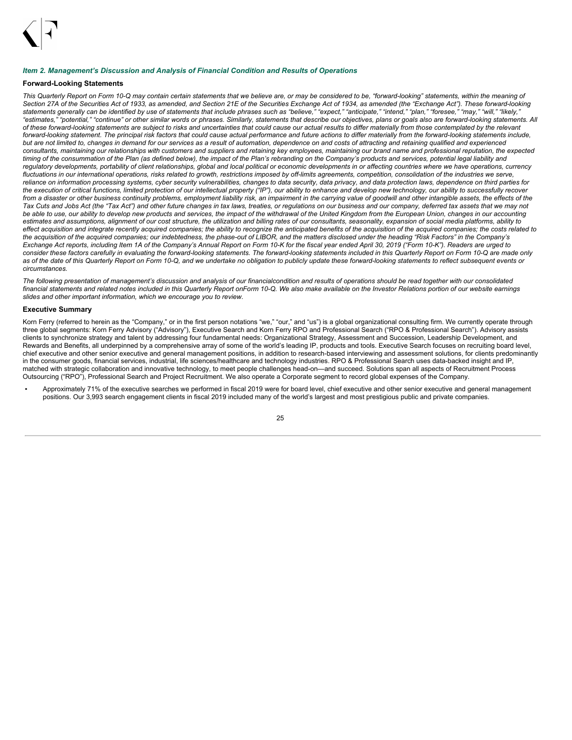### *Item 2. Management's Discussion and Analysis of Financial Condition and Results of Operations*

**Forward-Looking Statements**

*This Quarterly Report on Form 10-Q may contain certain statements that we believe are, or may be considered to be, "forward-looking" statements, within the meaning of Section 27A of the Securities Act of 1933, as amended, and Section 21E of the Securities Exchange Act of 1934, as amended (the "Exchange Act"). These forward-looking statements generally can be identified by use of statements that include phrases such as "believe," "expect," "anticipate," "intend," "plan," "foresee," "may," "will," "likely," "estimates," "potential," "continue" or other similar words or phrases. Similarly, statements that describe our objectives, plans or goals also are forward-looking statements. All of these forward-looking statements are subject to risks and uncertainties that could cause our actual results to differ materially from those contemplated by the relevant forward-looking statement. The principal risk factors that could cause actual performance and future actions to differ materially from the forward-looking statements include, but are not limited to, changes in demand for our services as a result of automation, dependence on and costs of attracting and retaining qualified and experienced consultants, maintaining our relationships with customers and suppliers and retaining key employees, maintaining our brand name and professional reputation, the expected timing of the consummation of the Plan (as defined below), the impact of the Plan's rebranding on the Company's products and services, potential legal liability and regulatory developments, portability of client relationships, global and local political or economic developments in or affecting countries where we have operations, currency fluctuations in our international operations, risks related to growth, restrictions imposed by off-limits agreements, competition, consolidation of the industries we serve, reliance on information processing systems, cyber security vulnerabilities, changes to data security, data privacy, and data protection laws, dependence on third parties for the execution of critical functions, limited protection of our intellectual property ("IP"), our ability to enhance and develop new technology, our ability to successfully recover from a disaster or other business continuity problems, employment liability risk, an impairment in the carrying value of goodwill and other intangible assets, the effects of the Tax Cuts and Jobs Act (the "Tax Act") and other future changes in tax laws, treaties, or regulations on our business and our company, deferred tax assets that we may not be able to use, our ability to develop new products and services, the impact of the withdrawal of the United Kingdom from the European Union, changes in our accounting estimates and assumptions, alignment of our cost structure, the utilization and billing rates of our consultants, seasonality, expansion of social media platforms, ability to effect acquisition and integrate recently acquired companies; the ability to recognize the anticipated benefits of the acquisition of the acquired companies; the costs related to the acquisition of the acquired companies; our indebtedness, the phase-out of LIBOR, and the matters disclosed under the heading "Risk Factors" in the Company's Exchange Act reports, including Item 1A of the Company's Annual Report on Form 10-K for the fiscal year ended April 30, 2019 ("Form 10-K"). Readers are urged to consider these factors carefully in evaluating the forward-looking statements. The forward-looking statements included in this Quarterly Report on Form 10-Q are made only as of the date of this Quarterly Report on Form 10-Q, and we undertake no obligation to publicly update these forward-looking statements to reflect subsequent events or circumstances.*

*The following presentation of management's discussion and analysis of our financialcondition and results of operations should be read together with our consolidated financial statements and related notes included in this Quarterly Report onForm 10-Q. We also make available on the Investor Relations portion of our website earnings slides and other important information, which we encourage you to review.*

**Executive Summary**

Korn Ferry (referred to herein as the "Company," or in the first person notations "we," "our," and "us") is a global organizational consulting firm. We currently operate through three global segments: Korn Ferry Advisory ("Advisory"), Executive Search and Korn Ferry RPO and Professional Search ("RPO & Professional Search"). Advisory assists clients to synchronize strategy and talent by addressing four fundamental needs: Organizational Strategy, Assessment and Succession, Leadership Development, and Rewards and Benefits, all underpinned by a comprehensive array of some of the world's leading IP, products and tools. Executive Search focuses on recruiting board level, chief executive and other senior executive and general management positions, in addition to research-based interviewing and assessment solutions, for clients predominantly in the consumer goods, financial services, industrial, life sciences/healthcare and technology industries. RPO & Professional Search uses data-backed insight and IP, matched with strategic collaboration and innovative technology, to meet people challenges head-on—and succeed. Solutions span all aspects of Recruitment Process Outsourcing ("RPO"), Professional Search and Project Recruitment. We also operate a Corporate segment to record global expenses of the Company.

- Approximately 71% of the executive searches we performed in fiscal 2019 were for board level, chief executive and other senior executive and general management positions. Our 3,993 search engagement clients in fiscal 2019 included many of the world's largest and most prestigious public and private companies.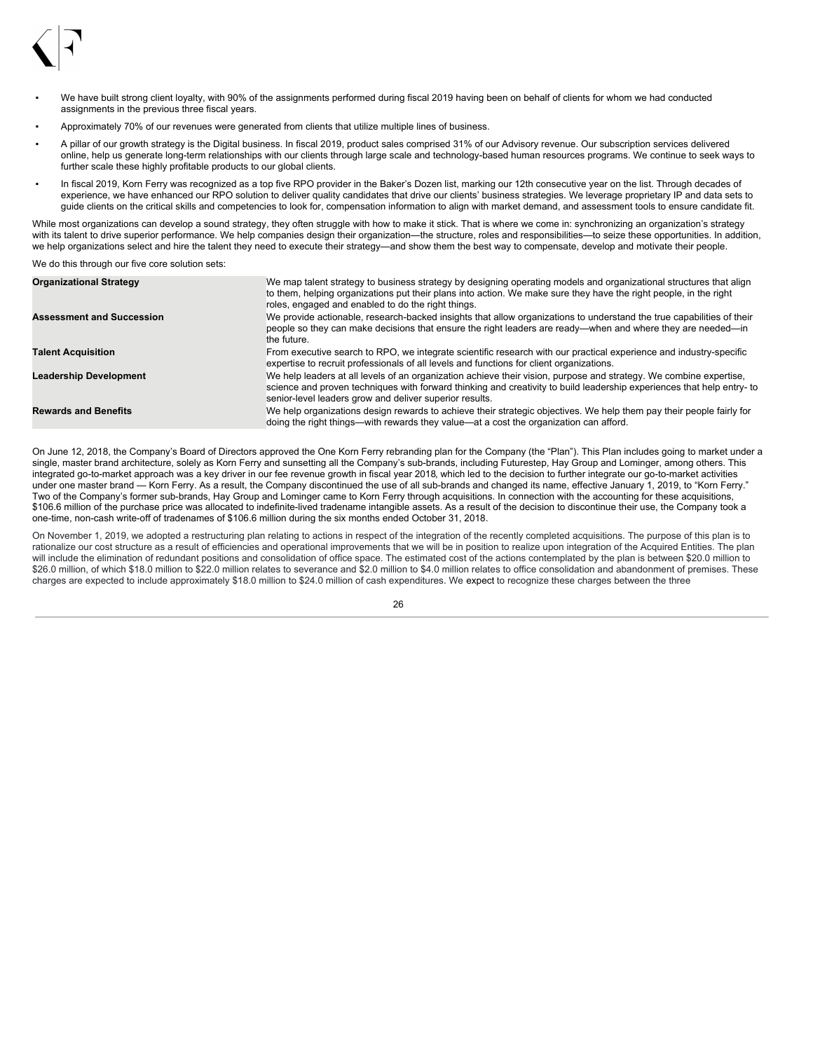- We have built strong client loyalty, with 90% of the assignments performed during fiscal 2019 having been on behalf of clients for whom we had conducted assignments in the previous three fiscal years.
- Approximately 70% of our revenues were generated from clients that utilize multiple lines of business.
- A pillar of our growth strategy is the Digital business. In fiscal 2019, product sales comprised 31% of our Advisory revenue. Our subscription services delivered online, help us generate long-term relationships with our clients through large scale and technology-based human resources programs. We continue to seek ways to further scale these highly profitable products to our global clients.
- In fiscal 2019, Korn Ferry was recognized as a top five RPO provider in the Baker's Dozen list, marking our 12th consecutive year on the list. Through decades of experience, we have enhanced our RPO solution to deliver quality candidates that drive our clients' business strategies. We leverage proprietary IP and data sets to guide clients on the critical skills and competencies to look for, compensation information to align with market demand, and assessment tools to ensure candidate fit.

While most organizations can develop a sound strategy, they often struggle with how to make it stick. That is where we come in: synchronizing an organization's strategy with its talent to drive superior performance. We help companies design their organization—the structure, roles and responsibilities—to seize these opportunities. In addition, we help organizations select and hire the talent they need to execute their strategy—and show them the best way to compensate, develop and motivate their people.

We do this through our five core solution sets:

| | |
|---|---|
| **Organizational Strategy** | We map talent strategy to business strategy by designing operating models and organizational structures that align to them, helping organizations put their plans into action. We make sure they have the right people, in the right roles, engaged and enabled to do the right things. |
| **Assessment and Succession** | We provide actionable, research-backed insights that allow organizations to understand the true capabilities of their people so they can make decisions that ensure the right leaders are ready—when and where they are needed—in the future. |
| **Talent Acquisition** | From executive search to RPO, we integrate scientific research with our practical experience and industry-specific expertise to recruit professionals of all levels and functions for client organizations. |
| **Leadership Development** | We help leaders at all levels of an organization achieve their vision, purpose and strategy. We combine expertise, science and proven techniques with forward thinking and creativity to build leadership experiences that help entry- to senior-level leaders grow and deliver superior results. |
| **Rewards and Benefits** | We help organizations design rewards to achieve their strategic objectives. We help them pay their people fairly for doing the right things—with rewards they value—at a cost the organization can afford. |

On June 12, 2018, the Company's Board of Directors approved the One Korn Ferry rebranding plan for the Company (the "Plan"). This Plan includes going to market under a single, master brand architecture, solely as Korn Ferry and sunsetting all the Company's sub-brands, including Futurestep, Hay Group and Lominger, among others. This integrated go-to-market approach was a key driver in our fee revenue growth in fiscal year 2018, which led to the decision to further integrate our go-to-market activities under one master brand — Korn Ferry. As a result, the Company discontinued the use of all sub-brands and changed its name, effective January 1, 2019, to "Korn Ferry." Two of the Company's former sub-brands, Hay Group and Lominger came to Korn Ferry through acquisitions. In connection with the accounting for these acquisitions, $106.6 million of the purchase price was allocated to indefinite-lived tradename intangible assets. As a result of the decision to discontinue their use, the Company took a one-time, non-cash write-off of tradenames of $106.6 million during the six months ended October 31, 2018.

On November 1, 2019, we adopted a restructuring plan relating to actions in respect of the integration of the recently completed acquisitions. The purpose of this plan is to rationalize our cost structure as a result of efficiencies and operational improvements that we will be in position to realize upon integration of the Acquired Entities. The plan will include the elimination of redundant positions and consolidation of office space. The estimated cost of the actions contemplated by the plan is between $20.0 million to $26.0 million, of which $18.0 million to $22.0 million relates to severance and $2.0 million to $4.0 million relates to office consolidation and abandonment of premises. These charges are expected to include approximately $18.0 million to $24.0 million of cash expenditures. We expect to recognize these charges between the three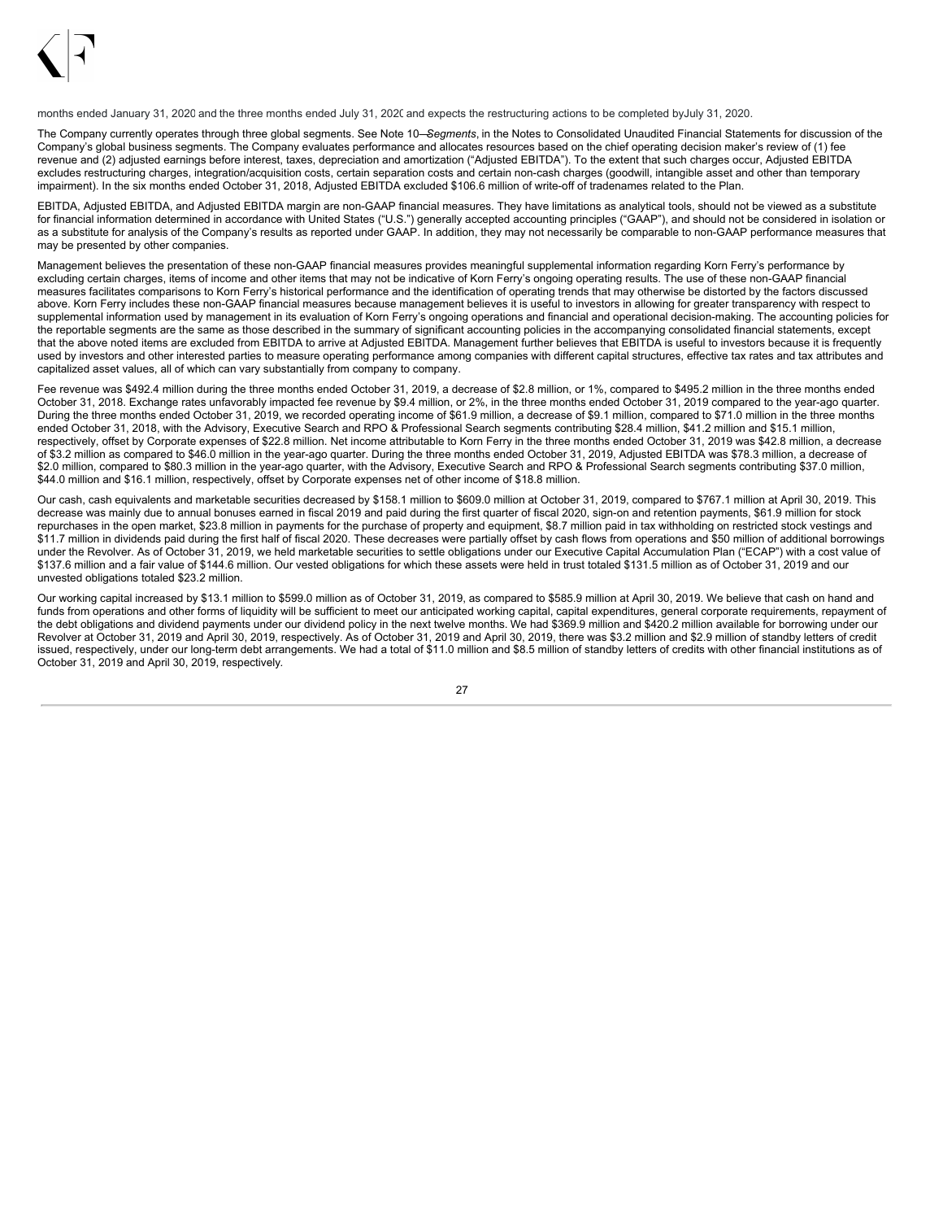months ended January 31, 2020 and the three months ended July 31, 2020 and expects the restructuring actions to be completed by July 31, 2020.

The Company currently operates through three global segments. See Note 10—*Segments*, in the Notes to Consolidated Unaudited Financial Statements for discussion of the Company's global business segments. The Company evaluates performance and allocates resources based on the chief operating decision maker's review of (1) fee revenue and (2) adjusted earnings before interest, taxes, depreciation and amortization ("Adjusted EBITDA"). To the extent that such charges occur, Adjusted EBITDA excludes restructuring charges, integration/acquisition costs, certain separation costs and certain non-cash charges (goodwill, intangible asset and other than temporary impairment). In the six months ended October 31, 2018, Adjusted EBITDA excluded $106.6 million of write-off of tradenames related to the Plan.

EBITDA, Adjusted EBITDA, and Adjusted EBITDA margin are non-GAAP financial measures. They have limitations as analytical tools, should not be viewed as a substitute for financial information determined in accordance with United States ("U.S.") generally accepted accounting principles ("GAAP"), and should not be considered in isolation or as a substitute for analysis of the Company's results as reported under GAAP. In addition, they may not necessarily be comparable to non-GAAP performance measures that may be presented by other companies.

Management believes the presentation of these non-GAAP financial measures provides meaningful supplemental information regarding Korn Ferry's performance by excluding certain charges, items of income and other items that may not be indicative of Korn Ferry's ongoing operating results. The use of these non-GAAP financial measures facilitates comparisons to Korn Ferry's historical performance and the identification of operating trends that may otherwise be distorted by the factors discussed above. Korn Ferry includes these non-GAAP financial measures because management believes it is useful to investors in allowing for greater transparency with respect to supplemental information used by management in its evaluation of Korn Ferry's ongoing operations and financial and operational decision-making. The accounting policies for the reportable segments are the same as those described in the summary of significant accounting policies in the accompanying consolidated financial statements, except that the above noted items are excluded from EBITDA to arrive at Adjusted EBITDA. Management further believes that EBITDA is useful to investors because it is frequently used by investors and other interested parties to measure operating performance among companies with different capital structures, effective tax rates and tax attributes and capitalized asset values, all of which can vary substantially from company to company.

Fee revenue was $492.4 million during the three months ended October 31, 2019, a decrease of $2.8 million, or 1%, compared to $495.2 million in the three months ended October 31, 2018. Exchange rates unfavorably impacted fee revenue by $9.4 million, or 2%, in the three months ended October 31, 2019 compared to the year-ago quarter. During the three months ended October 31, 2019, we recorded operating income of $61.9 million, a decrease of $9.1 million, compared to $71.0 million in the three months ended October 31, 2018, with the Advisory, Executive Search and RPO & Professional Search segments contributing $28.4 million, $41.2 million and $15.1 million, respectively, offset by Corporate expenses of $22.8 million. Net income attributable to Korn Ferry in the three months ended October 31, 2019 was $42.8 million, a decrease of $3.2 million as compared to $46.0 million in the year-ago quarter. During the three months ended October 31, 2019, Adjusted EBITDA was $78.3 million, a decrease of $2.0 million, compared to $80.3 million in the year-ago quarter, with the Advisory, Executive Search and RPO & Professional Search segments contributing $37.0 million, $44.0 million and $16.1 million, respectively, offset by Corporate expenses net of other income of $18.8 million.

Our cash, cash equivalents and marketable securities decreased by $158.1 million to $609.0 million at October 31, 2019, compared to $767.1 million at April 30, 2019. This decrease was mainly due to annual bonuses earned in fiscal 2019 and paid during the first quarter of fiscal 2020, sign-on and retention payments, $61.9 million for stock repurchases in the open market, $23.8 million in payments for the purchase of property and equipment, $8.7 million paid in tax withholding on restricted stock vestings and $11.7 million in dividends paid during the first half of fiscal 2020. These decreases were partially offset by cash flows from operations and $50 million of additional borrowings under the Revolver. As of October 31, 2019, we held marketable securities to settle obligations under our Executive Capital Accumulation Plan ("ECAP") with a cost value of $137.6 million and a fair value of $144.6 million. Our vested obligations for which these assets were held in trust totaled $131.5 million as of October 31, 2019 and our unvested obligations totaled $23.2 million.

Our working capital increased by $13.1 million to $599.0 million as of October 31, 2019, as compared to $585.9 million at April 30, 2019. We believe that cash on hand and funds from operations and other forms of liquidity will be sufficient to meet our anticipated working capital, capital expenditures, general corporate requirements, repayment of the debt obligations and dividend payments under our dividend policy in the next twelve months. We had $369.9 million and $420.2 million available for borrowing under our Revolver at October 31, 2019 and April 30, 2019, respectively. As of October 31, 2019 and April 30, 2019, there was $3.2 million and $2.9 million of standby letters of credit issued, respectively, under our long-term debt arrangements. We had a total of $11.0 million and $8.5 million of standby letters of credits with other financial institutions as of October 31, 2019 and April 30, 2019, respectively.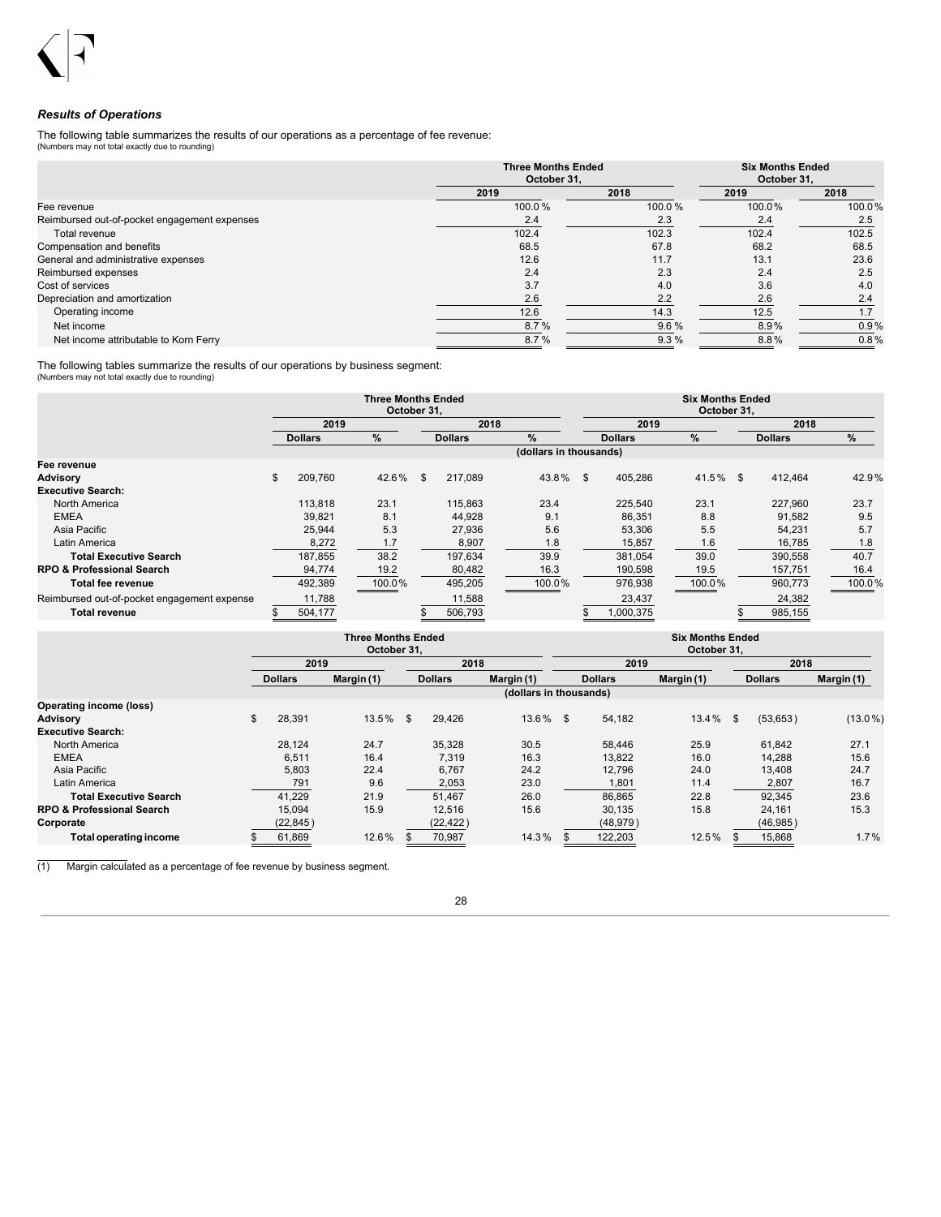### *Results of Operations*

The following table summarizes the results of our operations as a percentage of fee revenue:
(Numbers may not total exactly due to rounding)

| | Three Months Ended October 31, | | Six Months Ended October 31, | |
|---|---|---|---|---|
| | 2019 | 2018 | 2019 | 2018 |
| Fee revenue | 100.0 % | 100.0 % | 100.0% | 100.0% |
| Reimbursed out-of-pocket engagement expenses | 2.4 | 2.3 | 2.4 | 2.5 |
| Total revenue | 102.4 | 102.3 | 102.4 | 102.5 |
| Compensation and benefits | 68.5 | 67.8 | 68.2 | 68.5 |
| General and administrative expenses | 12.6 | 11.7 | 13.1 | 23.6 |
| Reimbursed expenses | 2.4 | 2.3 | 2.4 | 2.5 |
| Cost of services | 3.7 | 4.0 | 3.6 | 4.0 |
| Depreciation and amortization | 2.6 | 2.2 | 2.6 | 2.4 |
| Operating income | 12.6 | 14.3 | 12.5 | 1.7 |
| Net income | 8.7 % | 9.6 % | 8.9% | 0.9% |
| Net income attributable to Korn Ferry | 8.7 % | 9.3 % | 8.8% | 0.8% |

The following tables summarize the results of our operations by business segment:
(Numbers may not total exactly due to rounding)

| | Three Months Ended October 31, | | | | Six Months Ended October 31, | | | |
|---|---|---|---|---|---|---|---|---|
| | 2019 | | 2018 | | 2019 | | 2018 | |
| | Dollars | % | Dollars | % | Dollars | % | Dollars | % |
| | (dollars in thousands) | | | | | | | |
| **Fee revenue** | | | | | | | | |
| **Advisory** | $ 209,760 | 42.6% | $ 217,089 | 43.8% | $ 405,286 | 41.5% | $ 412,464 | 42.9% |
| **Executive Search:** | | | | | | | | |
| North America | 113,818 | 23.1 | 115,863 | 23.4 | 225,540 | 23.1 | 227,960 | 23.7 |
| EMEA | 39,821 | 8.1 | 44,928 | 9.1 | 86,351 | 8.8 | 91,582 | 9.5 |
| Asia Pacific | 25,944 | 5.3 | 27,936 | 5.6 | 53,306 | 5.5 | 54,231 | 5.7 |
| Latin America | 8,272 | 1.7 | 8,907 | 1.8 | 15,857 | 1.6 | 16,785 | 1.8 |
| **Total Executive Search** | 187,855 | 38.2 | 197,634 | 39.9 | 381,054 | 39.0 | 390,558 | 40.7 |
| **RPO & Professional Search** | 94,774 | 19.2 | 80,482 | 16.3 | 190,598 | 19.5 | 157,751 | 16.4 |
| **Total fee revenue** | 492,389 | 100.0% | 495,205 | 100.0% | 976,938 | 100.0% | 960,773 | 100.0% |
| Reimbursed out-of-pocket engagement expense | 11,788 | | 11,588 | | 23,437 | | 24,382 | |
| **Total revenue** | $ 504,177 | | $ 506,793 | | $ 1,000,375 | | $ 985,155 | |

| | Three Months Ended October 31, | | | | Six Months Ended October 31, | | | |
|---|---|---|---|---|---|---|---|---|
| | 2019 | | 2018 | | 2019 | | 2018 | |
| | Dollars | Margin (1) | Dollars | Margin (1) | Dollars | Margin (1) | Dollars | Margin (1) |
| | (dollars in thousands) | | | | | | | |
| **Operating income (loss)** | | | | | | | | |
| **Advisory** | $ 28,391 | 13.5% | $ 29,426 | 13.6% | $ 54,182 | 13.4% | $ (53,653) | (13.0%) |
| **Executive Search:** | | | | | | | | |
| North America | 28,124 | 24.7 | 35,328 | 30.5 | 58,446 | 25.9 | 61,842 | 27.1 |
| EMEA | 6,511 | 16.4 | 7,319 | 16.3 | 13,822 | 16.0 | 14,288 | 15.6 |
| Asia Pacific | 5,803 | 22.4 | 6,767 | 24.2 | 12,796 | 24.0 | 13,408 | 24.7 |
| Latin America | 791 | 9.6 | 2,053 | 23.0 | 1,801 | 11.4 | 2,807 | 16.7 |
| **Total Executive Search** | 41,229 | 21.9 | 51,467 | 26.0 | 86,865 | 22.8 | 92,345 | 23.6 |
| **RPO & Professional Search** | 15,094 | 15.9 | 12,516 | 15.6 | 30,135 | 15.8 | 24,161 | 15.3 |
| **Corporate** | (22,845) | | (22,422) | | (48,979) | | (46,985) | |
| **Total operating income** | $ 61,869 | 12.6% | $ 70,987 | 14.3% | $ 122,203 | 12.5% | $ 15,868 | 1.7% |

(1) Margin calculated as a percentage of fee revenue by business segment.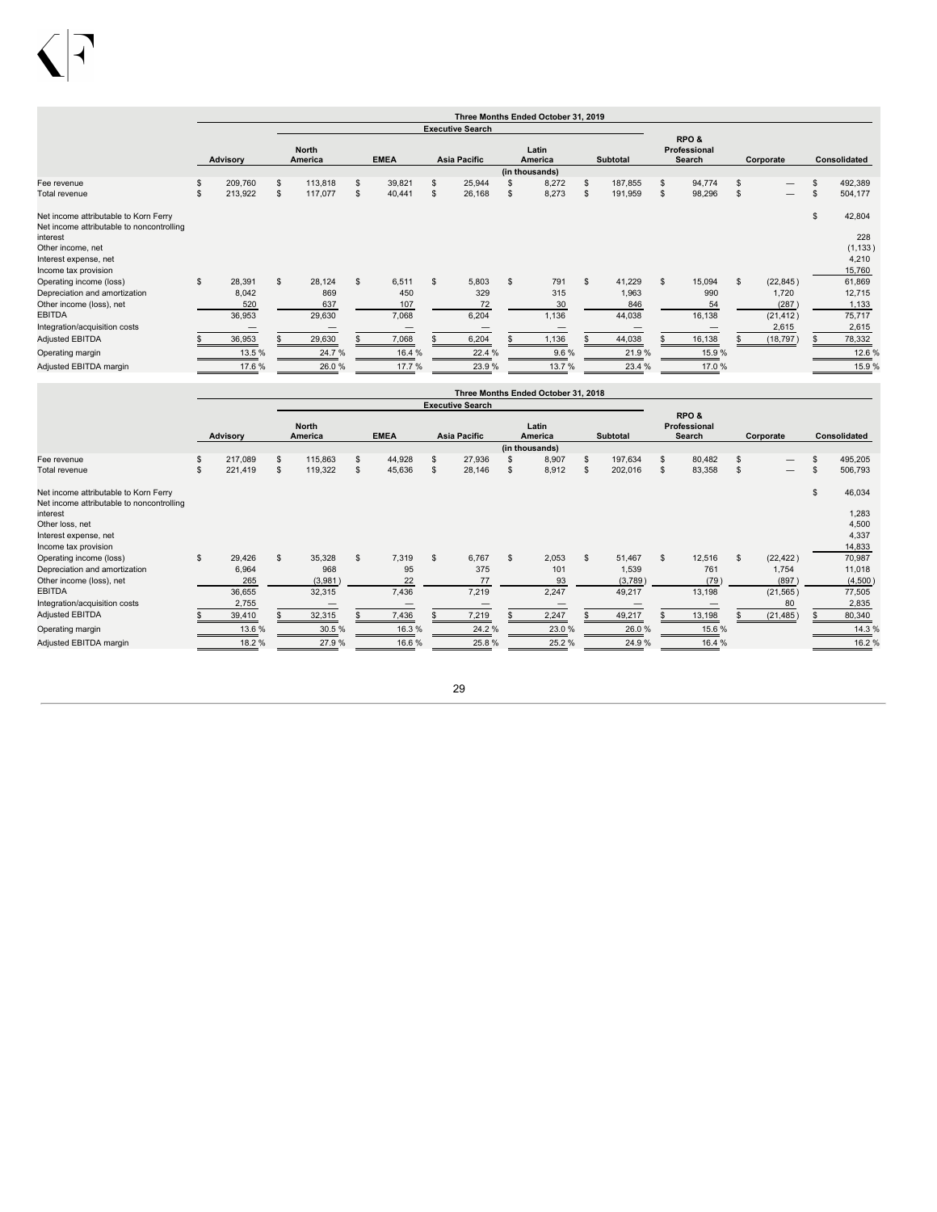| | Three Months Ended October 31, 2019 | | | | | | | | | |
|---|---|---|---|---|---|---|---|---|---|---|
| | | Executive Search | | | | | | | | |
| | Advisory | North America | EMEA | Asia Pacific | Latin America | Subtotal | RPO & Professional Search | Corporate | Consolidated |
| | (in thousands) | | | | | | | | |
| Fee revenue | $ 209,760 | $ 113,818 | $ 39,821 | $ 25,944 | $ 8,272 | $ 187,855 | $ 94,774 | $ — | $ 492,389 |
| Total revenue | $ 213,922 | $ 117,077 | $ 40,441 | $ 26,168 | $ 8,273 | $ 191,959 | $ 98,296 | $ — | $ 504,177 |
| Net income attributable to Korn Ferry | | | | | | | | | $ 42,804 |
| Net income attributable to noncontrolling interest | | | | | | | | | 228 |
| Other income, net | | | | | | | | | (1,133) |
| Interest expense, net | | | | | | | | | 4,210 |
| Income tax provision | | | | | | | | | 15,760 |
| Operating income (loss) | $ 28,391 | $ 28,124 | $ 6,511 | $ 5,803 | $ 791 | $ 41,229 | $ 15,094 | $ (22,845) | 61,869 |
| Depreciation and amortization | 8,042 | 869 | 450 | 329 | 315 | 1,963 | 990 | 1,720 | 12,715 |
| Other income (loss), net | 520 | 637 | 107 | 72 | 30 | 846 | 54 | (287) | 1,133 |
| EBITDA | 36,953 | 29,630 | 7,068 | 6,204 | 1,136 | 44,038 | 16,138 | (21,412) | 75,717 |
| Integration/acquisition costs | — | — | — | — | — | — | — | 2,615 | 2,615 |
| Adjusted EBITDA | $ 36,953 | $ 29,630 | $ 7,068 | $ 6,204 | $ 1,136 | $ 44,038 | $ 16,138 | $ (18,797) | $ 78,332 |
| Operating margin | 13.5 % | 24.7 % | 16.4 % | 22.4 % | 9.6 % | 21.9 % | 15.9 % | | 12.6 % |
| Adjusted EBITDA margin | 17.6 % | 26.0 % | 17.7 % | 23.9 % | 13.7 % | 23.4 % | 17.0 % | | 15.9 % |

| | Three Months Ended October 31, 2018 | | | | | | | | |
|---|---|---|---|---|---|---|---|---|---|
| | | Executive Search | | | | | | | |
| | Advisory | North America | EMEA | Asia Pacific | Latin America | Subtotal | RPO & Professional Search | Corporate | Consolidated |
| | (in thousands) | | | | | | | | |
| Fee revenue | $ 217,089 | $ 115,863 | $ 44,928 | $ 27,936 | $ 8,907 | $ 197,634 | $ 80,482 | $ — | $ 495,205 |
| Total revenue | $ 221,419 | $ 119,322 | $ 45,636 | $ 28,146 | $ 8,912 | $ 202,016 | $ 83,358 | $ — | $ 506,793 |
| Net income attributable to Korn Ferry | | | | | | | | | $ 46,034 |
| Net income attributable to noncontrolling interest | | | | | | | | | 1,283 |
| Other loss, net | | | | | | | | | 4,500 |
| Interest expense, net | | | | | | | | | 4,337 |
| Income tax provision | | | | | | | | | 14,833 |
| Operating income (loss) | $ 29,426 | $ 35,328 | $ 7,319 | $ 6,767 | $ 2,053 | $ 51,467 | $ 12,516 | $ (22,422) | 70,987 |
| Depreciation and amortization | 6,964 | 968 | 95 | 375 | 101 | 1,539 | 761 | 1,754 | 11,018 |
| Other income (loss), net | 265 | (3,981) | 22 | 77 | 93 | (3,789) | (79) | (897) | (4,500) |
| EBITDA | 36,655 | 32,315 | 7,436 | 7,219 | 2,247 | 49,217 | 13,198 | (21,565) | 77,505 |
| Integration/acquisition costs | 2,755 | — | — | — | — | — | — | 80 | 2,835 |
| Adjusted EBITDA | $ 39,410 | $ 32,315 | $ 7,436 | $ 7,219 | $ 2,247 | $ 49,217 | $ 13,198 | $ (21,485) | $ 80,340 |
| Operating margin | 13.6 % | 30.5 % | 16.3 % | 24.2 % | 23.0 % | 26.0 % | 15.6 % | | 14.3 % |
| Adjusted EBITDA margin | 18.2 % | 27.9 % | 16.6 % | 25.8 % | 25.2 % | 24.9 % | 16.4 % | | 16.2 % |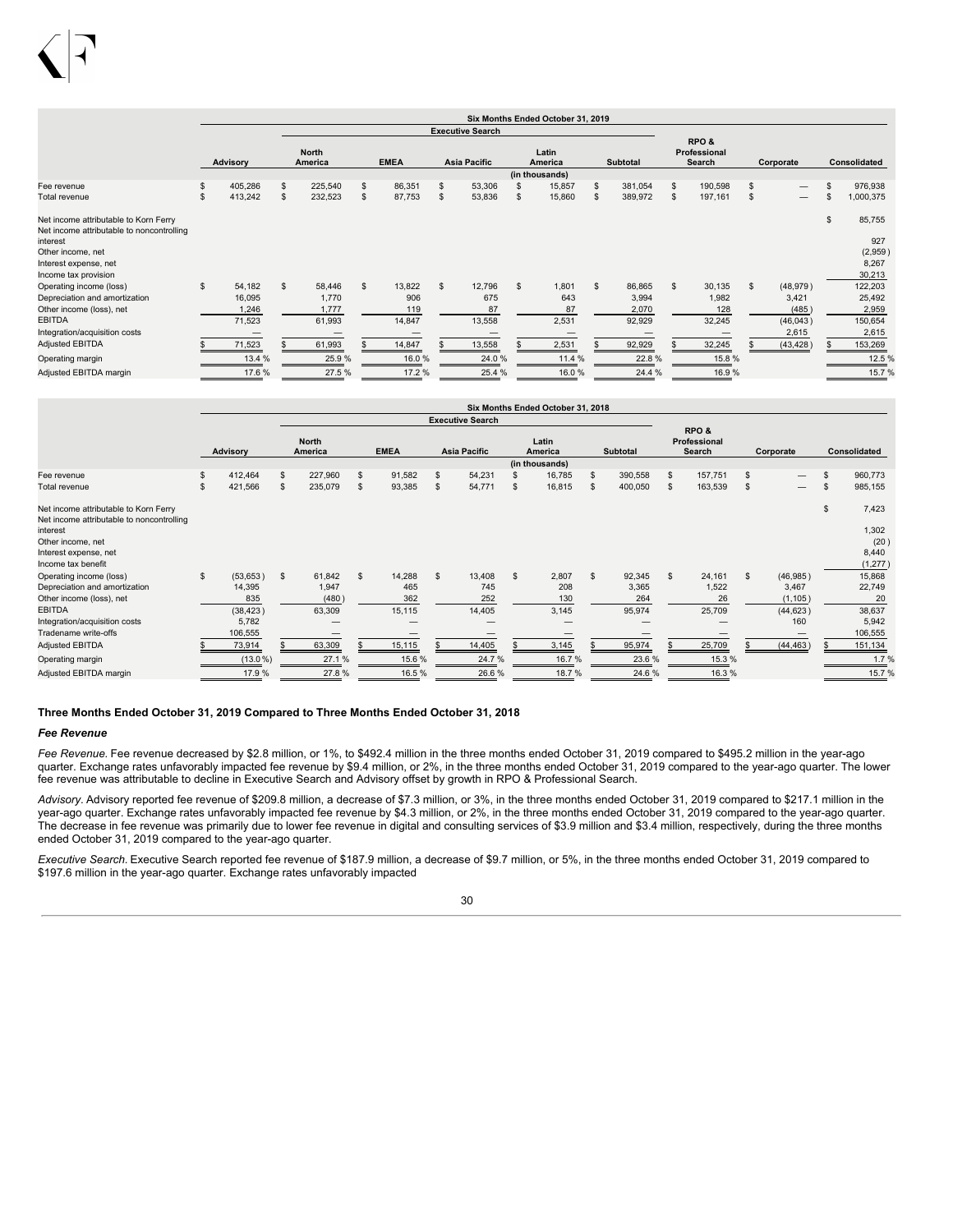| | Six Months Ended October 31, 2019 | | | | | | | | | |
|---|---|---|---|---|---|---|---|---|---|---|
| | | Executive Search | | | | | | | | |
| | Advisory | North America | EMEA | Asia Pacific | Latin America | Subtotal | RPO & Professional Search | Corporate | Consolidated |
| | | | | | (in thousands) | | | | |
| Fee revenue | $ 405,286 | $ 225,540 | $ 86,351 | $ 53,306 | $ 15,857 | $ 381,054 | $ 190,598 | $ — | $ 976,938 |
| Total revenue | $ 413,242 | $ 232,523 | $ 87,753 | $ 53,836 | $ 15,860 | $ 389,972 | $ 197,161 | $ — | $ 1,000,375 |
| Net income attributable to Korn Ferry | | | | | | | | | $ 85,755 |
| Net income attributable to noncontrolling interest | | | | | | | | | 927 |
| Other income, net | | | | | | | | | (2,959) |
| Interest expense, net | | | | | | | | | 8,267 |
| Income tax provision | | | | | | | | | 30,213 |
| Operating income (loss) | $ 54,182 | $ 58,446 | $ 13,822 | $ 12,796 | $ 1,801 | $ 86,865 | $ 30,135 | $ (48,979) | 122,203 |
| Depreciation and amortization | 16,095 | 1,770 | 906 | 675 | 643 | 3,994 | 1,982 | 3,421 | 25,492 |
| Other income (loss), net | 1,246 | 1,777 | 119 | 87 | 87 | 2,070 | 128 | (485) | 2,959 |
| EBITDA | 71,523 | 61,993 | 14,847 | 13,558 | 2,531 | 92,929 | 32,245 | (46,043) | 150,654 |
| Integration/acquisition costs | — | — | — | — | — | — | — | 2,615 | 2,615 |
| Adjusted EBITDA | $ 71,523 | $ 61,993 | $ 14,847 | $ 13,558 | $ 2,531 | $ 92,929 | $ 32,245 | $ (43,428) | $ 153,269 |
| Operating margin | 13.4 % | 25.9 % | 16.0 % | 24.0 % | 11.4 % | 22.8 % | 15.8 % | | 12.5 % |
| Adjusted EBITDA margin | 17.6 % | 27.5 % | 17.2 % | 25.4 % | 16.0 % | 24.4 % | 16.9 % | | 15.7 % |

| | Six Months Ended October 31, 2018 | | | | | | | | | |
|---|---|---|---|---|---|---|---|---|---|---|
| | | Executive Search | | | | | | | | |
| | Advisory | North America | EMEA | Asia Pacific | Latin America | Subtotal | RPO & Professional Search | Corporate | Consolidated |
| | | | | | (in thousands) | | | | |
| Fee revenue | $ 412,464 | $ 227,960 | $ 91,582 | $ 54,231 | $ 16,785 | $ 390,558 | $ 157,751 | $ — | $ 960,773 |
| Total revenue | $ 421,566 | $ 235,079 | $ 93,385 | $ 54,771 | $ 16,815 | $ 400,050 | $ 163,539 | $ — | $ 985,155 |
| Net income attributable to Korn Ferry | | | | | | | | | $ 7,423 |
| Net income attributable to noncontrolling interest | | | | | | | | | 1,302 |
| Other income, net | | | | | | | | | (20) |
| Interest expense, net | | | | | | | | | 8,440 |
| Income tax benefit | | | | | | | | | (1,277) |
| Operating income (loss) | $ (53,653) | $ 61,842 | $ 14,288 | $ 13,408 | $ 2,807 | $ 92,345 | $ 24,161 | $ (46,985) | 15,868 |
| Depreciation and amortization | 14,395 | 1,947 | 465 | 745 | 208 | 3,365 | 1,522 | 3,467 | 22,749 |
| Other income (loss), net | 835 | (480) | 362 | 252 | 130 | 264 | 26 | (1,105) | 20 |
| EBITDA | (38,423) | 63,309 | 15,115 | 14,405 | 3,145 | 95,974 | 25,709 | (44,623) | 38,637 |
| Integration/acquisition costs | 5,782 | — | — | — | — | — | — | 160 | 5,942 |
| Tradename write-offs | 106,555 | — | — | — | — | — | — | — | 106,555 |
| Adjusted EBITDA | $ 73,914 | $ 63,309 | $ 15,115 | $ 14,405 | $ 3,145 | $ 95,974 | $ 25,709 | $ (44,463) | $ 151,134 |
| Operating margin | (13.0 %) | 27.1 % | 15.6 % | 24.7 % | 16.7 % | 23.6 % | 15.3 % | | 1.7 % |
| Adjusted EBITDA margin | 17.9 % | 27.8 % | 16.5 % | 26.6 % | 18.7 % | 24.6 % | 16.3 % | | 15.7 % |

**Three Months Ended October 31, 2019 Compared to Three Months Ended October 31, 2018**

***Fee Revenue***

*Fee Revenue.* Fee revenue decreased by $2.8 million, or 1%, to $492.4 million in the three months ended October 31, 2019 compared to $495.2 million in the year-ago quarter. Exchange rates unfavorably impacted fee revenue by $9.4 million, or 2%, in the three months ended October 31, 2019 compared to the year-ago quarter. The lower fee revenue was attributable to decline in Executive Search and Advisory offset by growth in RPO & Professional Search.

*Advisory.* Advisory reported fee revenue of $209.8 million, a decrease of $7.3 million, or 3%, in the three months ended October 31, 2019 compared to $217.1 million in the year-ago quarter. Exchange rates unfavorably impacted fee revenue by $4.3 million, or 2%, in the three months ended October 31, 2019 compared to the year-ago quarter. The decrease in fee revenue was primarily due to lower fee revenue in digital and consulting services of $3.9 million and $3.4 million, respectively, during the three months ended October 31, 2019 compared to the year-ago quarter.

*Executive Search.* Executive Search reported fee revenue of $187.9 million, a decrease of $9.7 million, or 5%, in the three months ended October 31, 2019 compared to $197.6 million in the year-ago quarter. Exchange rates unfavorably impacted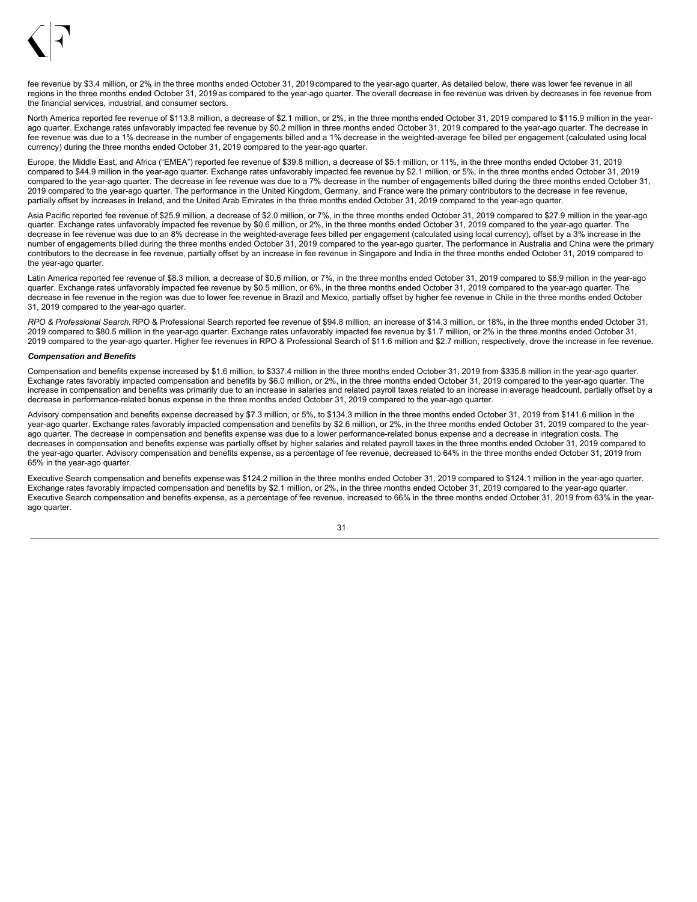fee revenue by $3.4 million, or 2%, in the three months ended October 31, 2019 compared to the year-ago quarter. As detailed below, there was lower fee revenue in all regions in the three months ended October 31, 2019 as compared to the year-ago quarter. The overall decrease in fee revenue was driven by decreases in fee revenue from the financial services, industrial, and consumer sectors.

North America reported fee revenue of $113.8 million, a decrease of $2.1 million, or 2%, in the three months ended October 31, 2019 compared to $115.9 million in the year-ago quarter. Exchange rates unfavorably impacted fee revenue by $0.2 million in three months ended October 31, 2019 compared to the year-ago quarter. The decrease in fee revenue was due to a 1% decrease in the number of engagements billed and a 1% decrease in the weighted-average fee billed per engagement (calculated using local currency) during the three months ended October 31, 2019 compared to the year-ago quarter.

Europe, the Middle East, and Africa ("EMEA") reported fee revenue of $39.8 million, a decrease of $5.1 million, or 11%, in the three months ended October 31, 2019 compared to $44.9 million in the year-ago quarter. Exchange rates unfavorably impacted fee revenue by $2.1 million, or 5%, in the three months ended October 31, 2019 compared to the year-ago quarter. The decrease in fee revenue was due to a 7% decrease in the number of engagements billed during the three months ended October 31, 2019 compared to the year-ago quarter. The performance in the United Kingdom, Germany, and France were the primary contributors to the decrease in fee revenue, partially offset by increases in Ireland, and the United Arab Emirates in the three months ended October 31, 2019 compared to the year-ago quarter.

Asia Pacific reported fee revenue of $25.9 million, a decrease of $2.0 million, or 7%, in the three months ended October 31, 2019 compared to $27.9 million in the year-ago quarter. Exchange rates unfavorably impacted fee revenue by $0.6 million, or 2%, in the three months ended October 31, 2019 compared to the year-ago quarter. The decrease in fee revenue was due to an 8% decrease in the weighted-average fees billed per engagement (calculated using local currency), offset by a 3% increase in the number of engagements billed during the three months ended October 31, 2019 compared to the year-ago quarter. The performance in Australia and China were the primary contributors to the decrease in fee revenue, partially offset by an increase in fee revenue in Singapore and India in the three months ended October 31, 2019 compared to the year-ago quarter.

Latin America reported fee revenue of $8.3 million, a decrease of $0.6 million, or 7%, in the three months ended October 31, 2019 compared to $8.9 million in the year-ago quarter. Exchange rates unfavorably impacted fee revenue by $0.5 million, or 6%, in the three months ended October 31, 2019 compared to the year-ago quarter. The decrease in fee revenue in the region was due to lower fee revenue in Brazil and Mexico, partially offset by higher fee revenue in Chile in the three months ended October 31, 2019 compared to the year-ago quarter.

*RPO & Professional Search.* RPO & Professional Search reported fee revenue of $94.8 million, an increase of $14.3 million, or 18%, in the three months ended October 31, 2019 compared to $80.5 million in the year-ago quarter. Exchange rates unfavorably impacted fee revenue by $1.7 million, or 2% in the three months ended October 31, 2019 compared to the year-ago quarter. Higher fee revenues in RPO & Professional Search of $11.6 million and $2.7 million, respectively, drove the increase in fee revenue.

***Compensation and Benefits***

Compensation and benefits expense increased by $1.6 million, to $337.4 million in the three months ended October 31, 2019 from $335.8 million in the year-ago quarter. Exchange rates favorably impacted compensation and benefits by $6.0 million, or 2%, in the three months ended October 31, 2019 compared to the year-ago quarter. The increase in compensation and benefits was primarily due to an increase in salaries and related payroll taxes related to an increase in average headcount, partially offset by a decrease in performance-related bonus expense in the three months ended October 31, 2019 compared to the year-ago quarter.

Advisory compensation and benefits expense decreased by $7.3 million, or 5%, to $134.3 million in the three months ended October 31, 2019 from $141.6 million in the year-ago quarter. Exchange rates favorably impacted compensation and benefits by $2.6 million, or 2%, in the three months ended October 31, 2019 compared to the year-ago quarter. The decrease in compensation and benefits expense was due to a lower performance-related bonus expense and a decrease in integration costs. The decreases in compensation and benefits expense was partially offset by higher salaries and related payroll taxes in the three months ended October 31, 2019 compared to the year-ago quarter. Advisory compensation and benefits expense, as a percentage of fee revenue, decreased to 64% in the three months ended October 31, 2019 from 65% in the year-ago quarter.

Executive Search compensation and benefits expense was $124.2 million in the three months ended October 31, 2019 compared to $124.1 million in the year-ago quarter. Exchange rates favorably impacted compensation and benefits by $2.1 million, or 2%, in the three months ended October 31, 2019 compared to the year-ago quarter. Executive Search compensation and benefits expense, as a percentage of fee revenue, increased to 66% in the three months ended October 31, 2019 from 63% in the year-ago quarter.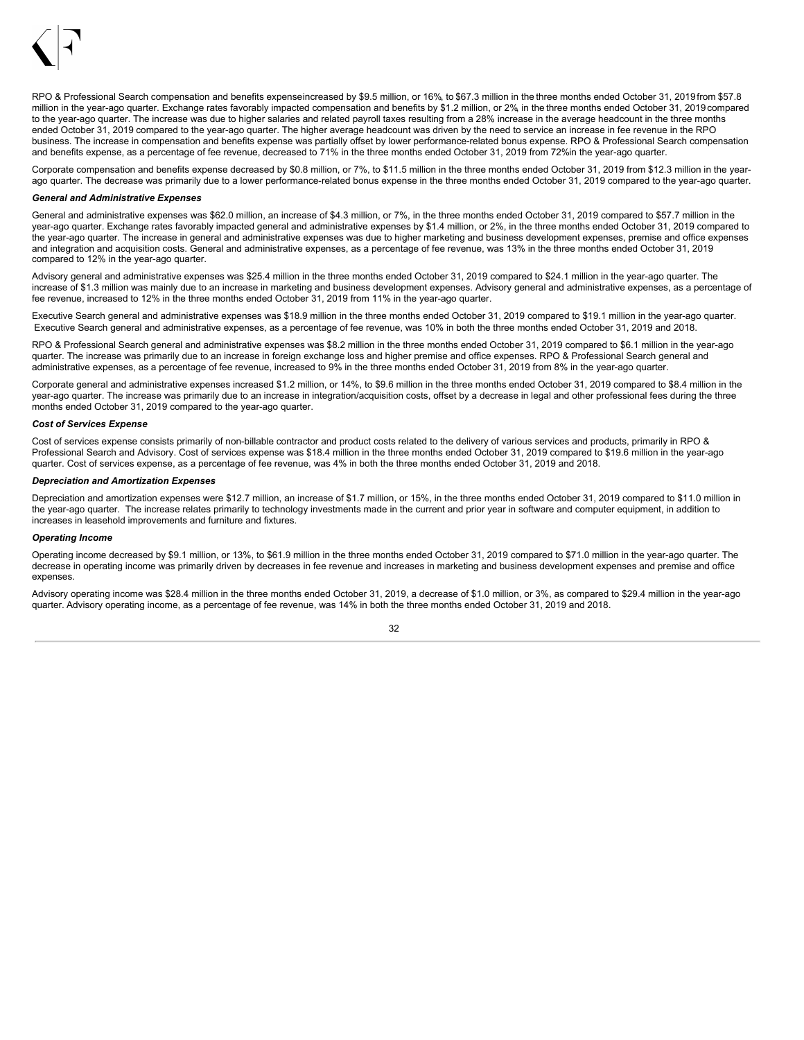RPO & Professional Search compensation and benefits expense increased by $9.5 million, or 16%, to $67.3 million in the three months ended October 31, 2019 from $57.8 million in the year-ago quarter. Exchange rates favorably impacted compensation and benefits by $1.2 million, or 2%, in the three months ended October 31, 2019 compared to the year-ago quarter. The increase was due to higher salaries and related payroll taxes resulting from a 28% increase in the average headcount in the three months ended October 31, 2019 compared to the year-ago quarter. The higher average headcount was driven by the need to service an increase in fee revenue in the RPO business. The increase in compensation and benefits expense was partially offset by lower performance-related bonus expense. RPO & Professional Search compensation and benefits expense, as a percentage of fee revenue, decreased to 71% in the three months ended October 31, 2019 from 72% in the year-ago quarter.

Corporate compensation and benefits expense decreased by $0.8 million, or 7%, to $11.5 million in the three months ended October 31, 2019 from $12.3 million in the year-ago quarter. The decrease was primarily due to a lower performance-related bonus expense in the three months ended October 31, 2019 compared to the year-ago quarter.

***General and Administrative Expenses***

General and administrative expenses was $62.0 million, an increase of $4.3 million, or 7%, in the three months ended October 31, 2019 compared to $57.7 million in the year-ago quarter. Exchange rates favorably impacted general and administrative expenses by $1.4 million, or 2%, in the three months ended October 31, 2019 compared to the year-ago quarter. The increase in general and administrative expenses was due to higher marketing and business development expenses, premise and office expenses and integration and acquisition costs. General and administrative expenses, as a percentage of fee revenue, was 13% in the three months ended October 31, 2019 compared to 12% in the year-ago quarter.

Advisory general and administrative expenses was $25.4 million in the three months ended October 31, 2019 compared to $24.1 million in the year-ago quarter. The increase of $1.3 million was mainly due to an increase in marketing and business development expenses. Advisory general and administrative expenses, as a percentage of fee revenue, increased to 12% in the three months ended October 31, 2019 from 11% in the year-ago quarter.

Executive Search general and administrative expenses was $18.9 million in the three months ended October 31, 2019 compared to $19.1 million in the year-ago quarter. Executive Search general and administrative expenses, as a percentage of fee revenue, was 10% in both the three months ended October 31, 2019 and 2018.

RPO & Professional Search general and administrative expenses was $8.2 million in the three months ended October 31, 2019 compared to $6.1 million in the year-ago quarter. The increase was primarily due to an increase in foreign exchange loss and higher premise and office expenses. RPO & Professional Search general and administrative expenses, as a percentage of fee revenue, increased to 9% in the three months ended October 31, 2019 from 8% in the year-ago quarter.

Corporate general and administrative expenses increased $1.2 million, or 14%, to $9.6 million in the three months ended October 31, 2019 compared to $8.4 million in the year-ago quarter. The increase was primarily due to an increase in integration/acquisition costs, offset by a decrease in legal and other professional fees during the three months ended October 31, 2019 compared to the year-ago quarter.

***Cost of Services Expense***

Cost of services expense consists primarily of non-billable contractor and product costs related to the delivery of various services and products, primarily in RPO & Professional Search and Advisory. Cost of services expense was $18.4 million in the three months ended October 31, 2019 compared to $19.6 million in the year-ago quarter. Cost of services expense, as a percentage of fee revenue, was 4% in both the three months ended October 31, 2019 and 2018.

***Depreciation and Amortization Expenses***

Depreciation and amortization expenses were $12.7 million, an increase of $1.7 million, or 15%, in the three months ended October 31, 2019 compared to $11.0 million in the year-ago quarter. The increase relates primarily to technology investments made in the current and prior year in software and computer equipment, in addition to increases in leasehold improvements and furniture and fixtures.

***Operating Income***

Operating income decreased by $9.1 million, or 13%, to $61.9 million in the three months ended October 31, 2019 compared to $71.0 million in the year-ago quarter. The decrease in operating income was primarily driven by decreases in fee revenue and increases in marketing and business development expenses and premise and office expenses.

Advisory operating income was $28.4 million in the three months ended October 31, 2019, a decrease of $1.0 million, or 3%, as compared to $29.4 million in the year-ago quarter. Advisory operating income, as a percentage of fee revenue, was 14% in both the three months ended October 31, 2019 and 2018.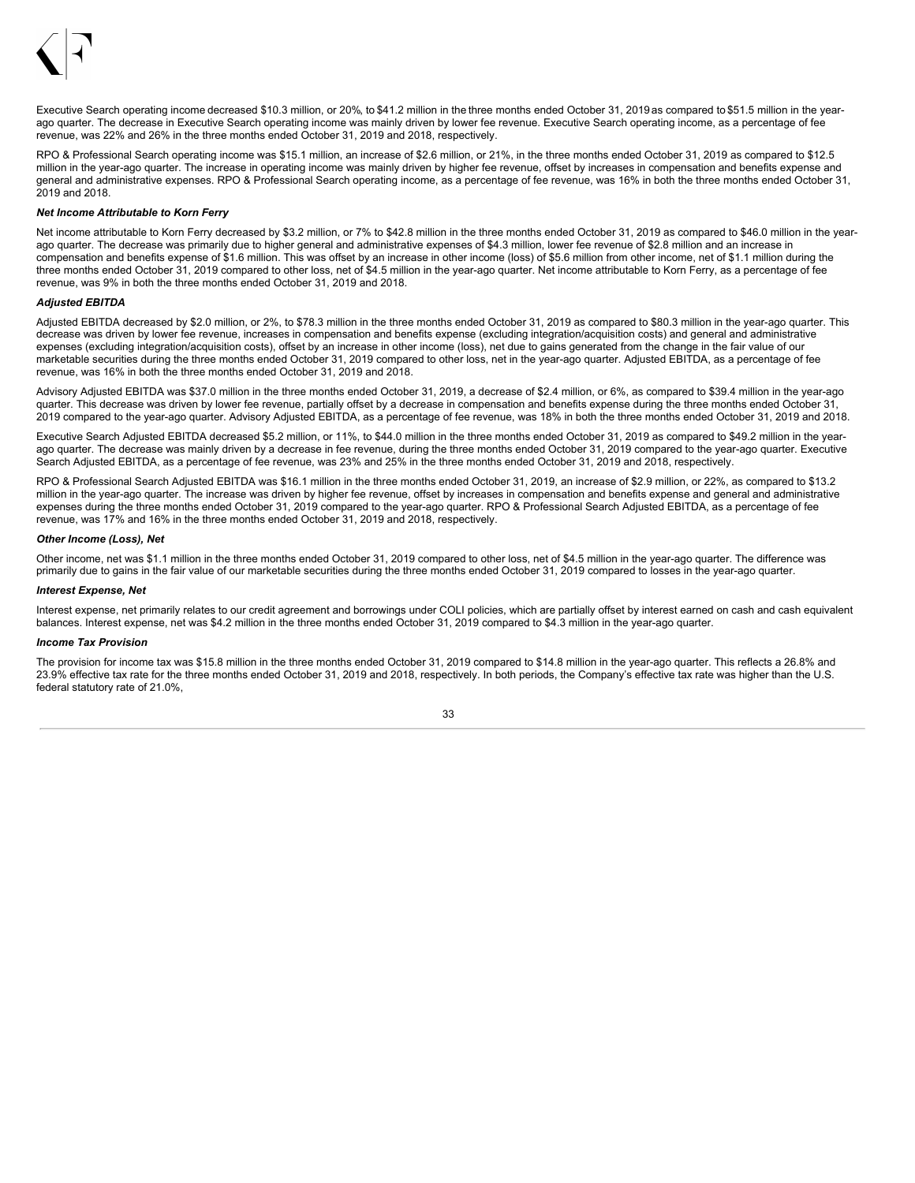Executive Search operating income decreased $10.3 million, or 20%, to $41.2 million in the three months ended October 31, 2019 as compared to $51.5 million in the year-ago quarter. The decrease in Executive Search operating income was mainly driven by lower fee revenue. Executive Search operating income, as a percentage of fee revenue, was 22% and 26% in the three months ended October 31, 2019 and 2018, respectively.

RPO & Professional Search operating income was $15.1 million, an increase of $2.6 million, or 21%, in the three months ended October 31, 2019 as compared to $12.5 million in the year-ago quarter. The increase in operating income was mainly driven by higher fee revenue, offset by increases in compensation and benefits expense and general and administrative expenses. RPO & Professional Search operating income, as a percentage of fee revenue, was 16% in both the three months ended October 31, 2019 and 2018.

***Net Income Attributable to Korn Ferry***

Net income attributable to Korn Ferry decreased by $3.2 million, or 7% to $42.8 million in the three months ended October 31, 2019 as compared to $46.0 million in the year-ago quarter. The decrease was primarily due to higher general and administrative expenses of $4.3 million, lower fee revenue of $2.8 million and an increase in compensation and benefits expense of $1.6 million. This was offset by an increase in other income (loss) of $5.6 million from other income, net of $1.1 million during the three months ended October 31, 2019 compared to other loss, net of $4.5 million in the year-ago quarter. Net income attributable to Korn Ferry, as a percentage of fee revenue, was 9% in both the three months ended October 31, 2019 and 2018.

***Adjusted EBITDA***

Adjusted EBITDA decreased by $2.0 million, or 2%, to $78.3 million in the three months ended October 31, 2019 as compared to $80.3 million in the year-ago quarter. This decrease was driven by lower fee revenue, increases in compensation and benefits expense (excluding integration/acquisition costs) and general and administrative expenses (excluding integration/acquisition costs), offset by an increase in other income (loss), net due to gains generated from the change in the fair value of our marketable securities during the three months ended October 31, 2019 compared to other loss, net in the year-ago quarter. Adjusted EBITDA, as a percentage of fee revenue, was 16% in both the three months ended October 31, 2019 and 2018.

Advisory Adjusted EBITDA was $37.0 million in the three months ended October 31, 2019, a decrease of $2.4 million, or 6%, as compared to $39.4 million in the year-ago quarter. This decrease was driven by lower fee revenue, partially offset by a decrease in compensation and benefits expense during the three months ended October 31, 2019 compared to the year-ago quarter. Advisory Adjusted EBITDA, as a percentage of fee revenue, was 18% in both the three months ended October 31, 2019 and 2018.

Executive Search Adjusted EBITDA decreased $5.2 million, or 11%, to $44.0 million in the three months ended October 31, 2019 as compared to $49.2 million in the year-ago quarter. The decrease was mainly driven by a decrease in fee revenue, during the three months ended October 31, 2019 compared to the year-ago quarter. Executive Search Adjusted EBITDA, as a percentage of fee revenue, was 23% and 25% in the three months ended October 31, 2019 and 2018, respectively.

RPO & Professional Search Adjusted EBITDA was $16.1 million in the three months ended October 31, 2019, an increase of $2.9 million, or 22%, as compared to $13.2 million in the year-ago quarter. The increase was driven by higher fee revenue, offset by increases in compensation and benefits expense and general and administrative expenses during the three months ended October 31, 2019 compared to the year-ago quarter. RPO & Professional Search Adjusted EBITDA, as a percentage of fee revenue, was 17% and 16% in the three months ended October 31, 2019 and 2018, respectively.

***Other Income (Loss), Net***

Other income, net was $1.1 million in the three months ended October 31, 2019 compared to other loss, net of $4.5 million in the year-ago quarter. The difference was primarily due to gains in the fair value of our marketable securities during the three months ended October 31, 2019 compared to losses in the year-ago quarter.

***Interest Expense, Net***

Interest expense, net primarily relates to our credit agreement and borrowings under COLI policies, which are partially offset by interest earned on cash and cash equivalent balances. Interest expense, net was $4.2 million in the three months ended October 31, 2019 compared to $4.3 million in the year-ago quarter.

***Income Tax Provision***

The provision for income tax was $15.8 million in the three months ended October 31, 2019 compared to $14.8 million in the year-ago quarter. This reflects a 26.8% and 23.9% effective tax rate for the three months ended October 31, 2019 and 2018, respectively. In both periods, the Company's effective tax rate was higher than the U.S. federal statutory rate of 21.0%,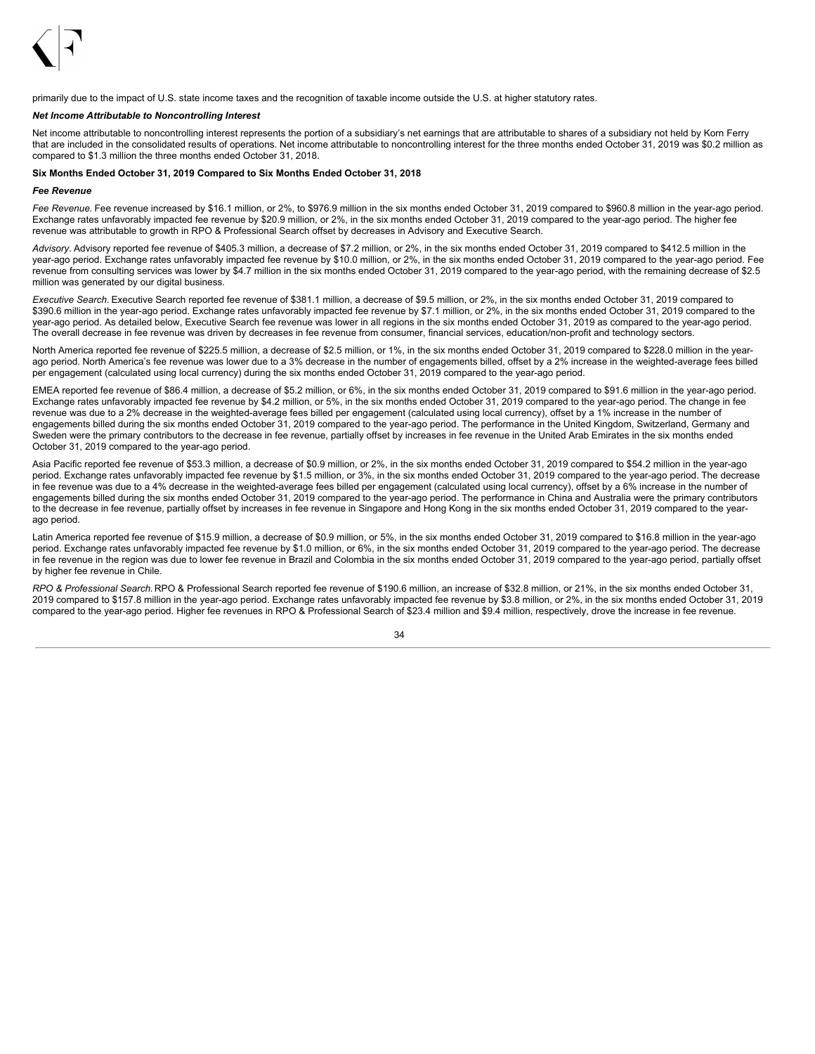primarily due to the impact of U.S. state income taxes and the recognition of taxable income outside the U.S. at higher statutory rates.

***Net Income Attributable to Noncontrolling Interest***

Net income attributable to noncontrolling interest represents the portion of a subsidiary's net earnings that are attributable to shares of a subsidiary not held by Korn Ferry that are included in the consolidated results of operations. Net income attributable to noncontrolling interest for the three months ended October 31, 2019 was $0.2 million as compared to $1.3 million the three months ended October 31, 2018.

**Six Months Ended October 31, 2019 Compared to Six Months Ended October 31, 2018**

***Fee Revenue***

*Fee Revenue.* Fee revenue increased by $16.1 million, or 2%, to $976.9 million in the six months ended October 31, 2019 compared to $960.8 million in the year-ago period. Exchange rates unfavorably impacted fee revenue by $20.9 million, or 2%, in the six months ended October 31, 2019 compared to the year-ago period. The higher fee revenue was attributable to growth in RPO & Professional Search offset by decreases in Advisory and Executive Search.

*Advisory.* Advisory reported fee revenue of $405.3 million, a decrease of $7.2 million, or 2%, in the six months ended October 31, 2019 compared to $412.5 million in the year-ago period. Exchange rates unfavorably impacted fee revenue by $10.0 million, or 2%, in the six months ended October 31, 2019 compared to the year-ago period. Fee revenue from consulting services was lower by $4.7 million in the six months ended October 31, 2019 compared to the year-ago period, with the remaining decrease of $2.5 million was generated by our digital business.

*Executive Search.* Executive Search reported fee revenue of $381.1 million, a decrease of $9.5 million, or 2%, in the six months ended October 31, 2019 compared to $390.6 million in the year-ago period. Exchange rates unfavorably impacted fee revenue by $7.1 million, or 2%, in the six months ended October 31, 2019 compared to the year-ago period. As detailed below, Executive Search fee revenue was lower in all regions in the six months ended October 31, 2019 as compared to the year-ago period. The overall decrease in fee revenue was driven by decreases in fee revenue from consumer, financial services, education/non-profit and technology sectors.

North America reported fee revenue of $225.5 million, a decrease of $2.5 million, or 1%, in the six months ended October 31, 2019 compared to $228.0 million in the year-ago period. North America's fee revenue was lower due to a 3% decrease in the number of engagements billed, offset by a 2% increase in the weighted-average fees billed per engagement (calculated using local currency) during the six months ended October 31, 2019 compared to the year-ago period.

EMEA reported fee revenue of $86.4 million, a decrease of $5.2 million, or 6%, in the six months ended October 31, 2019 compared to $91.6 million in the year-ago period. Exchange rates unfavorably impacted fee revenue by $4.2 million, or 5%, in the six months ended October 31, 2019 compared to the year-ago period. The change in fee revenue was due to a 2% decrease in the weighted-average fees billed per engagement (calculated using local currency), offset by a 1% increase in the number of engagements billed during the six months ended October 31, 2019 compared to the year-ago period. The performance in the United Kingdom, Switzerland, Germany and Sweden were the primary contributors to the decrease in fee revenue, partially offset by increases in fee revenue in the United Arab Emirates in the six months ended October 31, 2019 compared to the year-ago period.

Asia Pacific reported fee revenue of $53.3 million, a decrease of $0.9 million, or 2%, in the six months ended October 31, 2019 compared to $54.2 million in the year-ago period. Exchange rates unfavorably impacted fee revenue by $1.5 million, or 3%, in the six months ended October 31, 2019 compared to the year-ago period. The decrease in fee revenue was due to a 4% decrease in the weighted-average fees billed per engagement (calculated using local currency), offset by a 6% increase in the number of engagements billed during the six months ended October 31, 2019 compared to the year-ago period. The performance in China and Australia were the primary contributors to the decrease in fee revenue, partially offset by increases in fee revenue in Singapore and Hong Kong in the six months ended October 31, 2019 compared to the year-ago period.

Latin America reported fee revenue of $15.9 million, a decrease of $0.9 million, or 5%, in the six months ended October 31, 2019 compared to $16.8 million in the year-ago period. Exchange rates unfavorably impacted fee revenue by $1.0 million, or 6%, in the six months ended October 31, 2019 compared to the year-ago period. The decrease in fee revenue in the region was due to lower fee revenue in Brazil and Colombia in the six months ended October 31, 2019 compared to the year-ago period, partially offset by higher fee revenue in Chile.

*RPO & Professional Search.* RPO & Professional Search reported fee revenue of $190.6 million, an increase of $32.8 million, or 21%, in the six months ended October 31, 2019 compared to $157.8 million in the year-ago period. Exchange rates unfavorably impacted fee revenue by $3.8 million, or 2%, in the six months ended October 31, 2019 compared to the year-ago period. Higher fee revenues in RPO & Professional Search of $23.4 million and $9.4 million, respectively, drove the increase in fee revenue.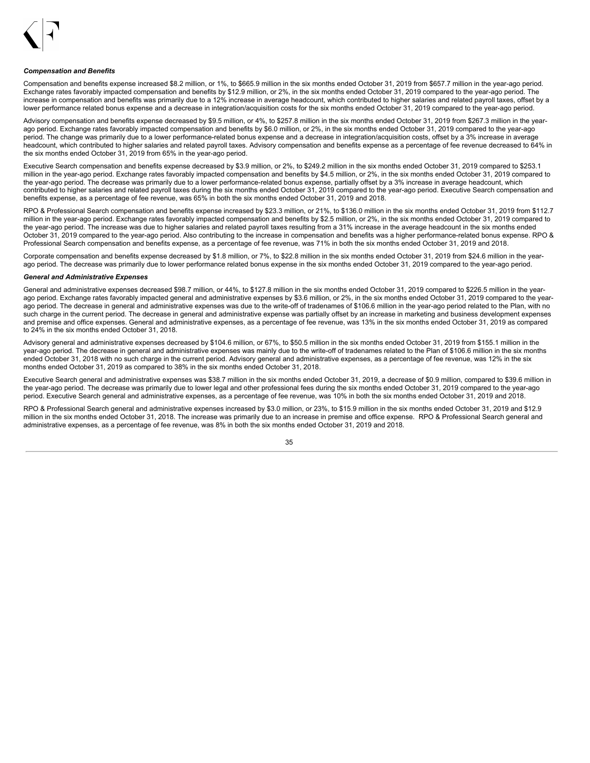***Compensation and Benefits***

Compensation and benefits expense increased $8.2 million, or 1%, to $665.9 million in the six months ended October 31, 2019 from $657.7 million in the year-ago period. Exchange rates favorably impacted compensation and benefits by $12.9 million, or 2%, in the six months ended October 31, 2019 compared to the year-ago period. The increase in compensation and benefits was primarily due to a 12% increase in average headcount, which contributed to higher salaries and related payroll taxes, offset by a lower performance related bonus expense and a decrease in integration/acquisition costs for the six months ended October 31, 2019 compared to the year-ago period.

Advisory compensation and benefits expense decreased by $9.5 million, or 4%, to $257.8 million in the six months ended October 31, 2019 from $267.3 million in the year-ago period. Exchange rates favorably impacted compensation and benefits by $6.0 million, or 2%, in the six months ended October 31, 2019 compared to the year-ago period. The change was primarily due to a lower performance-related bonus expense and a decrease in integration/acquisition costs, offset by a 3% increase in average headcount, which contributed to higher salaries and related payroll taxes. Advisory compensation and benefits expense as a percentage of fee revenue decreased to 64% in the six months ended October 31, 2019 from 65% in the year-ago period.

Executive Search compensation and benefits expense decreased by $3.9 million, or 2%, to $249.2 million in the six months ended October 31, 2019 compared to $253.1 million in the year-ago period. Exchange rates favorably impacted compensation and benefits by $4.5 million, or 2%, in the six months ended October 31, 2019 compared to the year-ago period. The decrease was primarily due to a lower performance-related bonus expense, partially offset by a 3% increase in average headcount, which contributed to higher salaries and related payroll taxes during the six months ended October 31, 2019 compared to the year-ago period. Executive Search compensation and benefits expense, as a percentage of fee revenue, was 65% in both the six months ended October 31, 2019 and 2018.

RPO & Professional Search compensation and benefits expense increased by $23.3 million, or 21%, to $136.0 million in the six months ended October 31, 2019 from $112.7 million in the year-ago period. Exchange rates favorably impacted compensation and benefits by $2.5 million, or 2%, in the six months ended October 31, 2019 compared to the year-ago period. The increase was due to higher salaries and related payroll taxes resulting from a 31% increase in the average headcount in the six months ended October 31, 2019 compared to the year-ago period. Also contributing to the increase in compensation and benefits was a higher performance-related bonus expense. RPO & Professional Search compensation and benefits expense, as a percentage of fee revenue, was 71% in both the six months ended October 31, 2019 and 2018.

Corporate compensation and benefits expense decreased by $1.8 million, or 7%, to $22.8 million in the six months ended October 31, 2019 from $24.6 million in the year-ago period. The decrease was primarily due to lower performance related bonus expense in the six months ended October 31, 2019 compared to the year-ago period.

***General and Administrative Expenses***

General and administrative expenses decreased $98.7 million, or 44%, to $127.8 million in the six months ended October 31, 2019 compared to $226.5 million in the year-ago period. Exchange rates favorably impacted general and administrative expenses by $3.6 million, or 2%, in the six months ended October 31, 2019 compared to the year-ago period. The decrease in general and administrative expenses was due to the write-off of tradenames of $106.6 million in the year-ago period related to the Plan, with no such charge in the current period. The decrease in general and administrative expense was partially offset by an increase in marketing and business development expenses and premise and office expenses. General and administrative expenses, as a percentage of fee revenue, was 13% in the six months ended October 31, 2019 as compared to 24% in the six months ended October 31, 2018.

Advisory general and administrative expenses decreased by $104.6 million, or 67%, to $50.5 million in the six months ended October 31, 2019 from $155.1 million in the year-ago period. The decrease in general and administrative expenses was mainly due to the write-off of tradenames related to the Plan of $106.6 million in the six months ended October 31, 2018 with no such charge in the current period. Advisory general and administrative expenses, as a percentage of fee revenue, was 12% in the six months ended October 31, 2019 as compared to 38% in the six months ended October 31, 2018.

Executive Search general and administrative expenses was $38.7 million in the six months ended October 31, 2019, a decrease of $0.9 million, compared to $39.6 million in the year-ago period. The decrease was primarily due to lower legal and other professional fees during the six months ended October 31, 2019 compared to the year-ago period. Executive Search general and administrative expenses, as a percentage of fee revenue, was 10% in both the six months ended October 31, 2019 and 2018.

RPO & Professional Search general and administrative expenses increased by $3.0 million, or 23%, to $15.9 million in the six months ended October 31, 2019 and $12.9 million in the six months ended October 31, 2018. The increase was primarily due to an increase in premise and office expense. RPO & Professional Search general and administrative expenses, as a percentage of fee revenue, was 8% in both the six months ended October 31, 2019 and 2018.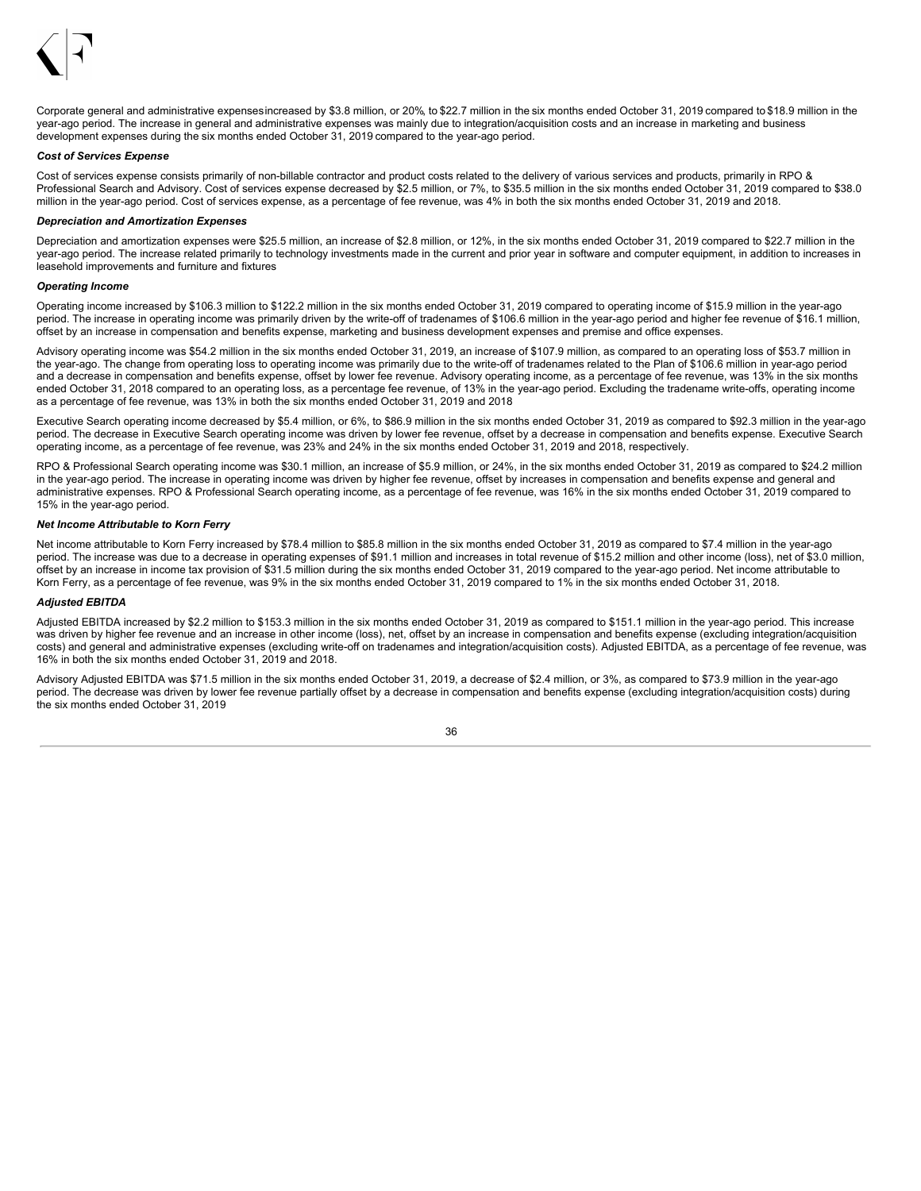Corporate general and administrative expenses increased by $3.8 million, or 20%, to $22.7 million in the six months ended October 31, 2019 compared to $18.9 million in the year-ago period. The increase in general and administrative expenses was mainly due to integration/acquisition costs and an increase in marketing and business development expenses during the six months ended October 31, 2019 compared to the year-ago period.

***Cost of Services Expense***

Cost of services expense consists primarily of non-billable contractor and product costs related to the delivery of various services and products, primarily in RPO & Professional Search and Advisory. Cost of services expense decreased by $2.5 million, or 7%, to $35.5 million in the six months ended October 31, 2019 compared to $38.0 million in the year-ago period. Cost of services expense, as a percentage of fee revenue, was 4% in both the six months ended October 31, 2019 and 2018.

***Depreciation and Amortization Expenses***

Depreciation and amortization expenses were $25.5 million, an increase of $2.8 million, or 12%, in the six months ended October 31, 2019 compared to $22.7 million in the year-ago period. The increase related primarily to technology investments made in the current and prior year in software and computer equipment, in addition to increases in leasehold improvements and furniture and fixtures

***Operating Income***

Operating income increased by $106.3 million to $122.2 million in the six months ended October 31, 2019 compared to operating income of $15.9 million in the year-ago period. The increase in operating income was primarily driven by the write-off of tradenames of $106.6 million in the year-ago period and higher fee revenue of $16.1 million, offset by an increase in compensation and benefits expense, marketing and business development expenses and premise and office expenses.

Advisory operating income was $54.2 million in the six months ended October 31, 2019, an increase of $107.9 million, as compared to an operating loss of $53.7 million in the year-ago. The change from operating loss to operating income was primarily due to the write-off of tradenames related to the Plan of $106.6 million in year-ago period and a decrease in compensation and benefits expense, offset by lower fee revenue. Advisory operating income, as a percentage of fee revenue, was 13% in the six months ended October 31, 2018 compared to an operating loss, as a percentage fee revenue, of 13% in the year-ago period. Excluding the tradename write-offs, operating income as a percentage of fee revenue, was 13% in both the six months ended October 31, 2019 and 2018

Executive Search operating income decreased by $5.4 million, or 6%, to $86.9 million in the six months ended October 31, 2019 as compared to $92.3 million in the year-ago period. The decrease in Executive Search operating income was driven by lower fee revenue, offset by a decrease in compensation and benefits expense. Executive Search operating income, as a percentage of fee revenue, was 23% and 24% in the six months ended October 31, 2019 and 2018, respectively.

RPO & Professional Search operating income was $30.1 million, an increase of $5.9 million, or 24%, in the six months ended October 31, 2019 as compared to $24.2 million in the year-ago period. The increase in operating income was driven by higher fee revenue, offset by increases in compensation and benefits expense and general and administrative expenses. RPO & Professional Search operating income, as a percentage of fee revenue, was 16% in the six months ended October 31, 2019 compared to 15% in the year-ago period.

***Net Income Attributable to Korn Ferry***

Net income attributable to Korn Ferry increased by $78.4 million to $85.8 million in the six months ended October 31, 2019 as compared to $7.4 million in the year-ago period. The increase was due to a decrease in operating expenses of $91.1 million and increases in total revenue of $15.2 million and other income (loss), net of $3.0 million, offset by an increase in income tax provision of $31.5 million during the six months ended October 31, 2019 compared to the year-ago period. Net income attributable to Korn Ferry, as a percentage of fee revenue, was 9% in the six months ended October 31, 2019 compared to 1% in the six months ended October 31, 2018.

***Adjusted EBITDA***

Adjusted EBITDA increased by $2.2 million to $153.3 million in the six months ended October 31, 2019 as compared to $151.1 million in the year-ago period. This increase was driven by higher fee revenue and an increase in other income (loss), net, offset by an increase in compensation and benefits expense (excluding integration/acquisition costs) and general and administrative expenses (excluding write-off on tradenames and integration/acquisition costs). Adjusted EBITDA, as a percentage of fee revenue, was 16% in both the six months ended October 31, 2019 and 2018.

Advisory Adjusted EBITDA was $71.5 million in the six months ended October 31, 2019, a decrease of $2.4 million, or 3%, as compared to $73.9 million in the year-ago period. The decrease was driven by lower fee revenue partially offset by a decrease in compensation and benefits expense (excluding integration/acquisition costs) during the six months ended October 31, 2019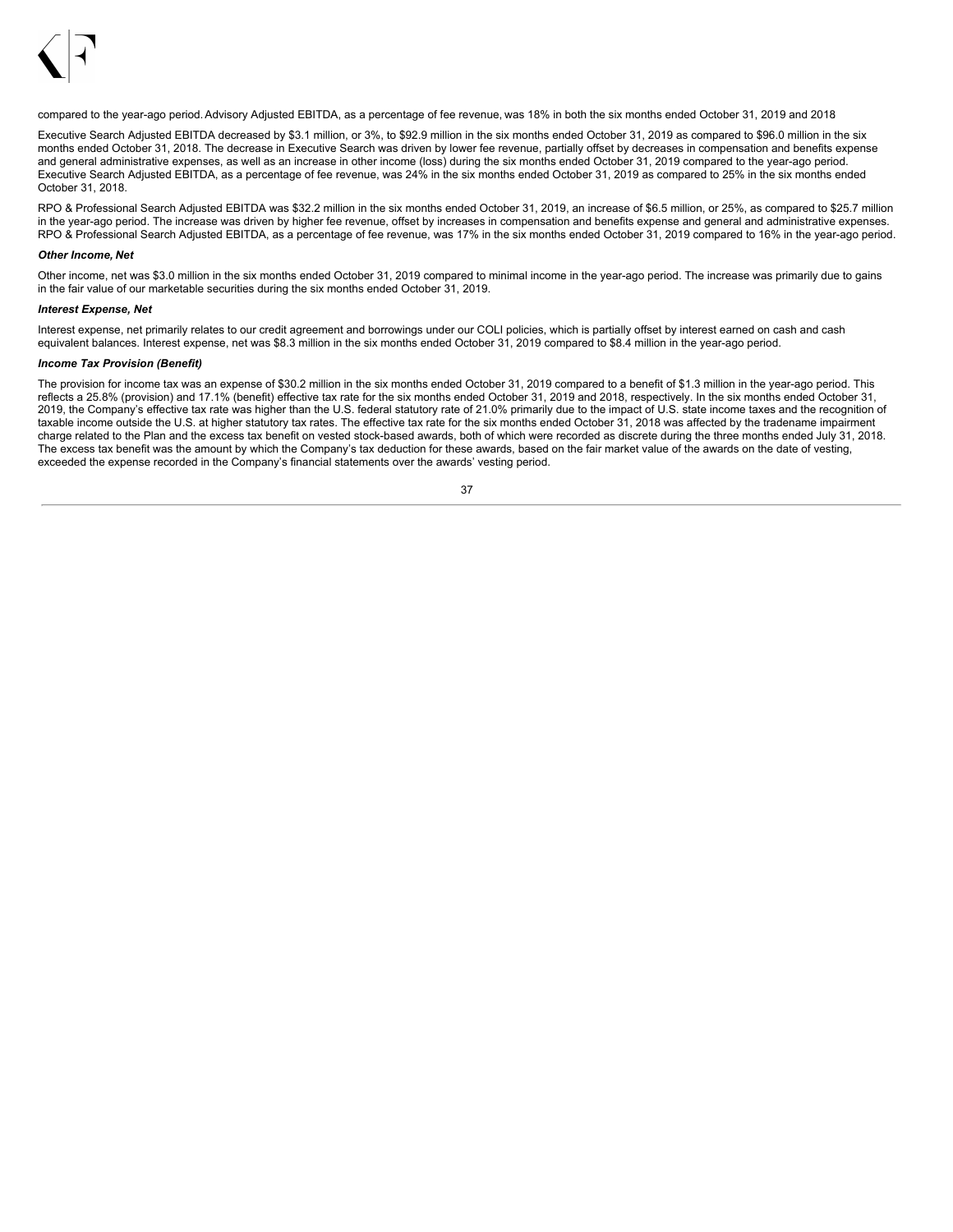compared to the year-ago period. Advisory Adjusted EBITDA, as a percentage of fee revenue, was 18% in both the six months ended October 31, 2019 and 2018

Executive Search Adjusted EBITDA decreased by $3.1 million, or 3%, to $92.9 million in the six months ended October 31, 2019 as compared to $96.0 million in the six months ended October 31, 2018. The decrease in Executive Search was driven by lower fee revenue, partially offset by decreases in compensation and benefits expense and general administrative expenses, as well as an increase in other income (loss) during the six months ended October 31, 2019 compared to the year-ago period. Executive Search Adjusted EBITDA, as a percentage of fee revenue, was 24% in the six months ended October 31, 2019 as compared to 25% in the six months ended October 31, 2018.

RPO & Professional Search Adjusted EBITDA was $32.2 million in the six months ended October 31, 2019, an increase of $6.5 million, or 25%, as compared to $25.7 million in the year-ago period. The increase was driven by higher fee revenue, offset by increases in compensation and benefits expense and general and administrative expenses. RPO & Professional Search Adjusted EBITDA, as a percentage of fee revenue, was 17% in the six months ended October 31, 2019 compared to 16% in the year-ago period.

***Other Income, Net***

Other income, net was $3.0 million in the six months ended October 31, 2019 compared to minimal income in the year-ago period. The increase was primarily due to gains in the fair value of our marketable securities during the six months ended October 31, 2019.

***Interest Expense, Net***

Interest expense, net primarily relates to our credit agreement and borrowings under our COLI policies, which is partially offset by interest earned on cash and cash equivalent balances. Interest expense, net was $8.3 million in the six months ended October 31, 2019 compared to $8.4 million in the year-ago period.

***Income Tax Provision (Benefit)***

The provision for income tax was an expense of $30.2 million in the six months ended October 31, 2019 compared to a benefit of $1.3 million in the year-ago period. This reflects a 25.8% (provision) and 17.1% (benefit) effective tax rate for the six months ended October 31, 2019 and 2018, respectively. In the six months ended October 31, 2019, the Company's effective tax rate was higher than the U.S. federal statutory rate of 21.0% primarily due to the impact of U.S. state income taxes and the recognition of taxable income outside the U.S. at higher statutory tax rates. The effective tax rate for the six months ended October 31, 2018 was affected by the tradename impairment charge related to the Plan and the excess tax benefit on vested stock-based awards, both of which were recorded as discrete during the three months ended July 31, 2018. The excess tax benefit was the amount by which the Company's tax deduction for these awards, based on the fair market value of the awards on the date of vesting, exceeded the expense recorded in the Company's financial statements over the awards' vesting period.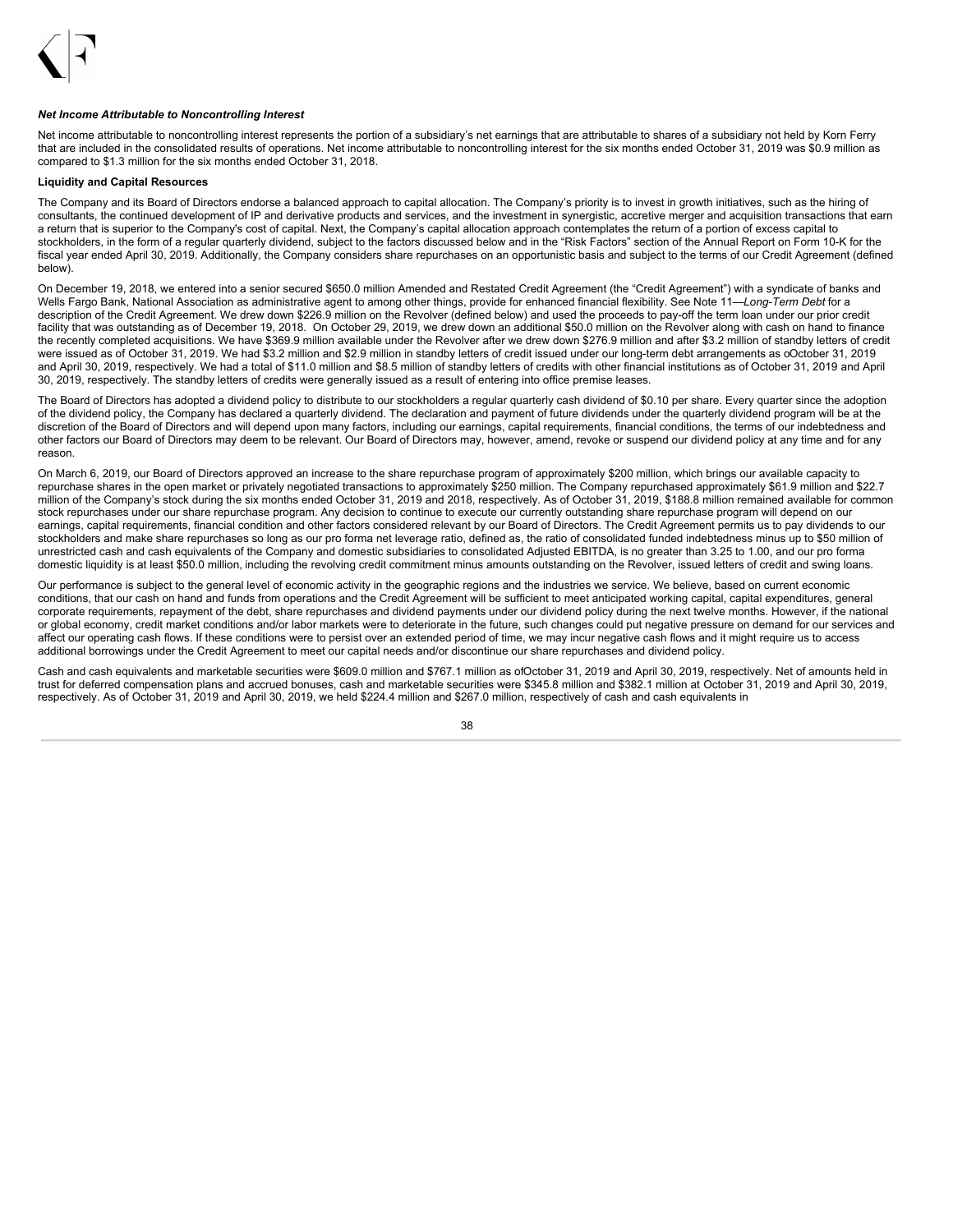***Net Income Attributable to Noncontrolling Interest***

Net income attributable to noncontrolling interest represents the portion of a subsidiary's net earnings that are attributable to shares of a subsidiary not held by Korn Ferry that are included in the consolidated results of operations. Net income attributable to noncontrolling interest for the six months ended October 31, 2019 was $0.9 million as compared to $1.3 million for the six months ended October 31, 2018.

**Liquidity and Capital Resources**

The Company and its Board of Directors endorse a balanced approach to capital allocation. The Company's priority is to invest in growth initiatives, such as the hiring of consultants, the continued development of IP and derivative products and services, and the investment in synergistic, accretive merger and acquisition transactions that earn a return that is superior to the Company's cost of capital. Next, the Company's capital allocation approach contemplates the return of a portion of excess capital to stockholders, in the form of a regular quarterly dividend, subject to the factors discussed below and in the "Risk Factors" section of the Annual Report on Form 10-K for the fiscal year ended April 30, 2019. Additionally, the Company considers share repurchases on an opportunistic basis and subject to the terms of our Credit Agreement (defined below).

On December 19, 2018, we entered into a senior secured $650.0 million Amended and Restated Credit Agreement (the "Credit Agreement") with a syndicate of banks and Wells Fargo Bank, National Association as administrative agent to among other things, provide for enhanced financial flexibility. See Note 11—*Long-Term Debt* for a description of the Credit Agreement. We drew down $226.9 million on the Revolver (defined below) and used the proceeds to pay-off the term loan under our prior credit facility that was outstanding as of December 19, 2018. On October 29, 2019, we drew down an additional $50.0 million on the Revolver along with cash on hand to finance the recently completed acquisitions. We have $369.9 million available under the Revolver after we drew down $276.9 million and after $3.2 million of standby letters of credit were issued as of October 31, 2019. We had $3.2 million and $2.9 million in standby letters of credit issued under our long-term debt arrangements as oOctober 31, 2019 and April 30, 2019, respectively. We had a total of $11.0 million and $8.5 million of standby letters of credits with other financial institutions as of October 31, 2019 and April 30, 2019, respectively. The standby letters of credits were generally issued as a result of entering into office premise leases.

The Board of Directors has adopted a dividend policy to distribute to our stockholders a regular quarterly cash dividend of $0.10 per share. Every quarter since the adoption of the dividend policy, the Company has declared a quarterly dividend. The declaration and payment of future dividends under the quarterly dividend program will be at the discretion of the Board of Directors and will depend upon many factors, including our earnings, capital requirements, financial conditions, the terms of our indebtedness and other factors our Board of Directors may deem to be relevant. Our Board of Directors may, however, amend, revoke or suspend our dividend policy at any time and for any reason.

On March 6, 2019, our Board of Directors approved an increase to the share repurchase program of approximately $200 million, which brings our available capacity to repurchase shares in the open market or privately negotiated transactions to approximately $250 million. The Company repurchased approximately $61.9 million and $22.7 million of the Company's stock during the six months ended October 31, 2019 and 2018, respectively. As of October 31, 2019, $188.8 million remained available for common stock repurchases under our share repurchase program. Any decision to continue to execute our currently outstanding share repurchase program will depend on our earnings, capital requirements, financial condition and other factors considered relevant by our Board of Directors. The Credit Agreement permits us to pay dividends to our stockholders and make share repurchases so long as our pro forma net leverage ratio, defined as, the ratio of consolidated funded indebtedness minus up to $50 million of unrestricted cash and cash equivalents of the Company and domestic subsidiaries to consolidated Adjusted EBITDA, is no greater than 3.25 to 1.00, and our pro forma domestic liquidity is at least $50.0 million, including the revolving credit commitment minus amounts outstanding on the Revolver, issued letters of credit and swing loans.

Our performance is subject to the general level of economic activity in the geographic regions and the industries we service. We believe, based on current economic conditions, that our cash on hand and funds from operations and the Credit Agreement will be sufficient to meet anticipated working capital, capital expenditures, general corporate requirements, repayment of the debt, share repurchases and dividend payments under our dividend policy during the next twelve months. However, if the national or global economy, credit market conditions and/or labor markets were to deteriorate in the future, such changes could put negative pressure on demand for our services and affect our operating cash flows. If these conditions were to persist over an extended period of time, we may incur negative cash flows and it might require us to access additional borrowings under the Credit Agreement to meet our capital needs and/or discontinue our share repurchases and dividend policy.

Cash and cash equivalents and marketable securities were $609.0 million and $767.1 million as ofOctober 31, 2019 and April 30, 2019, respectively. Net of amounts held in trust for deferred compensation plans and accrued bonuses, cash and marketable securities were $345.8 million and $382.1 million at October 31, 2019 and April 30, 2019, respectively. As of October 31, 2019 and April 30, 2019, we held $224.4 million and $267.0 million, respectively of cash and cash equivalents in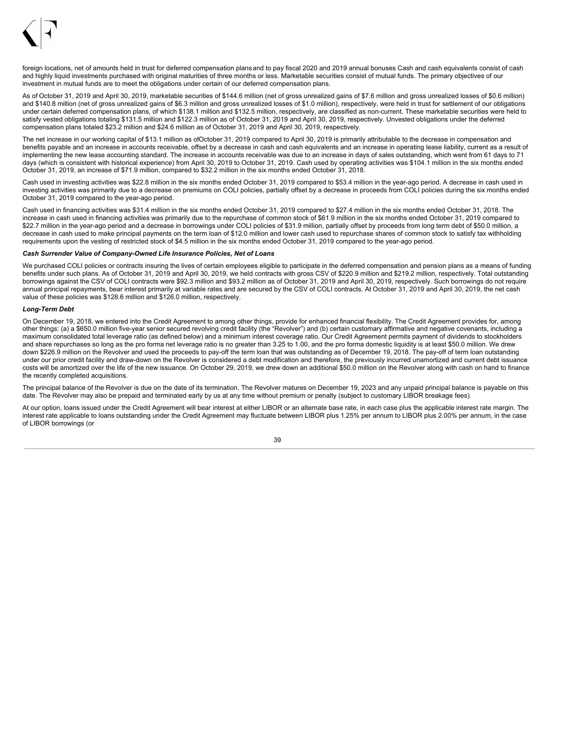foreign locations, net of amounts held in trust for deferred compensation plansand to pay fiscal 2020 and 2019 annual bonuses Cash and cash equivalents consist of cash and highly liquid investments purchased with original maturities of three months or less. Marketable securities consist of mutual funds. The primary objectives of our investment in mutual funds are to meet the obligations under certain of our deferred compensation plans.

As of October 31, 2019 and April 30, 2019, marketable securities of $144.6 million (net of gross unrealized gains of $7.6 million and gross unrealized losses of $0.6 million) and $140.8 million (net of gross unrealized gains of $6.3 million and gross unrealized losses of $1.0 million), respectively, were held in trust for settlement of our obligations under certain deferred compensation plans, of which $138.1 million and $132.5 million, respectively, are classified as non-current. These marketable securities were held to satisfy vested obligations totaling $131.5 million and $122.3 million as of October 31, 2019 and April 30, 2019, respectively. Unvested obligations under the deferred compensation plans totaled $23.2 million and $24.6 million as of October 31, 2019 and April 30, 2019, respectively.

The net increase in our working capital of $13.1 million as ofOctober 31, 2019 compared to April 30, 2019 is primarily attributable to the decrease in compensation and benefits payable and an increase in accounts receivable, offset by a decrease in cash and cash equivalents and an increase in operating lease liability, current as a result of implementing the new lease accounting standard. The increase in accounts receivable was due to an increase in days of sales outstanding, which went from 61 days to 71 days (which is consistent with historical experience) from April 30, 2019 to October 31, 2019. Cash used by operating activities was $104.1 million in the six months ended October 31, 2019, an increase of $71.9 million, compared to $32.2 million in the six months ended October 31, 2018.

Cash used in investing activities was $22.8 million in the six months ended October 31, 2019 compared to $53.4 million in the year-ago period. A decrease in cash used in investing activities was primarily due to a decrease on premiums on COLI policies, partially offset by a decrease in proceeds from COLI policies during the six months ended October 31, 2019 compared to the year-ago period.

Cash used in financing activities was $31.4 million in the six months ended October 31, 2019 compared to $27.4 million in the six months ended October 31, 2018. The increase in cash used in financing activities was primarily due to the repurchase of common stock of $61.9 million in the six months ended October 31, 2019 compared to $22.7 million in the year-ago period and a decrease in borrowings under COLI policies of $31.9 million, partially offset by proceeds from long term debt of $50.0 million, a decrease in cash used to make principal payments on the term loan of $12.0 million and lower cash used to repurchase shares of common stock to satisfy tax withholding requirements upon the vesting of restricted stock of $4.5 million in the six months ended October 31, 2019 compared to the year-ago period.

***Cash Surrender Value of Company-Owned Life Insurance Policies, Net of Loans***

We purchased COLI policies or contracts insuring the lives of certain employees eligible to participate in the deferred compensation and pension plans as a means of funding benefits under such plans. As of October 31, 2019 and April 30, 2019, we held contracts with gross CSV of $220.9 million and $219.2 million, respectively. Total outstanding borrowings against the CSV of COLI contracts were $92.3 million and $93.2 million as of October 31, 2019 and April 30, 2019, respectively. Such borrowings do not require annual principal repayments, bear interest primarily at variable rates and are secured by the CSV of COLI contracts. At October 31, 2019 and April 30, 2019, the net cash value of these policies was $128.6 million and $126.0 million, respectively.

***Long-Term Debt***

On December 19, 2018, we entered into the Credit Agreement to among other things, provide for enhanced financial flexibility. The Credit Agreement provides for, among other things: (a) a $650.0 million five-year senior secured revolving credit facility (the "Revolver") and (b) certain customary affirmative and negative covenants, including a maximum consolidated total leverage ratio (as defined below) and a minimum interest coverage ratio. Our Credit Agreement permits payment of dividends to stockholders and share repurchases so long as the pro forma net leverage ratio is no greater than 3.25 to 1.00, and the pro forma domestic liquidity is at least $50.0 million. We drew down $226.9 million on the Revolver and used the proceeds to pay-off the term loan that was outstanding as of December 19, 2018. The pay-off of term loan outstanding under our prior credit facility and draw-down on the Revolver is considered a debt modification and therefore, the previously incurred unamortized and current debt issuance costs will be amortized over the life of the new issuance. On October 29, 2019, we drew down an additional $50.0 million on the Revolver along with cash on hand to finance the recently completed acquisitions.

The principal balance of the Revolver is due on the date of its termination. The Revolver matures on December 19, 2023 and any unpaid principal balance is payable on this date. The Revolver may also be prepaid and terminated early by us at any time without premium or penalty (subject to customary LIBOR breakage fees).

At our option, loans issued under the Credit Agreement will bear interest at either LIBOR or an alternate base rate, in each case plus the applicable interest rate margin. The interest rate applicable to loans outstanding under the Credit Agreement may fluctuate between LIBOR plus 1.25% per annum to LIBOR plus 2.00% per annum, in the case of LIBOR borrowings (or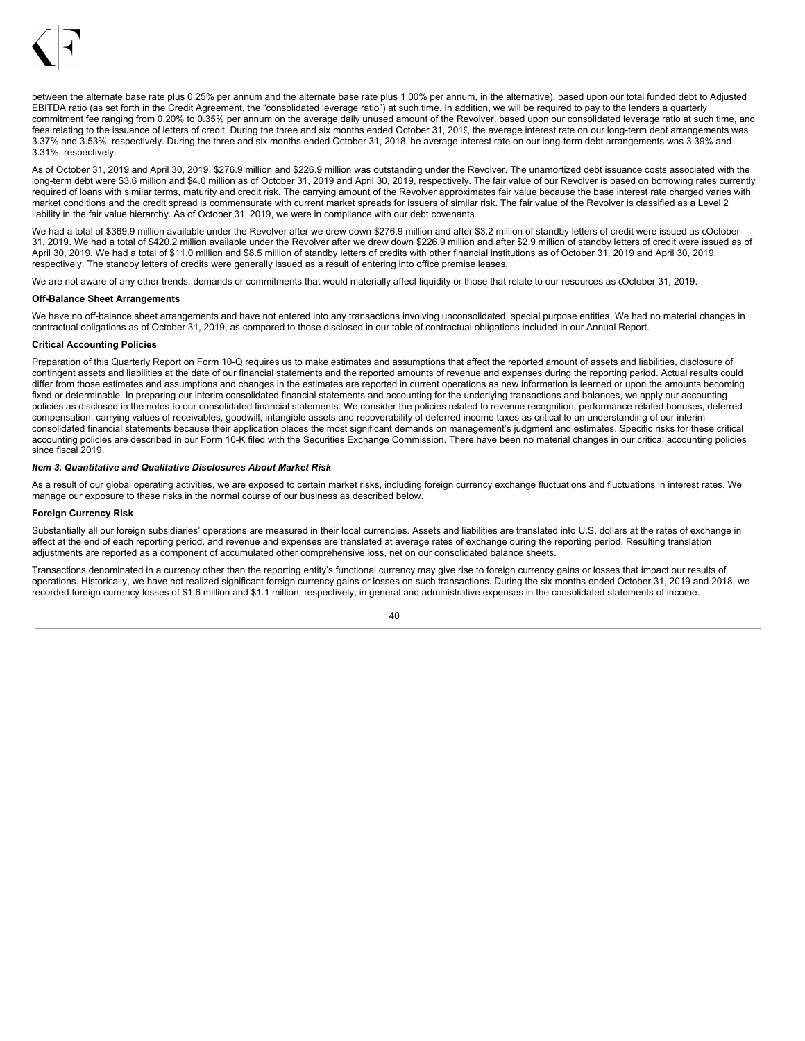between the alternate base rate plus 0.25% per annum and the alternate base rate plus 1.00% per annum, in the alternative), based upon our total funded debt to Adjusted EBITDA ratio (as set forth in the Credit Agreement, the "consolidated leverage ratio") at such time. In addition, we will be required to pay to the lenders a quarterly commitment fee ranging from 0.20% to 0.35% per annum on the average daily unused amount of the Revolver, based upon our consolidated leverage ratio at such time, and fees relating to the issuance of letters of credit. During the three and six months ended October 31, 2019, the average interest rate on our long-term debt arrangements was 3.37% and 3.53%, respectively. During the three and six months ended October 31, 2018, he average interest rate on our long-term debt arrangements was 3.39% and 3.31%, respectively.

As of October 31, 2019 and April 30, 2019, $276.9 million and $226.9 million was outstanding under the Revolver. The unamortized debt issuance costs associated with the long-term debt were $3.6 million and $4.0 million as of October 31, 2019 and April 30, 2019, respectively. The fair value of our Revolver is based on borrowing rates currently required of loans with similar terms, maturity and credit risk. The carrying amount of the Revolver approximates fair value because the base interest rate charged varies with market conditions and the credit spread is commensurate with current market spreads for issuers of similar risk. The fair value of the Revolver is classified as a Level 2 liability in the fair value hierarchy. As of October 31, 2019, we were in compliance with our debt covenants.

We had a total of $369.9 million available under the Revolver after we drew down $276.9 million and after $3.2 million of standby letters of credit were issued as of October 31, 2019. We had a total of $420.2 million available under the Revolver after we drew down $226.9 million and after $2.9 million of standby letters of credit were issued as of April 30, 2019. We had a total of $11.0 million and $8.5 million of standby letters of credits with other financial institutions as of October 31, 2019 and April 30, 2019, respectively. The standby letters of credits were generally issued as a result of entering into office premise leases.

We are not aware of any other trends, demands or commitments that would materially affect liquidity or those that relate to our resources as of October 31, 2019.

**Off-Balance Sheet Arrangements**

We have no off-balance sheet arrangements and have not entered into any transactions involving unconsolidated, special purpose entities. We had no material changes in contractual obligations as of October 31, 2019, as compared to those disclosed in our table of contractual obligations included in our Annual Report.

**Critical Accounting Policies**

Preparation of this Quarterly Report on Form 10-Q requires us to make estimates and assumptions that affect the reported amount of assets and liabilities, disclosure of contingent assets and liabilities at the date of our financial statements and the reported amounts of revenue and expenses during the reporting period. Actual results could differ from those estimates and assumptions and changes in the estimates are reported in current operations as new information is learned or upon the amounts becoming fixed or determinable. In preparing our interim consolidated financial statements and accounting for the underlying transactions and balances, we apply our accounting policies as disclosed in the notes to our consolidated financial statements. We consider the policies related to revenue recognition, performance related bonuses, deferred compensation, carrying values of receivables, goodwill, intangible assets and recoverability of deferred income taxes as critical to an understanding of our interim consolidated financial statements because their application places the most significant demands on management's judgment and estimates. Specific risks for these critical accounting policies are described in our Form 10-K filed with the Securities Exchange Commission. There have been no material changes in our critical accounting policies since fiscal 2019.

***Item 3. Quantitative and Qualitative Disclosures About Market Risk***

As a result of our global operating activities, we are exposed to certain market risks, including foreign currency exchange fluctuations and fluctuations in interest rates. We manage our exposure to these risks in the normal course of our business as described below.

**Foreign Currency Risk**

Substantially all our foreign subsidiaries' operations are measured in their local currencies. Assets and liabilities are translated into U.S. dollars at the rates of exchange in effect at the end of each reporting period, and revenue and expenses are translated at average rates of exchange during the reporting period. Resulting translation adjustments are reported as a component of accumulated other comprehensive loss, net on our consolidated balance sheets.

Transactions denominated in a currency other than the reporting entity's functional currency may give rise to foreign currency gains or losses that impact our results of operations. Historically, we have not realized significant foreign currency gains or losses on such transactions. During the six months ended October 31, 2019 and 2018, we recorded foreign currency losses of $1.6 million and $1.1 million, respectively, in general and administrative expenses in the consolidated statements of income.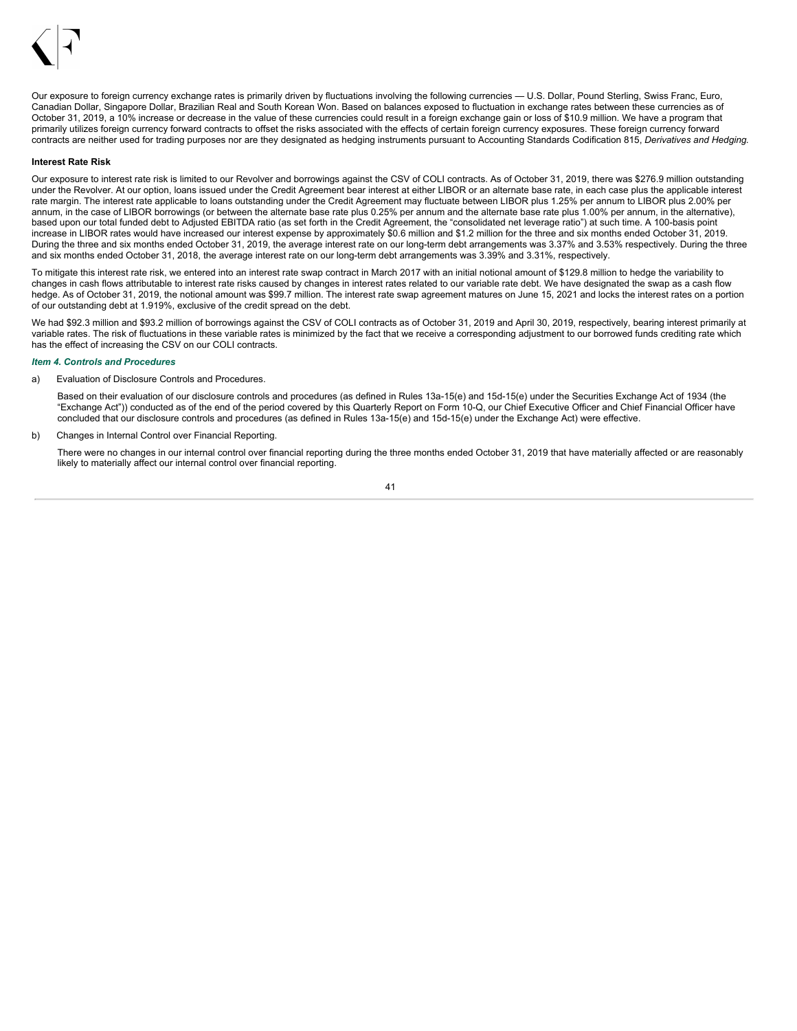Our exposure to foreign currency exchange rates is primarily driven by fluctuations involving the following currencies — U.S. Dollar, Pound Sterling, Swiss Franc, Euro, Canadian Dollar, Singapore Dollar, Brazilian Real and South Korean Won. Based on balances exposed to fluctuation in exchange rates between these currencies as of October 31, 2019, a 10% increase or decrease in the value of these currencies could result in a foreign exchange gain or loss of $10.9 million. We have a program that primarily utilizes foreign currency forward contracts to offset the risks associated with the effects of certain foreign currency exposures. These foreign currency forward contracts are neither used for trading purposes nor are they designated as hedging instruments pursuant to Accounting Standards Codification 815, *Derivatives and Hedging.*

**Interest Rate Risk**

Our exposure to interest rate risk is limited to our Revolver and borrowings against the CSV of COLI contracts. As of October 31, 2019, there was $276.9 million outstanding under the Revolver. At our option, loans issued under the Credit Agreement bear interest at either LIBOR or an alternate base rate, in each case plus the applicable interest rate margin. The interest rate applicable to loans outstanding under the Credit Agreement may fluctuate between LIBOR plus 1.25% per annum to LIBOR plus 2.00% per annum, in the case of LIBOR borrowings (or between the alternate base rate plus 0.25% per annum and the alternate base rate plus 1.00% per annum, in the alternative), based upon our total funded debt to Adjusted EBITDA ratio (as set forth in the Credit Agreement, the "consolidated net leverage ratio") at such time. A 100-basis point increase in LIBOR rates would have increased our interest expense by approximately $0.6 million and $1.2 million for the three and six months ended October 31, 2019. During the three and six months ended October 31, 2019, the average interest rate on our long-term debt arrangements was 3.37% and 3.53% respectively. During the three and six months ended October 31, 2018, the average interest rate on our long-term debt arrangements was 3.39% and 3.31%, respectively.

To mitigate this interest rate risk, we entered into an interest rate swap contract in March 2017 with an initial notional amount of $129.8 million to hedge the variability to changes in cash flows attributable to interest rate risks caused by changes in interest rates related to our variable rate debt. We have designated the swap as a cash flow hedge. As of October 31, 2019, the notional amount was $99.7 million. The interest rate swap agreement matures on June 15, 2021 and locks the interest rates on a portion of our outstanding debt at 1.919%, exclusive of the credit spread on the debt.

We had $92.3 million and $93.2 million of borrowings against the CSV of COLI contracts as of October 31, 2019 and April 30, 2019, respectively, bearing interest primarily at variable rates. The risk of fluctuations in these variable rates is minimized by the fact that we receive a corresponding adjustment to our borrowed funds crediting rate which has the effect of increasing the CSV on our COLI contracts.

### *Item 4. Controls and Procedures*

a) Evaluation of Disclosure Controls and Procedures.

Based on their evaluation of our disclosure controls and procedures (as defined in Rules 13a-15(e) and 15d-15(e) under the Securities Exchange Act of 1934 (the "Exchange Act")) conducted as of the end of the period covered by this Quarterly Report on Form 10-Q, our Chief Executive Officer and Chief Financial Officer have concluded that our disclosure controls and procedures (as defined in Rules 13a-15(e) and 15d-15(e) under the Exchange Act) were effective.

b) Changes in Internal Control over Financial Reporting.

There were no changes in our internal control over financial reporting during the three months ended October 31, 2019 that have materially affected or are reasonably likely to materially affect our internal control over financial reporting.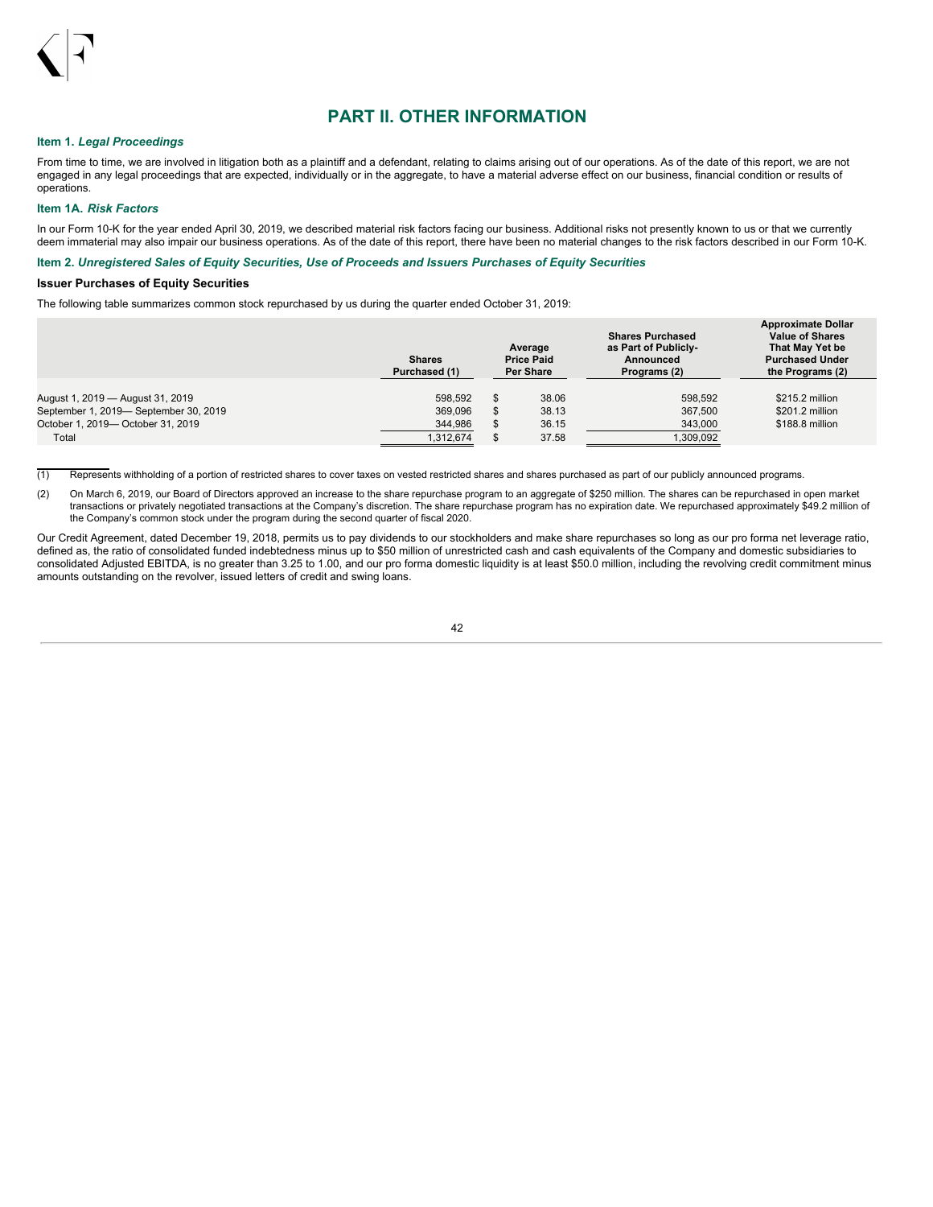# PART II. OTHER INFORMATION

### Item 1. *Legal Proceedings*

From time to time, we are involved in litigation both as a plaintiff and a defendant, relating to claims arising out of our operations. As of the date of this report, we are not engaged in any legal proceedings that are expected, individually or in the aggregate, to have a material adverse effect on our business, financial condition or results of operations.

### Item 1A. *Risk Factors*

In our Form 10-K for the year ended April 30, 2019, we described material risk factors facing our business. Additional risks not presently known to us or that we currently deem immaterial may also impair our business operations. As of the date of this report, there have been no material changes to the risk factors described in our Form 10-K.

### Item 2. *Unregistered Sales of Equity Securities, Use of Proceeds and Issuers Purchases of Equity Securities*

**Issuer Purchases of Equity Securities**

The following table summarizes common stock repurchased by us during the quarter ended October 31, 2019:

| | Shares Purchased (1) | Average Price Paid Per Share | Shares Purchased as Part of Publicly-Announced Programs (2) | Approximate Dollar Value of Shares That May Yet be Purchased Under the Programs (2) |
|---|---|---|---|---|
| August 1, 2019 — August 31, 2019 | 598,592 | $ 38.06 | 598,592 | $215.2 million |
| September 1, 2019— September 30, 2019 | 369,096 | $ 38.13 | 367,500 | $201.2 million |
| October 1, 2019— October 31, 2019 | 344,986 | $ 36.15 | 343,000 | $188.8 million |
| Total | 1,312,674 | $ 37.58 | 1,309,092 | |

(1) Represents withholding of a portion of restricted shares to cover taxes on vested restricted shares and shares purchased as part of our publicly announced programs.

(2) On March 6, 2019, our Board of Directors approved an increase to the share repurchase program to an aggregate of $250 million. The shares can be repurchased in open market transactions or privately negotiated transactions at the Company's discretion. The share repurchase program has no expiration date. We repurchased approximately $49.2 million of the Company's common stock under the program during the second quarter of fiscal 2020.

Our Credit Agreement, dated December 19, 2018, permits us to pay dividends to our stockholders and make share repurchases so long as our pro forma net leverage ratio, defined as, the ratio of consolidated funded indebtedness minus up to $50 million of unrestricted cash and cash equivalents of the Company and domestic subsidiaries to consolidated Adjusted EBITDA, is no greater than 3.25 to 1.00, and our pro forma domestic liquidity is at least $50.0 million, including the revolving credit commitment minus amounts outstanding on the revolver, issued letters of credit and swing loans.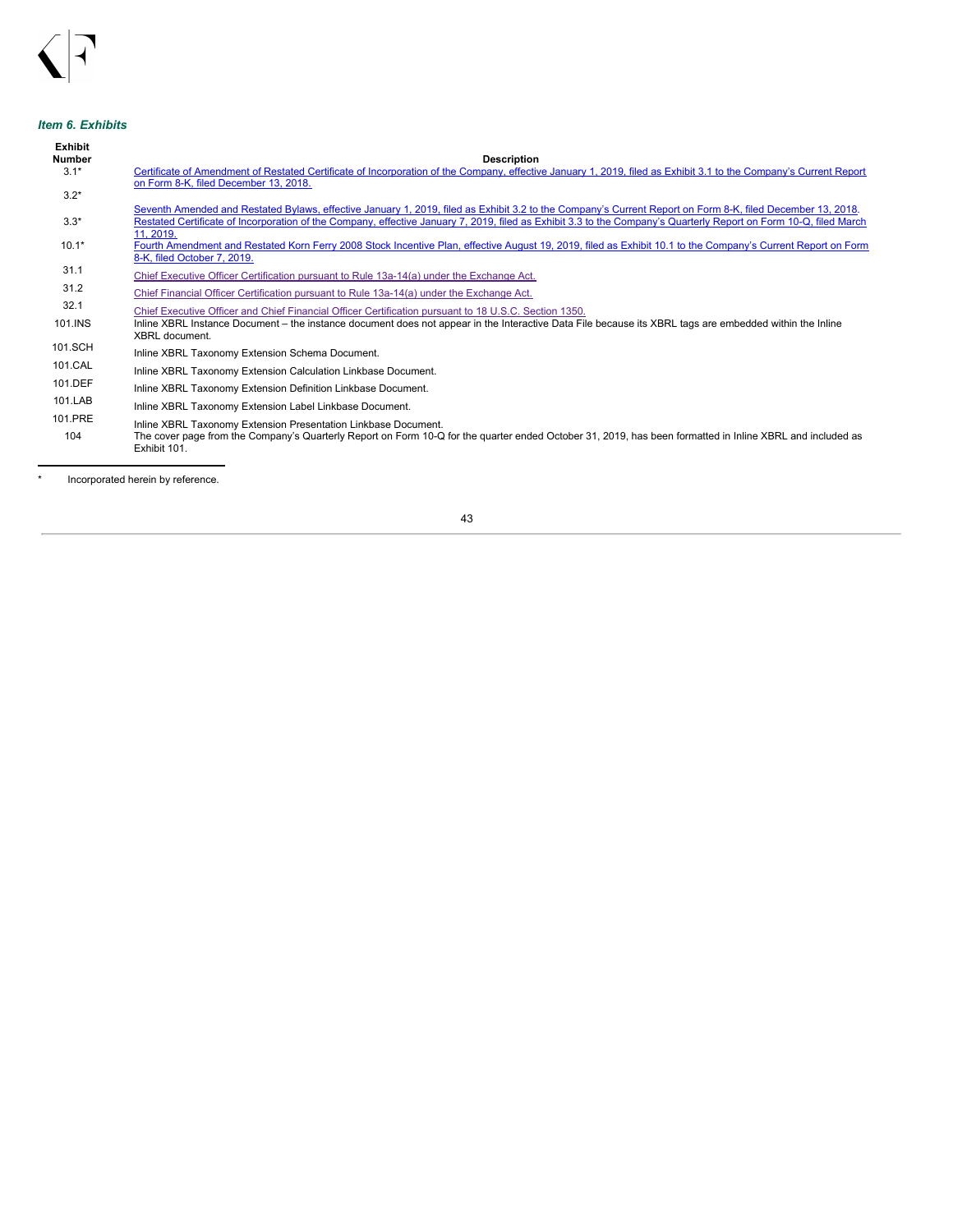### *Item 6. Exhibits*

| Exhibit Number | Description |
|---|---|
| 3.1* | Certificate of Amendment of Restated Certificate of Incorporation of the Company, effective January 1, 2019, filed as Exhibit 3.1 to the Company's Current Report on Form 8-K, filed December 13, 2018. |
| 3.2* | Seventh Amended and Restated Bylaws, effective January 1, 2019, filed as Exhibit 3.2 to the Company's Current Report on Form 8-K, filed December 13, 2018. |
| 3.3* | Restated Certificate of Incorporation of the Company, effective January 7, 2019, filed as Exhibit 3.3 to the Company's Quarterly Report on Form 10-Q, filed March 11, 2019. |
| 10.1* | Fourth Amendment and Restated Korn Ferry 2008 Stock Incentive Plan, effective August 19, 2019, filed as Exhibit 10.1 to the Company's Current Report on Form 8-K, filed October 7, 2019. |
| 31.1 | Chief Executive Officer Certification pursuant to Rule 13a-14(a) under the Exchange Act. |
| 31.2 | Chief Financial Officer Certification pursuant to Rule 13a-14(a) under the Exchange Act. |
| 32.1 | Chief Executive Officer and Chief Financial Officer Certification pursuant to 18 U.S.C. Section 1350. |
| 101.INS | Inline XBRL Instance Document – the instance document does not appear in the Interactive Data File because its XBRL tags are embedded within the Inline XBRL document. |
| 101.SCH | Inline XBRL Taxonomy Extension Schema Document. |
| 101.CAL | Inline XBRL Taxonomy Extension Calculation Linkbase Document. |
| 101.DEF | Inline XBRL Taxonomy Extension Definition Linkbase Document. |
| 101.LAB | Inline XBRL Taxonomy Extension Label Linkbase Document. |
| 101.PRE | Inline XBRL Taxonomy Extension Presentation Linkbase Document. |
| 104 | The cover page from the Company's Quarterly Report on Form 10-Q for the quarter ended October 31, 2019, has been formatted in Inline XBRL and included as Exhibit 101. |

\* Incorporated herein by reference.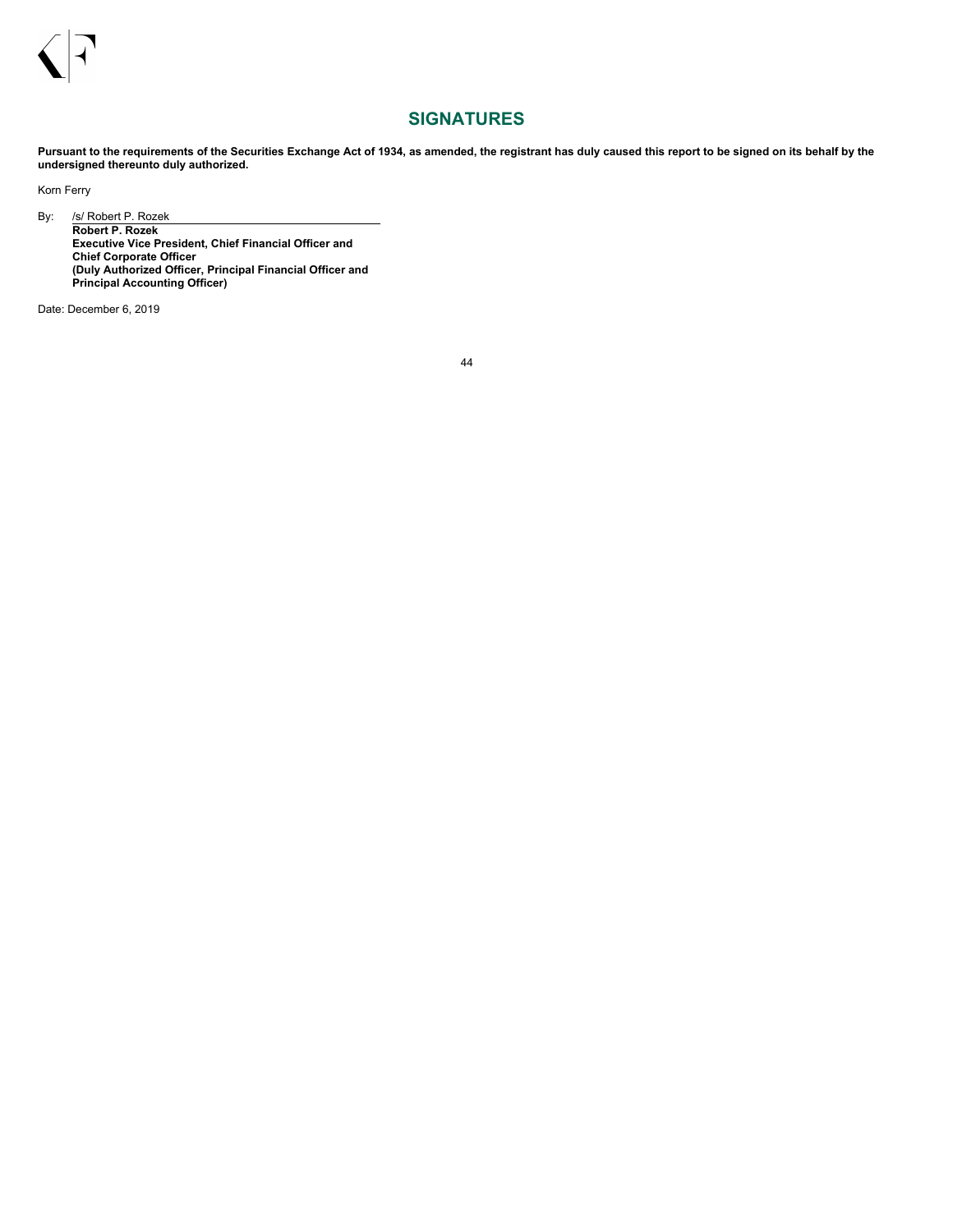# SIGNATURES

**Pursuant to the requirements of the Securities Exchange Act of 1934, as amended, the registrant has duly caused this report to be signed on its behalf by the undersigned thereunto duly authorized.**

Korn Ferry

By: /s/ Robert P. Rozek

**Robert P. Rozek**
**Executive Vice President, Chief Financial Officer and Chief Corporate Officer**
**(Duly Authorized Officer, Principal Financial Officer and Principal Accounting Officer)**

Date: December 6, 2019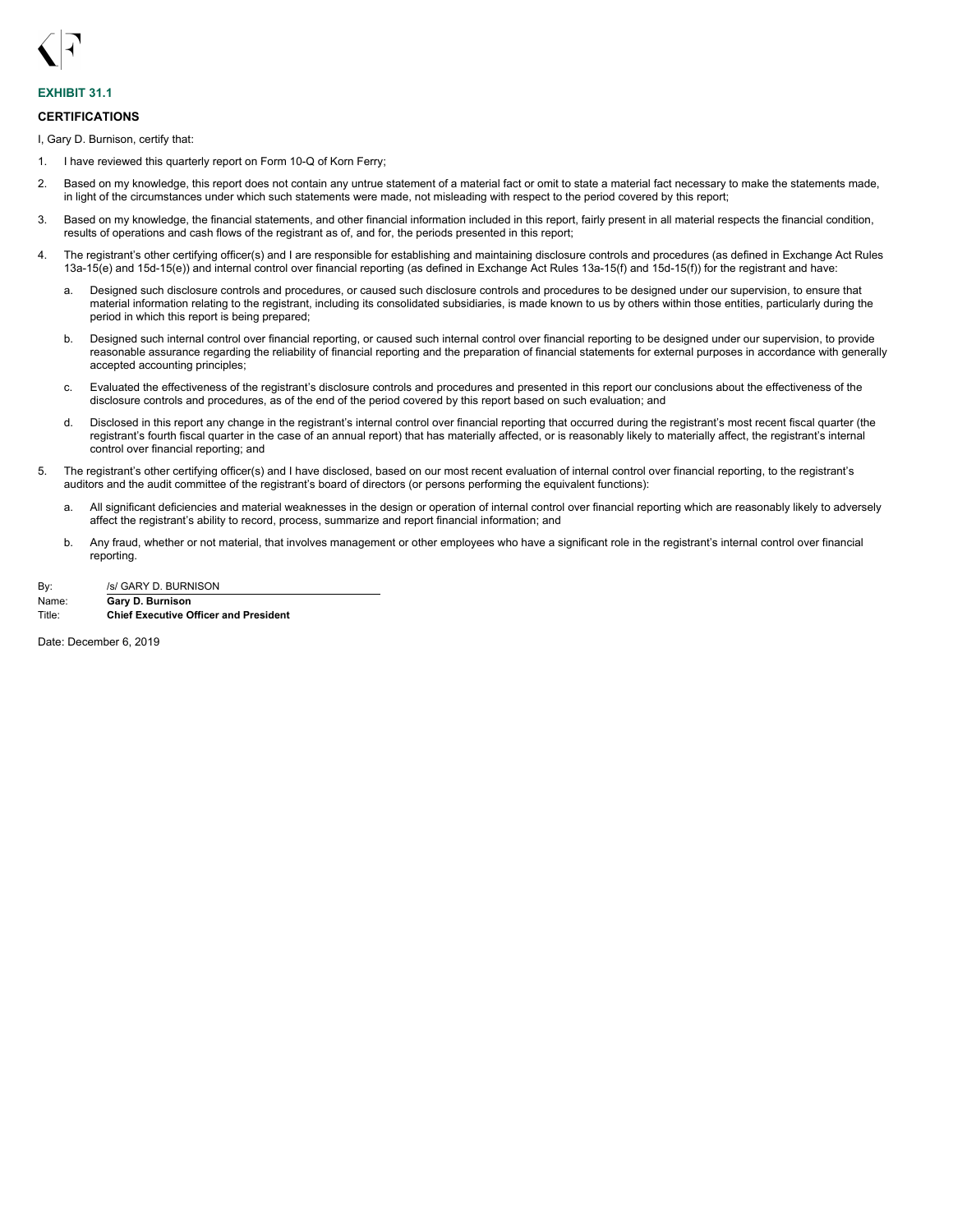**EXHIBIT 31.1**

**CERTIFICATIONS**

I, Gary D. Burnison, certify that:

1. I have reviewed this quarterly report on Form 10-Q of Korn Ferry;
2. Based on my knowledge, this report does not contain any untrue statement of a material fact or omit to state a material fact necessary to make the statements made, in light of the circumstances under which such statements were made, not misleading with respect to the period covered by this report;
3. Based on my knowledge, the financial statements, and other financial information included in this report, fairly present in all material respects the financial condition, results of operations and cash flows of the registrant as of, and for, the periods presented in this report;
4. The registrant's other certifying officer(s) and I are responsible for establishing and maintaining disclosure controls and procedures (as defined in Exchange Act Rules 13a-15(e) and 15d-15(e)) and internal control over financial reporting (as defined in Exchange Act Rules 13a-15(f) and 15d-15(f)) for the registrant and have:
   a. Designed such disclosure controls and procedures, or caused such disclosure controls and procedures to be designed under our supervision, to ensure that material information relating to the registrant, including its consolidated subsidiaries, is made known to us by others within those entities, particularly during the period in which this report is being prepared;
   b. Designed such internal control over financial reporting, or caused such internal control over financial reporting to be designed under our supervision, to provide reasonable assurance regarding the reliability of financial reporting and the preparation of financial statements for external purposes in accordance with generally accepted accounting principles;
   c. Evaluated the effectiveness of the registrant's disclosure controls and procedures and presented in this report our conclusions about the effectiveness of the disclosure controls and procedures, as of the end of the period covered by this report based on such evaluation; and
   d. Disclosed in this report any change in the registrant's internal control over financial reporting that occurred during the registrant's most recent fiscal quarter (the registrant's fourth fiscal quarter in the case of an annual report) that has materially affected, or is reasonably likely to materially affect, the registrant's internal control over financial reporting; and
5. The registrant's other certifying officer(s) and I have disclosed, based on our most recent evaluation of internal control over financial reporting, to the registrant's auditors and the audit committee of the registrant's board of directors (or persons performing the equivalent functions):
   a. All significant deficiencies and material weaknesses in the design or operation of internal control over financial reporting which are reasonably likely to adversely affect the registrant's ability to record, process, summarize and report financial information; and
   b. Any fraud, whether or not material, that involves management or other employees who have a significant role in the registrant's internal control over financial reporting.

| | |
|---|---|
| By: | /s/ GARY D. BURNISON |
| Name: | **Gary D. Burnison** |
| Title: | **Chief Executive Officer and President** |

Date: December 6, 2019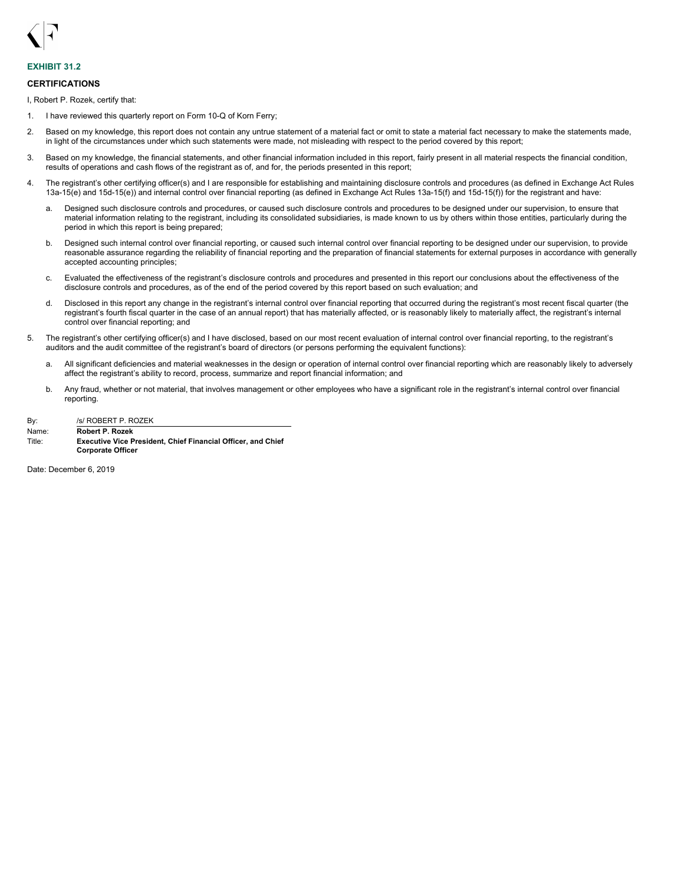## EXHIBIT 31.2

### CERTIFICATIONS

I, Robert P. Rozek, certify that:

1. I have reviewed this quarterly report on Form 10-Q of Korn Ferry;
2. Based on my knowledge, this report does not contain any untrue statement of a material fact or omit to state a material fact necessary to make the statements made, in light of the circumstances under which such statements were made, not misleading with respect to the period covered by this report;
3. Based on my knowledge, the financial statements, and other financial information included in this report, fairly present in all material respects the financial condition, results of operations and cash flows of the registrant as of, and for, the periods presented in this report;
4. The registrant's other certifying officer(s) and I are responsible for establishing and maintaining disclosure controls and procedures (as defined in Exchange Act Rules 13a-15(e) and 15d-15(e)) and internal control over financial reporting (as defined in Exchange Act Rules 13a-15(f) and 15d-15(f)) for the registrant and have:
   a. Designed such disclosure controls and procedures, or caused such disclosure controls and procedures to be designed under our supervision, to ensure that material information relating to the registrant, including its consolidated subsidiaries, is made known to us by others within those entities, particularly during the period in which this report is being prepared;
   b. Designed such internal control over financial reporting, or caused such internal control over financial reporting to be designed under our supervision, to provide reasonable assurance regarding the reliability of financial reporting and the preparation of financial statements for external purposes in accordance with generally accepted accounting principles;
   c. Evaluated the effectiveness of the registrant's disclosure controls and procedures and presented in this report our conclusions about the effectiveness of the disclosure controls and procedures, as of the end of the period covered by this report based on such evaluation; and
   d. Disclosed in this report any change in the registrant's internal control over financial reporting that occurred during the registrant's most recent fiscal quarter (the registrant's fourth fiscal quarter in the case of an annual report) that has materially affected, or is reasonably likely to materially affect, the registrant's internal control over financial reporting; and
5. The registrant's other certifying officer(s) and I have disclosed, based on our most recent evaluation of internal control over financial reporting, to the registrant's auditors and the audit committee of the registrant's board of directors (or persons performing the equivalent functions):
   a. All significant deficiencies and material weaknesses in the design or operation of internal control over financial reporting which are reasonably likely to adversely affect the registrant's ability to record, process, summarize and report financial information; and
   b. Any fraud, whether or not material, that involves management or other employees who have a significant role in the registrant's internal control over financial reporting.

By: /s/ ROBERT P. ROZEK

Name: **Robert P. Rozek**

Title: **Executive Vice President, Chief Financial Officer, and Chief Corporate Officer**

Date: December 6, 2019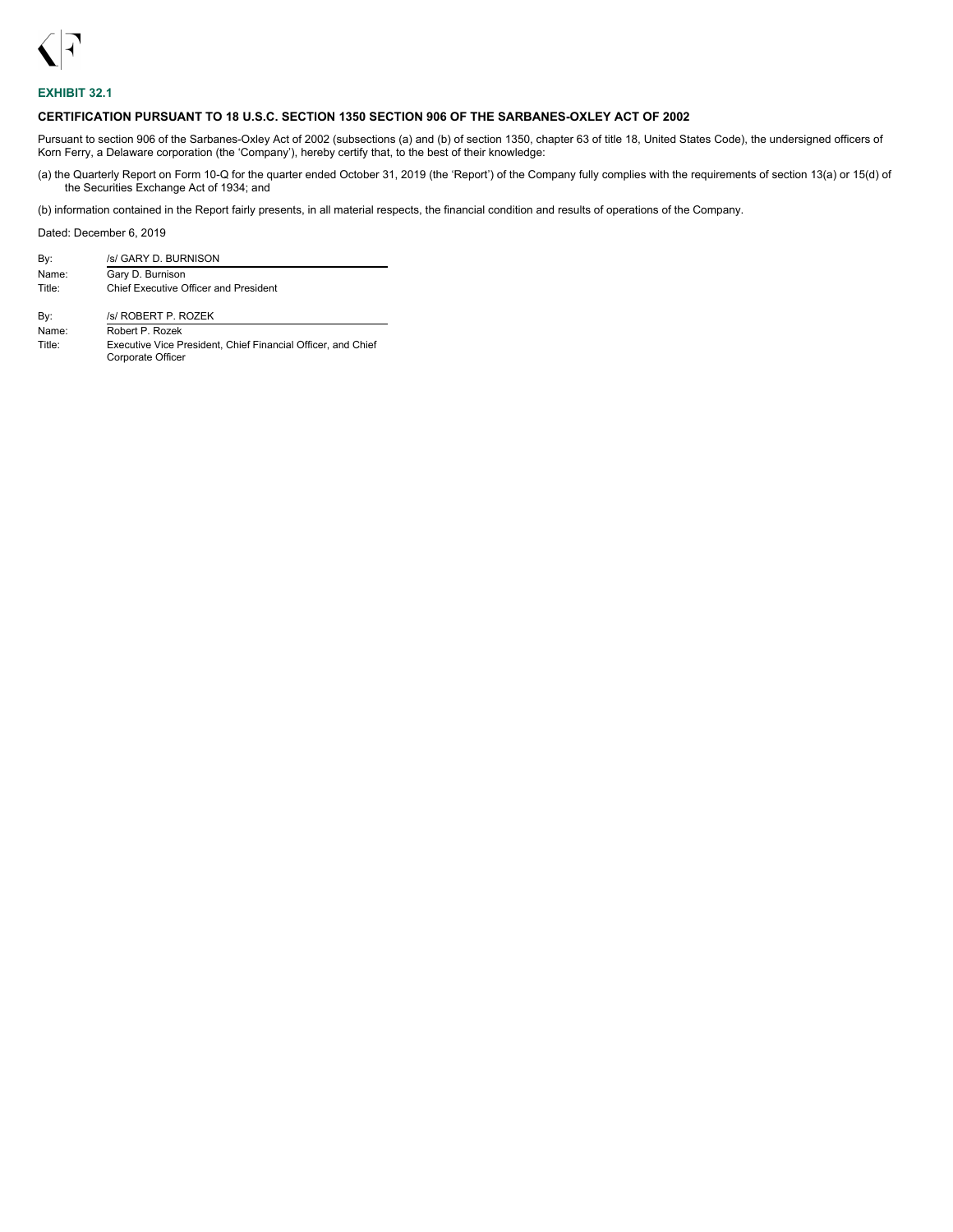**EXHIBIT 32.1**

**CERTIFICATION PURSUANT TO 18 U.S.C. SECTION 1350 SECTION 906 OF THE SARBANES-OXLEY ACT OF 2002**

Pursuant to section 906 of the Sarbanes-Oxley Act of 2002 (subsections (a) and (b) of section 1350, chapter 63 of title 18, United States Code), the undersigned officers of Korn Ferry, a Delaware corporation (the 'Company'), hereby certify that, to the best of their knowledge:

(a) the Quarterly Report on Form 10-Q for the quarter ended October 31, 2019 (the 'Report') of the Company fully complies with the requirements of section 13(a) or 15(d) of the Securities Exchange Act of 1934; and

(b) information contained in the Report fairly presents, in all material respects, the financial condition and results of operations of the Company.

Dated: December 6, 2019

| | |
|---|---|
| By: | /s/ GARY D. BURNISON |
| Name: | Gary D. Burnison |
| Title: | Chief Executive Officer and President |

| | |
|---|---|
| By: | /s/ ROBERT P. ROZEK |
| Name: | Robert P. Rozek |
| Title: | Executive Vice President, Chief Financial Officer, and Chief Corporate Officer |